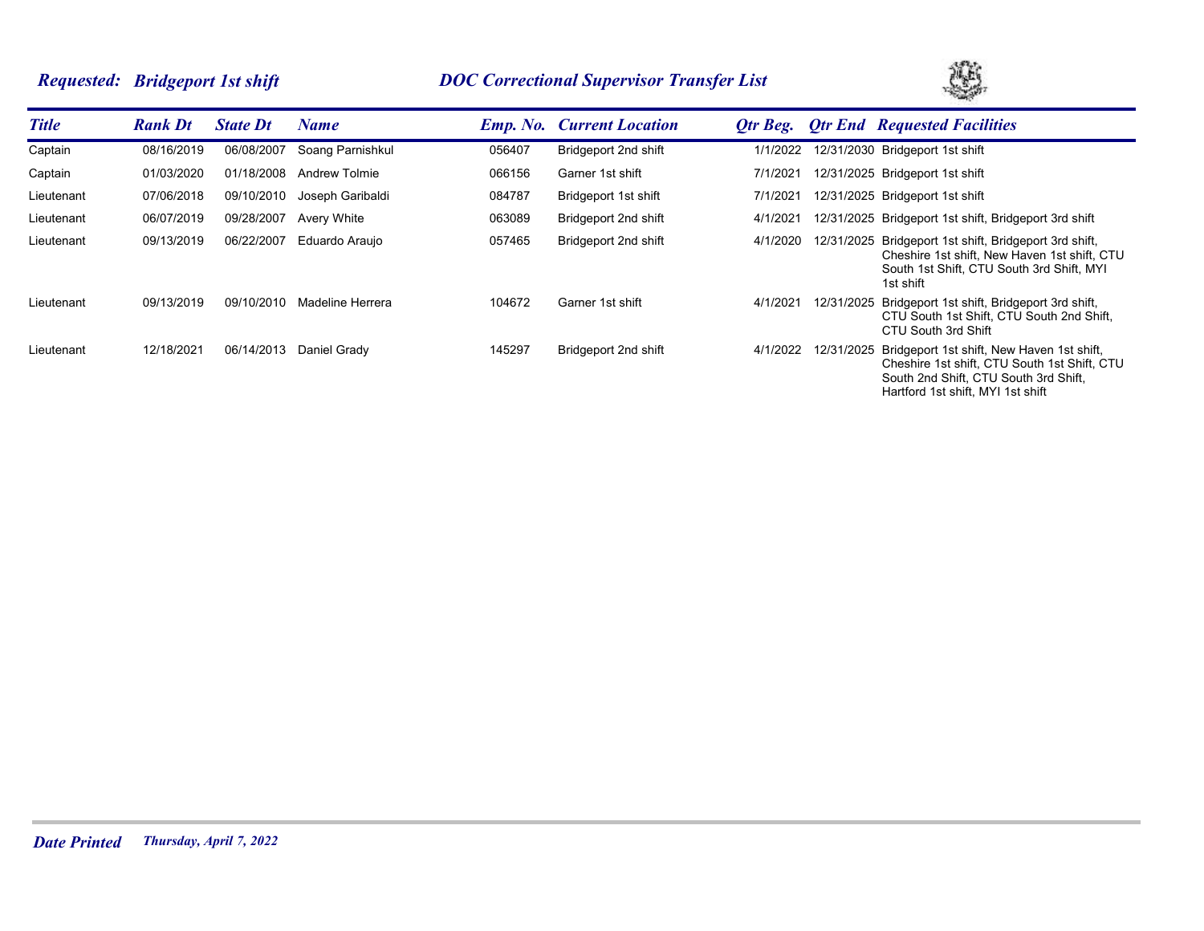**Requested: Bridgeport 1st shift**

**DOC Correctional Supervisor Transfer List**

| Title | Rank Dt | State Dt | Name | Emp. No. | Current Location | Qtr Beg. | Qtr End | Requested Facilities |
|---|---|---|---|---|---|---|---|---|
| Captain | 08/16/2019 | 06/08/2007 | Soang Parnishkul | 056407 | Bridgeport 2nd shift | 1/1/2022 | 12/31/2030 | Bridgeport 1st shift |
| Captain | 01/03/2020 | 01/18/2008 | Andrew Tolmie | 066156 | Garner 1st shift | 7/1/2021 | 12/31/2025 | Bridgeport 1st shift |
| Lieutenant | 07/06/2018 | 09/10/2010 | Joseph Garibaldi | 084787 | Bridgeport 1st shift | 7/1/2021 | 12/31/2025 | Bridgeport 1st shift |
| Lieutenant | 06/07/2019 | 09/28/2007 | Avery White | 063089 | Bridgeport 2nd shift | 4/1/2021 | 12/31/2025 | Bridgeport 1st shift, Bridgeport 3rd shift |
| Lieutenant | 09/13/2019 | 06/22/2007 | Eduardo Araujo | 057465 | Bridgeport 2nd shift | 4/1/2020 | 12/31/2025 | Bridgeport 1st shift, Bridgeport 3rd shift, Cheshire 1st shift, New Haven 1st shift, CTU South 1st Shift, CTU South 3rd Shift, MYI 1st shift |
| Lieutenant | 09/13/2019 | 09/10/2010 | Madeline Herrera | 104672 | Garner 1st shift | 4/1/2021 | 12/31/2025 | Bridgeport 1st shift, Bridgeport 3rd shift, CTU South 1st Shift, CTU South 2nd Shift, CTU South 3rd Shift |
| Lieutenant | 12/18/2021 | 06/14/2013 | Daniel Grady | 145297 | Bridgeport 2nd shift | 4/1/2022 | 12/31/2025 | Bridgeport 1st shift, New Haven 1st shift, Cheshire 1st shift, CTU South 1st Shift, CTU South 2nd Shift, CTU South 3rd Shift, Hartford 1st shift, MYI 1st shift |

**Date Printed** *Thursday, April 7, 2022*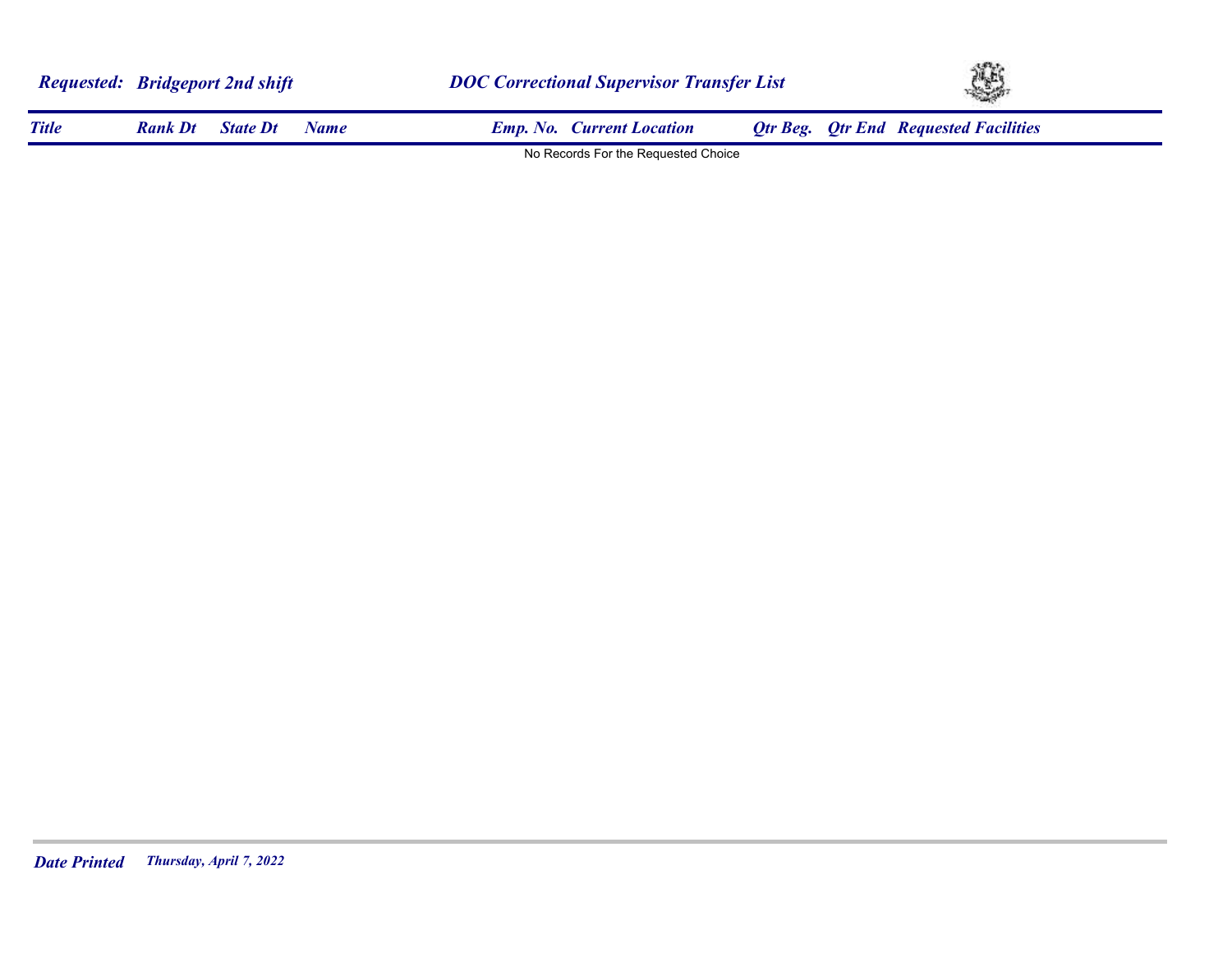**Requested: Bridgeport 2nd shift**

**DOC Correctional Supervisor Transfer List**

| Title | Rank Dt | State Dt | Name | Emp. No. | Current Location | Qtr Beg. | Qtr End | Requested Facilities |
|---|---|---|---|---|---|---|---|---|

No Records For the Requested Choice

**Date Printed** *Thursday, April 7, 2022*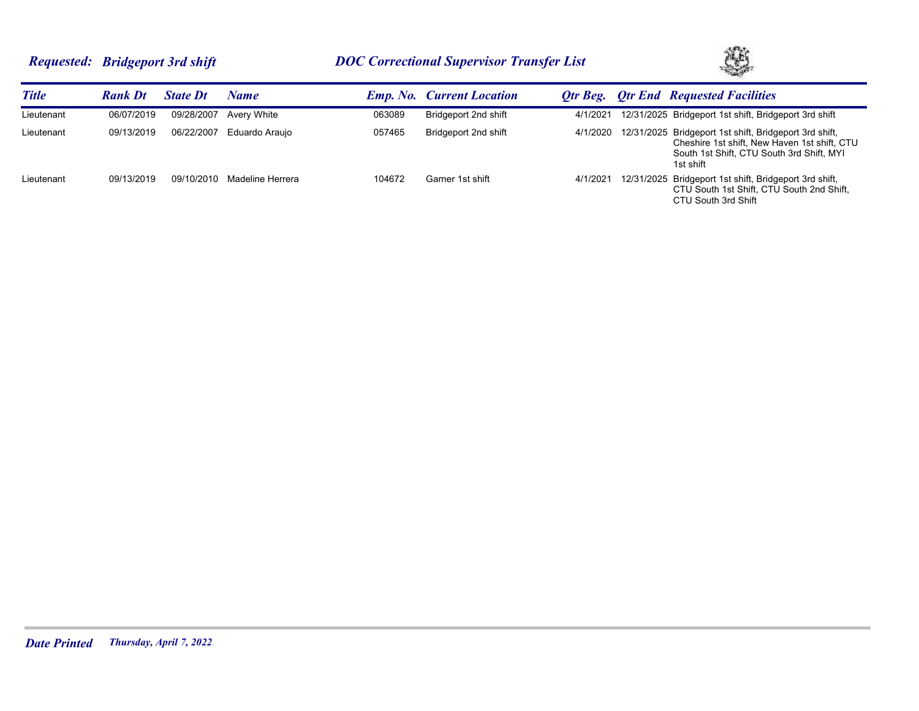**Requested: Bridgeport 3rd shift** **DOC Correctional Supervisor Transfer List**

| Title | Rank Dt | State Dt | Name | Emp. No. | Current Location | Qtr Beg. | Qtr End | Requested Facilities |
|---|---|---|---|---|---|---|---|---|
| Lieutenant | 06/07/2019 | 09/28/2007 | Avery White | 063089 | Bridgeport 2nd shift | 4/1/2021 | 12/31/2025 | Bridgeport 1st shift, Bridgeport 3rd shift |
| Lieutenant | 09/13/2019 | 06/22/2007 | Eduardo Araujo | 057465 | Bridgeport 2nd shift | 4/1/2020 | 12/31/2025 | Bridgeport 1st shift, Bridgeport 3rd shift, Cheshire 1st shift, New Haven 1st shift, CTU South 1st Shift, CTU South 3rd Shift, MYI 1st shift |
| Lieutenant | 09/13/2019 | 09/10/2010 | Madeline Herrera | 104672 | Garner 1st shift | 4/1/2021 | 12/31/2025 | Bridgeport 1st shift, Bridgeport 3rd shift, CTU South 1st Shift, CTU South 2nd Shift, CTU South 3rd Shift |

**Date Printed** *Thursday, April 7, 2022*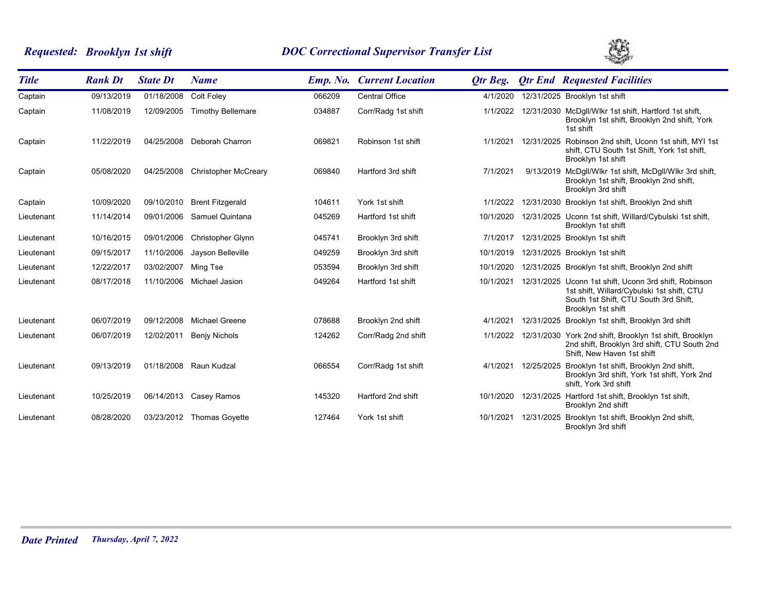**Requested: Brooklyn 1st shift** — **DOC Correctional Supervisor Transfer List**

| Title | Rank Dt | State Dt | Name | Emp. No. | Current Location | Qtr Beg. | Qtr End | Requested Facilities |
|---|---|---|---|---|---|---|---|---|
| Captain | 09/13/2019 | 01/18/2008 | Colt Foley | 066209 | Central Office | 4/1/2020 | 12/31/2025 | Brooklyn 1st shift |
| Captain | 11/08/2019 | 12/09/2005 | Timothy Bellemare | 034887 | Corr/Radg 1st shift | 1/1/2022 | 12/31/2030 | McDgll/Wlkr 1st shift, Hartford 1st shift, Brooklyn 1st shift, Brooklyn 2nd shift, York 1st shift |
| Captain | 11/22/2019 | 04/25/2008 | Deborah Charron | 069821 | Robinson 1st shift | 1/1/2021 | 12/31/2025 | Robinson 2nd shift, Uconn 1st shift, MYI 1st shift, CTU South 1st Shift, York 1st shift, Brooklyn 1st shift |
| Captain | 05/08/2020 | 04/25/2008 | Christopher McCreary | 069840 | Hartford 3rd shift | 7/1/2021 | 9/13/2019 | McDgll/Wlkr 1st shift, McDgll/Wlkr 3rd shift, Brooklyn 1st shift, Brooklyn 2nd shift, Brooklyn 3rd shift |
| Captain | 10/09/2020 | 09/10/2010 | Brent Fitzgerald | 104611 | York 1st shift | 1/1/2022 | 12/31/2030 | Brooklyn 1st shift, Brooklyn 2nd shift |
| Lieutenant | 11/14/2014 | 09/01/2006 | Samuel Quintana | 045269 | Hartford 1st shift | 10/1/2020 | 12/31/2025 | Uconn 1st shift, Willard/Cybulski 1st shift, Brooklyn 1st shift |
| Lieutenant | 10/16/2015 | 09/01/2006 | Christopher Glynn | 045741 | Brooklyn 3rd shift | 7/1/2017 | 12/31/2025 | Brooklyn 1st shift |
| Lieutenant | 09/15/2017 | 11/10/2006 | Jayson Belleville | 049259 | Brooklyn 3rd shift | 10/1/2019 | 12/31/2025 | Brooklyn 1st shift |
| Lieutenant | 12/22/2017 | 03/02/2007 | Ming Tse | 053594 | Brooklyn 3rd shift | 10/1/2020 | 12/31/2025 | Brooklyn 1st shift, Brooklyn 2nd shift |
| Lieutenant | 08/17/2018 | 11/10/2006 | Michael Jasion | 049264 | Hartford 1st shift | 10/1/2021 | 12/31/2025 | Uconn 1st shift, Uconn 3rd shift, Robinson 1st shift, Willard/Cybulski 1st shift, CTU South 1st Shift, CTU South 3rd Shift, Brooklyn 1st shift |
| Lieutenant | 06/07/2019 | 09/12/2008 | Michael Greene | 078688 | Brooklyn 2nd shift | 4/1/2021 | 12/31/2025 | Brooklyn 1st shift, Brooklyn 3rd shift |
| Lieutenant | 06/07/2019 | 12/02/2011 | Benjy Nichols | 124262 | Corr/Radg 2nd shift | 1/1/2022 | 12/31/2030 | York 2nd shift, Brooklyn 1st shift, Brooklyn 2nd shift, Brooklyn 3rd shift, CTU South 2nd Shift, New Haven 1st shift |
| Lieutenant | 09/13/2019 | 01/18/2008 | Raun Kudzal | 066554 | Corr/Radg 1st shift | 4/1/2021 | 12/25/2025 | Brooklyn 1st shift, Brooklyn 2nd shift, Brooklyn 3rd shift, York 1st shift, York 2nd shift, York 3rd shift |
| Lieutenant | 10/25/2019 | 06/14/2013 | Casey Ramos | 145320 | Hartford 2nd shift | 10/1/2020 | 12/31/2025 | Hartford 1st shift, Brooklyn 1st shift, Brooklyn 2nd shift |
| Lieutenant | 08/28/2020 | 03/23/2012 | Thomas Goyette | 127464 | York 1st shift | 10/1/2021 | 12/31/2025 | Brooklyn 1st shift, Brooklyn 2nd shift, Brooklyn 3rd shift |

**Date Printed** *Thursday, April 7, 2022*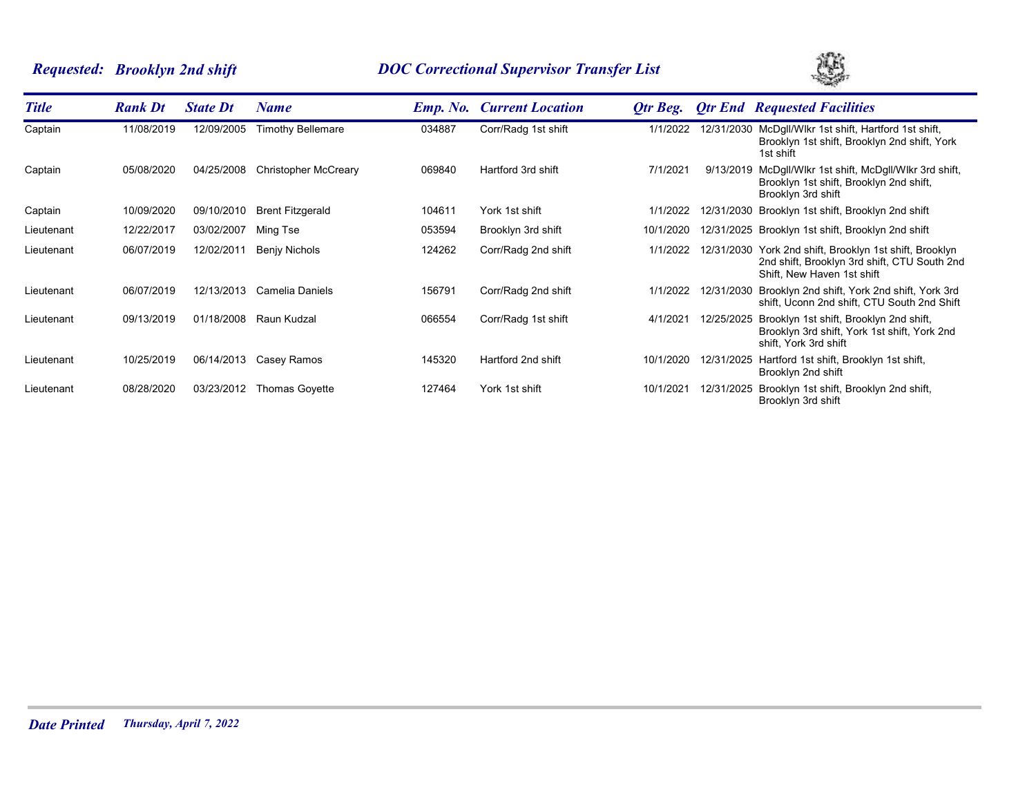**Requested: Brooklyn 2nd shift** **DOC Correctional Supervisor Transfer List**

| Title | Rank Dt | State Dt | Name | Emp. No. | Current Location | Qtr Beg. | Qtr End | Requested Facilities |
|---|---|---|---|---|---|---|---|---|
| Captain | 11/08/2019 | 12/09/2005 | Timothy Bellemare | 034887 | Corr/Radg 1st shift | 1/1/2022 | 12/31/2030 | McDgll/Wlkr 1st shift, Hartford 1st shift, Brooklyn 1st shift, Brooklyn 2nd shift, York 1st shift |
| Captain | 05/08/2020 | 04/25/2008 | Christopher McCreary | 069840 | Hartford 3rd shift | 7/1/2021 | 9/13/2019 | McDgll/Wlkr 1st shift, McDgll/Wlkr 3rd shift, Brooklyn 1st shift, Brooklyn 2nd shift, Brooklyn 3rd shift |
| Captain | 10/09/2020 | 09/10/2010 | Brent Fitzgerald | 104611 | York 1st shift | 1/1/2022 | 12/31/2030 | Brooklyn 1st shift, Brooklyn 2nd shift |
| Lieutenant | 12/22/2017 | 03/02/2007 | Ming Tse | 053594 | Brooklyn 3rd shift | 10/1/2020 | 12/31/2025 | Brooklyn 1st shift, Brooklyn 2nd shift |
| Lieutenant | 06/07/2019 | 12/02/2011 | Benjy Nichols | 124262 | Corr/Radg 2nd shift | 1/1/2022 | 12/31/2030 | York 2nd shift, Brooklyn 1st shift, Brooklyn 2nd shift, Brooklyn 3rd shift, CTU South 2nd Shift, New Haven 1st shift |
| Lieutenant | 06/07/2019 | 12/13/2013 | Camelia Daniels | 156791 | Corr/Radg 2nd shift | 1/1/2022 | 12/31/2030 | Brooklyn 2nd shift, York 2nd shift, York 3rd shift, Uconn 2nd shift, CTU South 2nd Shift |
| Lieutenant | 09/13/2019 | 01/18/2008 | Raun Kudzal | 066554 | Corr/Radg 1st shift | 4/1/2021 | 12/25/2025 | Brooklyn 1st shift, Brooklyn 2nd shift, Brooklyn 3rd shift, York 1st shift, York 2nd shift, York 3rd shift |
| Lieutenant | 10/25/2019 | 06/14/2013 | Casey Ramos | 145320 | Hartford 2nd shift | 10/1/2020 | 12/31/2025 | Hartford 1st shift, Brooklyn 1st shift, Brooklyn 2nd shift |
| Lieutenant | 08/28/2020 | 03/23/2012 | Thomas Goyette | 127464 | York 1st shift | 10/1/2021 | 12/31/2025 | Brooklyn 1st shift, Brooklyn 2nd shift, Brooklyn 3rd shift |

**Date Printed** *Thursday, April 7, 2022*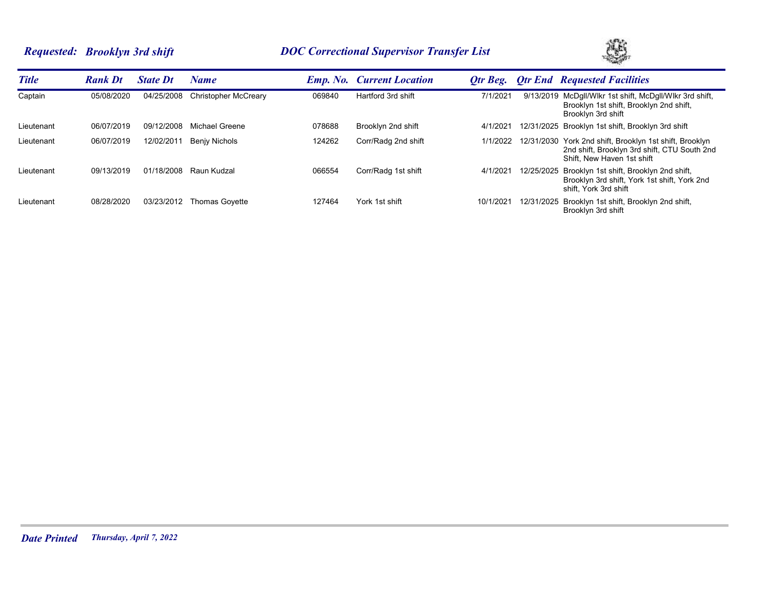**Requested: Brooklyn 3rd shift** **DOC Correctional Supervisor Transfer List**

| Title | Rank Dt | State Dt | Name | Emp. No. | Current Location | Qtr Beg. | Qtr End | Requested Facilities |
|---|---|---|---|---|---|---|---|---|
| Captain | 05/08/2020 | 04/25/2008 | Christopher McCreary | 069840 | Hartford 3rd shift | 7/1/2021 | 9/13/2019 | McDgll/Wlkr 1st shift, McDgll/Wlkr 3rd shift, Brooklyn 1st shift, Brooklyn 2nd shift, Brooklyn 3rd shift |
| Lieutenant | 06/07/2019 | 09/12/2008 | Michael Greene | 078688 | Brooklyn 2nd shift | 4/1/2021 | 12/31/2025 | Brooklyn 1st shift, Brooklyn 3rd shift |
| Lieutenant | 06/07/2019 | 12/02/2011 | Benjy Nichols | 124262 | Corr/Radg 2nd shift | 1/1/2022 | 12/31/2030 | York 2nd shift, Brooklyn 1st shift, Brooklyn 2nd shift, Brooklyn 3rd shift, CTU South 2nd Shift, New Haven 1st shift |
| Lieutenant | 09/13/2019 | 01/18/2008 | Raun Kudzal | 066554 | Corr/Radg 1st shift | 4/1/2021 | 12/25/2025 | Brooklyn 1st shift, Brooklyn 2nd shift, Brooklyn 3rd shift, York 1st shift, York 2nd shift, York 3rd shift |
| Lieutenant | 08/28/2020 | 03/23/2012 | Thomas Goyette | 127464 | York 1st shift | 10/1/2021 | 12/31/2025 | Brooklyn 1st shift, Brooklyn 2nd shift, Brooklyn 3rd shift |

**Date Printed** *Thursday, April 7, 2022*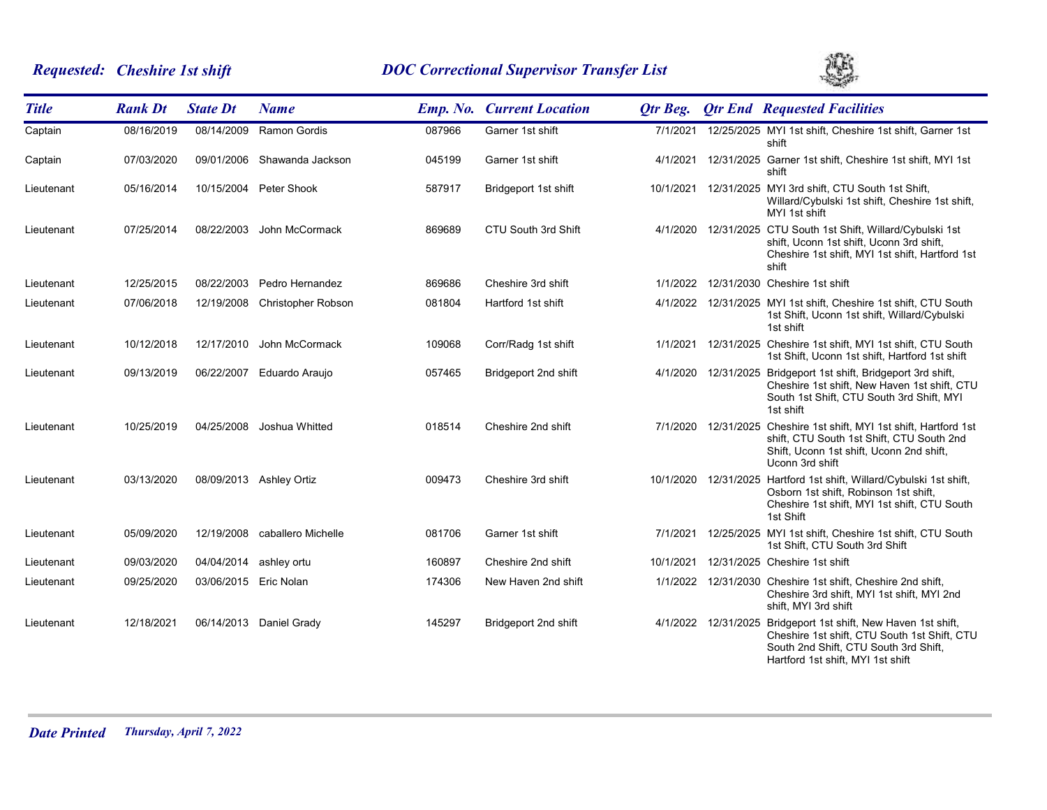***Requested:* *Cheshire 1st shift*** ***DOC Correctional Supervisor Transfer List***

| *Title* | *Rank Dt* | *State Dt* | *Name* | *Emp. No.* | *Current Location* | *Qtr Beg.* | *Qtr End* | *Requested Facilities* |
|---|---|---|---|---|---|---|---|---|
| Captain | 08/16/2019 | 08/14/2009 | Ramon Gordis | 087966 | Garner 1st shift | 7/1/2021 | 12/25/2025 | MYI 1st shift, Cheshire 1st shift, Garner 1st shift |
| Captain | 07/03/2020 | 09/01/2006 | Shawanda Jackson | 045199 | Garner 1st shift | 4/1/2021 | 12/31/2025 | Garner 1st shift, Cheshire 1st shift, MYI 1st shift |
| Lieutenant | 05/16/2014 | 10/15/2004 | Peter Shook | 587917 | Bridgeport 1st shift | 10/1/2021 | 12/31/2025 | MYI 3rd shift, CTU South 1st Shift, Willard/Cybulski 1st shift, Cheshire 1st shift, MYI 1st shift |
| Lieutenant | 07/25/2014 | 08/22/2003 | John McCormack | 869689 | CTU South 3rd Shift | 4/1/2020 | 12/31/2025 | CTU South 1st Shift, Willard/Cybulski 1st shift, Uconn 1st shift, Uconn 3rd shift, Cheshire 1st shift, MYI 1st shift, Hartford 1st shift |
| Lieutenant | 12/25/2015 | 08/22/2003 | Pedro Hernandez | 869686 | Cheshire 3rd shift | 1/1/2022 | 12/31/2030 | Cheshire 1st shift |
| Lieutenant | 07/06/2018 | 12/19/2008 | Christopher Robson | 081804 | Hartford 1st shift | 4/1/2022 | 12/31/2025 | MYI 1st shift, Cheshire 1st shift, CTU South 1st Shift, Uconn 1st shift, Willard/Cybulski 1st shift |
| Lieutenant | 10/12/2018 | 12/17/2010 | John McCormack | 109068 | Corr/Radg 1st shift | 1/1/2021 | 12/31/2025 | Cheshire 1st shift, MYI 1st shift, CTU South 1st Shift, Uconn 1st shift, Hartford 1st shift |
| Lieutenant | 09/13/2019 | 06/22/2007 | Eduardo Araujo | 057465 | Bridgeport 2nd shift | 4/1/2020 | 12/31/2025 | Bridgeport 1st shift, Bridgeport 3rd shift, Cheshire 1st shift, New Haven 1st shift, CTU South 1st Shift, CTU South 3rd Shift, MYI 1st shift |
| Lieutenant | 10/25/2019 | 04/25/2008 | Joshua Whitted | 018514 | Cheshire 2nd shift | 7/1/2020 | 12/31/2025 | Cheshire 1st shift, MYI 1st shift, Hartford 1st shift, CTU South 1st Shift, CTU South 2nd Shift, Uconn 1st shift, Uconn 2nd shift, Uconn 3rd shift |
| Lieutenant | 03/13/2020 | 08/09/2013 | Ashley Ortiz | 009473 | Cheshire 3rd shift | 10/1/2020 | 12/31/2025 | Hartford 1st shift, Willard/Cybulski 1st shift, Osborn 1st shift, Robinson 1st shift, Cheshire 1st shift, MYI 1st shift, CTU South 1st Shift |
| Lieutenant | 05/09/2020 | 12/19/2008 | caballero Michelle | 081706 | Garner 1st shift | 7/1/2021 | 12/25/2025 | MYI 1st shift, Cheshire 1st shift, CTU South 1st Shift, CTU South 3rd Shift |
| Lieutenant | 09/03/2020 | 04/04/2014 | ashley ortu | 160897 | Cheshire 2nd shift | 10/1/2021 | 12/31/2025 | Cheshire 1st shift |
| Lieutenant | 09/25/2020 | 03/06/2015 | Eric Nolan | 174306 | New Haven 2nd shift | 1/1/2022 | 12/31/2030 | Cheshire 1st shift, Cheshire 2nd shift, Cheshire 3rd shift, MYI 1st shift, MYI 2nd shift, MYI 3rd shift |
| Lieutenant | 12/18/2021 | 06/14/2013 | Daniel Grady | 145297 | Bridgeport 2nd shift | 4/1/2022 | 12/31/2025 | Bridgeport 1st shift, New Haven 1st shift, Cheshire 1st shift, CTU South 1st Shift, CTU South 2nd Shift, CTU South 3rd Shift, Hartford 1st shift, MYI 1st shift |

***Date Printed*** *Thursday, April 7, 2022*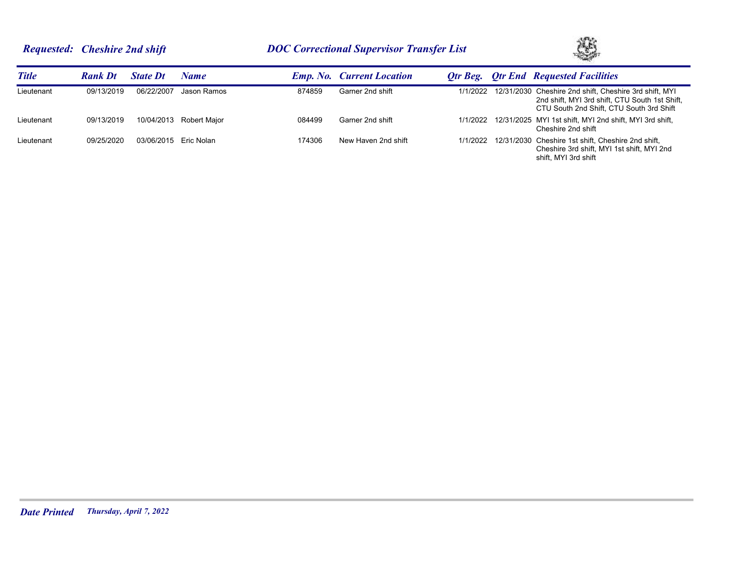***Requested: Cheshire 2nd shift*** ***DOC Correctional Supervisor Transfer List***

| Title | Rank Dt | State Dt | Name | Emp. No. | Current Location | Qtr Beg. | Qtr End | Requested Facilities |
|---|---|---|---|---|---|---|---|---|
| Lieutenant | 09/13/2019 | 06/22/2007 | Jason Ramos | 874859 | Garner 2nd shift | 1/1/2022 | 12/31/2030 | Cheshire 2nd shift, Cheshire 3rd shift, MYI 2nd shift, MYI 3rd shift, CTU South 1st Shift, CTU South 2nd Shift, CTU South 3rd Shift |
| Lieutenant | 09/13/2019 | 10/04/2013 | Robert Major | 084499 | Garner 2nd shift | 1/1/2022 | 12/31/2025 | MYI 1st shift, MYI 2nd shift, MYI 3rd shift, Cheshire 2nd shift |
| Lieutenant | 09/25/2020 | 03/06/2015 | Eric Nolan | 174306 | New Haven 2nd shift | 1/1/2022 | 12/31/2030 | Cheshire 1st shift, Cheshire 2nd shift, Cheshire 3rd shift, MYI 1st shift, MYI 2nd shift, MYI 3rd shift |

***Date Printed*** *Thursday, April 7, 2022*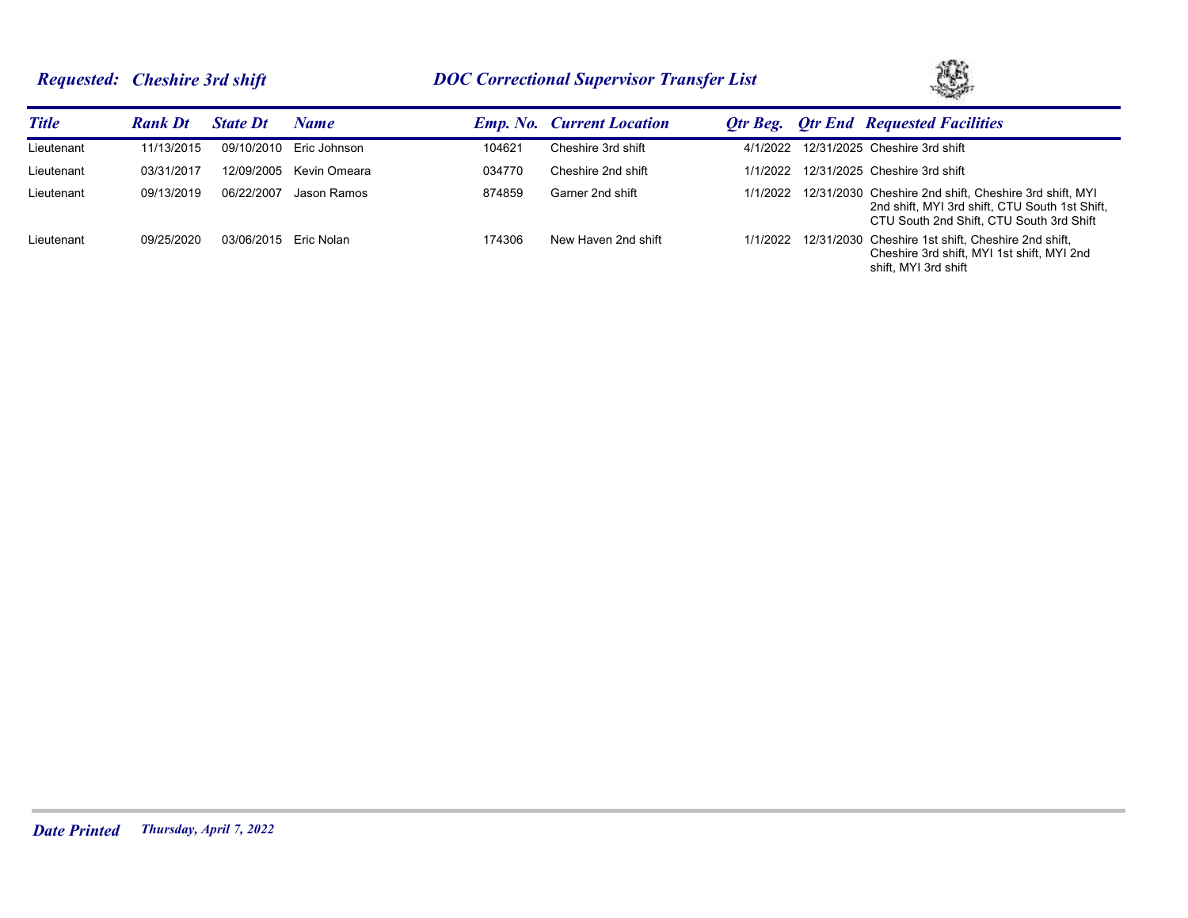**Requested: Cheshire 3rd shift** — **DOC Correctional Supervisor Transfer List**

| Title | Rank Dt | State Dt | Name | Emp. No. | Current Location | Qtr Beg. | Qtr End | Requested Facilities |
|---|---|---|---|---|---|---|---|---|
| Lieutenant | 11/13/2015 | 09/10/2010 | Eric Johnson | 104621 | Cheshire 3rd shift | 4/1/2022 | 12/31/2025 | Cheshire 3rd shift |
| Lieutenant | 03/31/2017 | 12/09/2005 | Kevin Omeara | 034770 | Cheshire 2nd shift | 1/1/2022 | 12/31/2025 | Cheshire 3rd shift |
| Lieutenant | 09/13/2019 | 06/22/2007 | Jason Ramos | 874859 | Garner 2nd shift | 1/1/2022 | 12/31/2030 | Cheshire 2nd shift, Cheshire 3rd shift, MYI 2nd shift, MYI 3rd shift, CTU South 1st Shift, CTU South 2nd Shift, CTU South 3rd Shift |
| Lieutenant | 09/25/2020 | 03/06/2015 | Eric Nolan | 174306 | New Haven 2nd shift | 1/1/2022 | 12/31/2030 | Cheshire 1st shift, Cheshire 2nd shift, Cheshire 3rd shift, MYI 1st shift, MYI 2nd shift, MYI 3rd shift |

**Date Printed** *Thursday, April 7, 2022*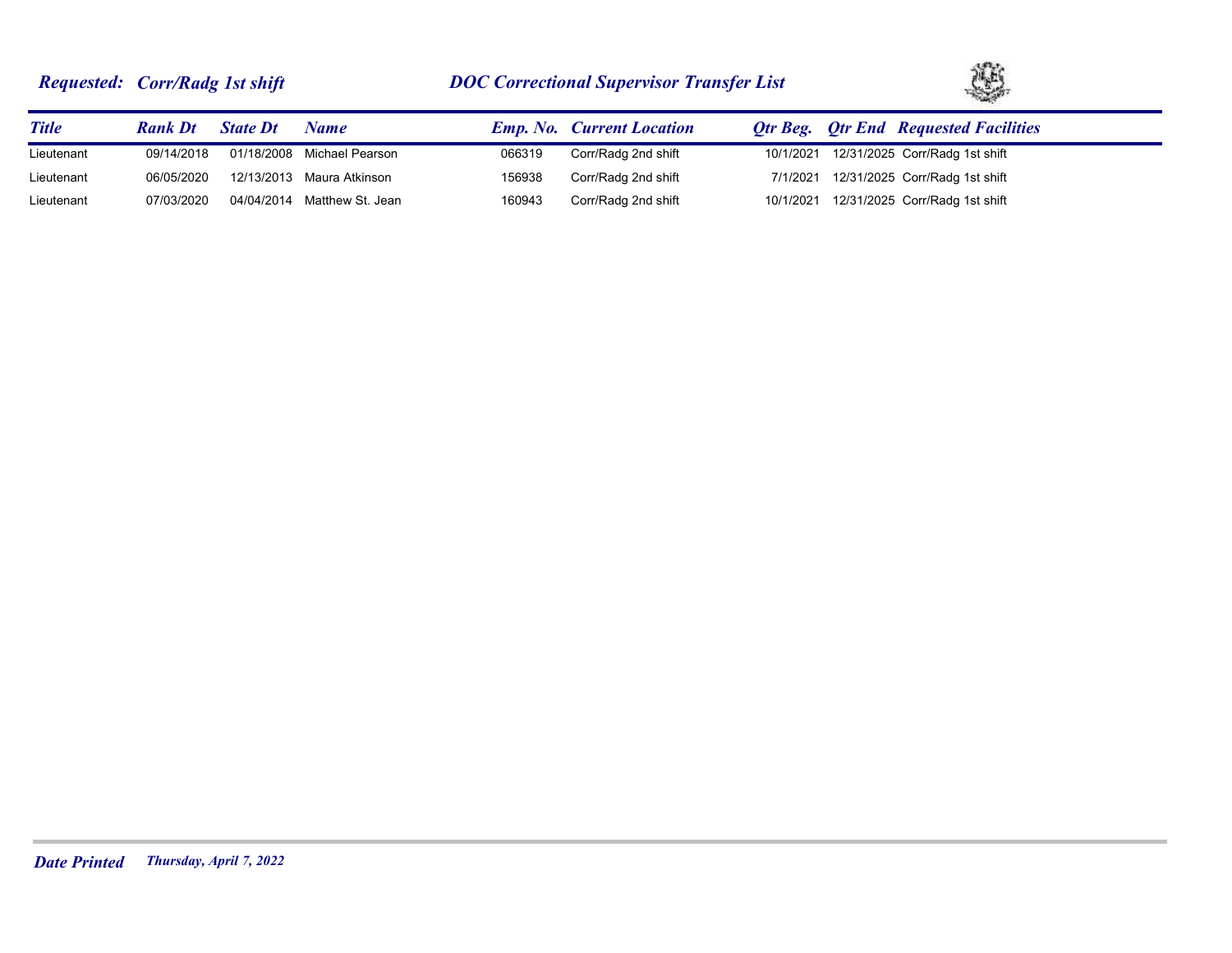**Requested: Corr/Radg 1st shift** | **DOC Correctional Supervisor Transfer List**

| Title | Rank Dt | State Dt | Name | Emp. No. | Current Location | Qtr Beg. | Qtr End | Requested Facilities |
|---|---|---|---|---|---|---|---|---|
| Lieutenant | 09/14/2018 | 01/18/2008 | Michael Pearson | 066319 | Corr/Radg 2nd shift | 10/1/2021 | 12/31/2025 | Corr/Radg 1st shift |
| Lieutenant | 06/05/2020 | 12/13/2013 | Maura Atkinson | 156938 | Corr/Radg 2nd shift | 7/1/2021 | 12/31/2025 | Corr/Radg 1st shift |
| Lieutenant | 07/03/2020 | 04/04/2014 | Matthew St. Jean | 160943 | Corr/Radg 2nd shift | 10/1/2021 | 12/31/2025 | Corr/Radg 1st shift |

**Date Printed** *Thursday, April 7, 2022*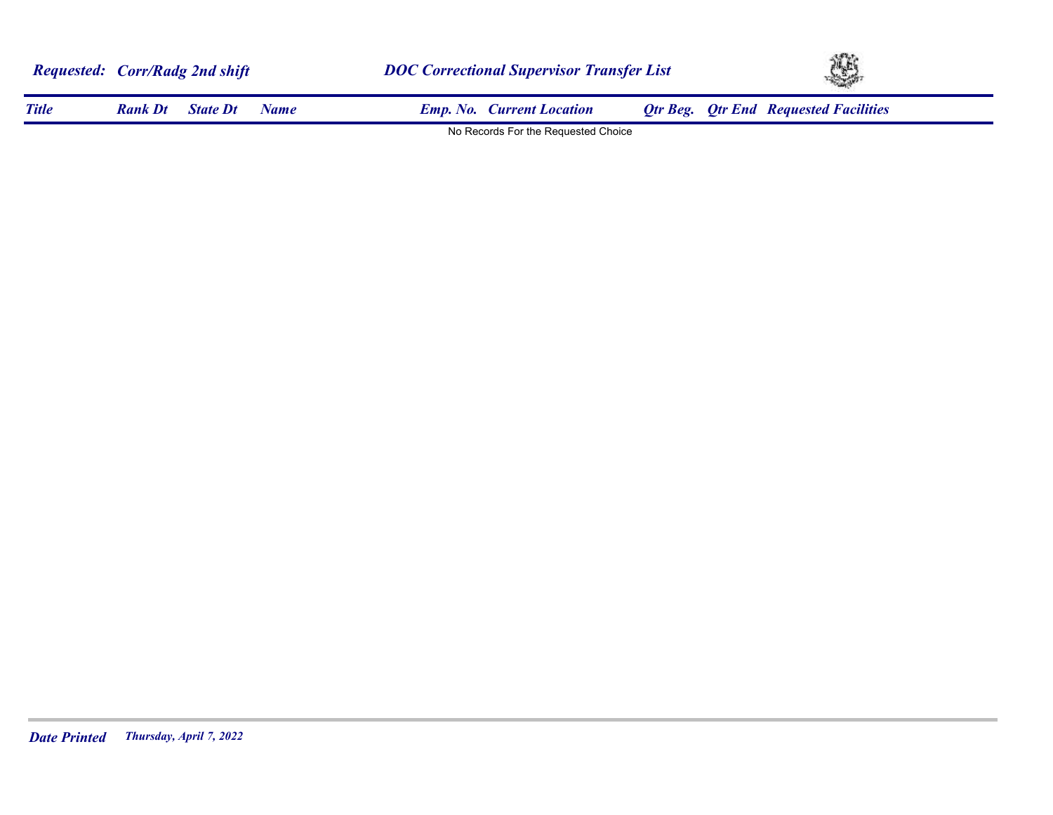***Requested: Corr/Radg 2nd shift*** ***DOC Correctional Supervisor Transfer List***

| *Title* | *Rank Dt* | *State Dt* | *Name* | *Emp. No.* | *Current Location* | *Qtr Beg.* | *Qtr End* | *Requested Facilities* |
|---|---|---|---|---|---|---|---|---|

No Records For the Requested Choice

***Date Printed*** ***Thursday, April 7, 2022***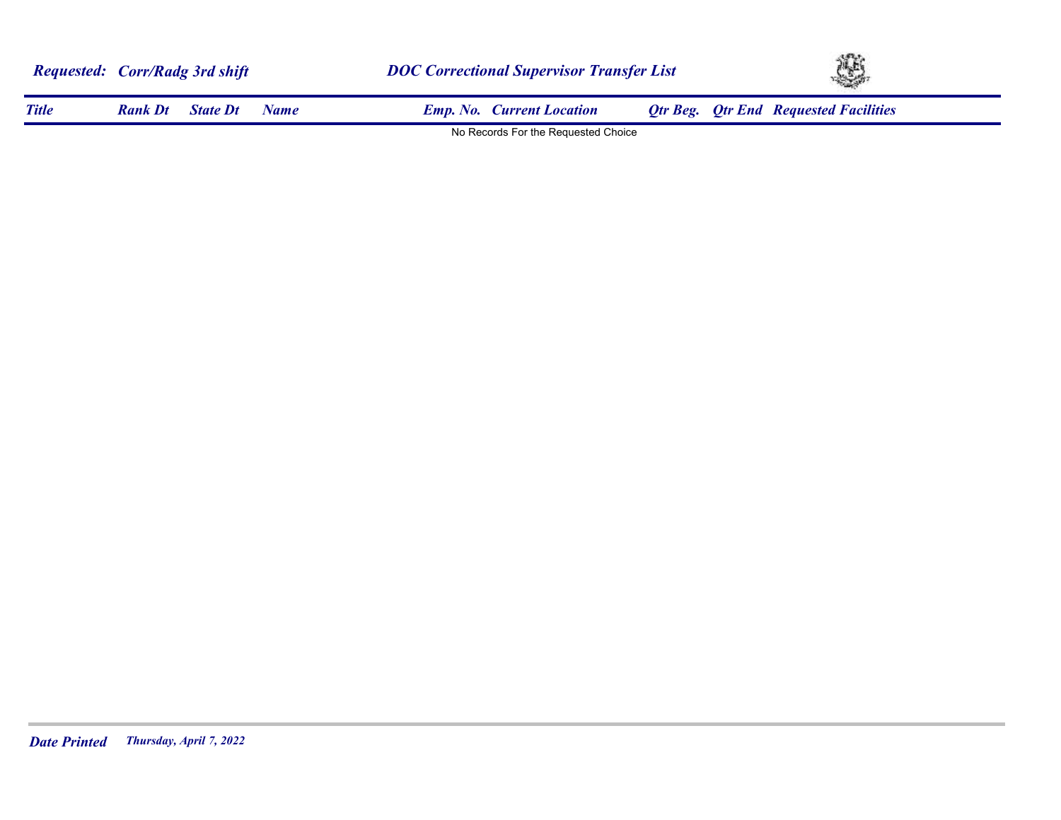***Requested: Corr/Radg 3rd shift***

***DOC Correctional Supervisor Transfer List***

| Title | Rank Dt | State Dt | Name | Emp. No. | Current Location | Qtr Beg. | Qtr End | Requested Facilities |
|---|---|---|---|---|---|---|---|---|

No Records For the Requested Choice

***Date Printed*** *Thursday, April 7, 2022*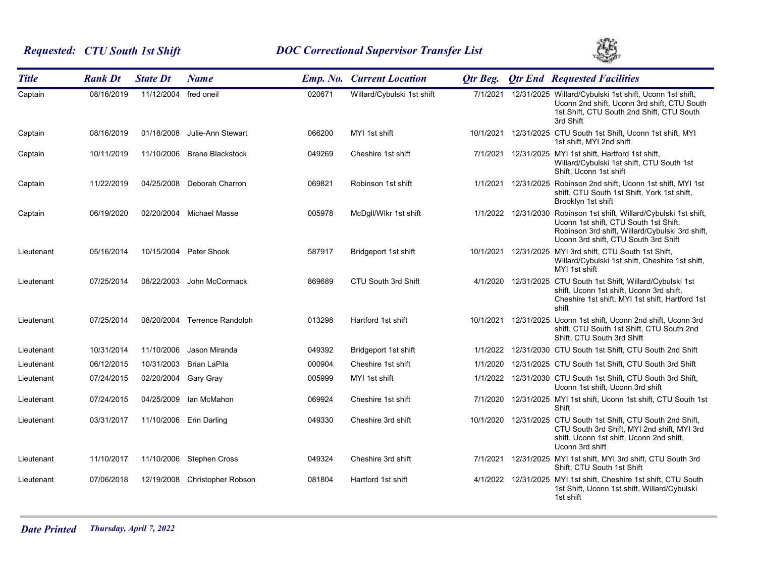## *Requested: CTU South 1st Shift* — *DOC Correctional Supervisor Transfer List*

| *Title* | *Rank Dt* | *State Dt* | *Name* | *Emp. No.* | *Current Location* | *Qtr Beg.* | *Qtr End* | *Requested Facilities* |
|---|---|---|---|---|---|---|---|---|
| Captain | 08/16/2019 | 11/12/2004 | fred oneil | 020671 | Willard/Cybulski 1st shift | 7/1/2021 | 12/31/2025 | Willard/Cybulski 1st shift, Uconn 1st shift, Uconn 2nd shift, Uconn 3rd shift, CTU South 1st Shift, CTU South 2nd Shift, CTU South 3rd Shift |
| Captain | 08/16/2019 | 01/18/2008 | Julie-Ann Stewart | 066200 | MYI 1st shift | 10/1/2021 | 12/31/2025 | CTU South 1st Shift, Uconn 1st shift, MYI 1st shift, MYI 2nd shift |
| Captain | 10/11/2019 | 11/10/2006 | Brane Blackstock | 049269 | Cheshire 1st shift | 7/1/2021 | 12/31/2025 | MYI 1st shift, Hartford 1st shift, Willard/Cybulski 1st shift, CTU South 1st Shift, Uconn 1st shift |
| Captain | 11/22/2019 | 04/25/2008 | Deborah Charron | 069821 | Robinson 1st shift | 1/1/2021 | 12/31/2025 | Robinson 2nd shift, Uconn 1st shift, MYI 1st shift, CTU South 1st Shift, York 1st shift, Brooklyn 1st shift |
| Captain | 06/19/2020 | 02/20/2004 | Michael Masse | 005978 | McDgll/Wlkr 1st shift | 1/1/2022 | 12/31/2030 | Robinson 1st shift, Willard/Cybulski 1st shift, Uconn 1st shift, CTU South 1st Shift, Robinson 3rd shift, Willard/Cybulski 3rd shift, Uconn 3rd shift, CTU South 3rd Shift |
| Lieutenant | 05/16/2014 | 10/15/2004 | Peter Shook | 587917 | Bridgeport 1st shift | 10/1/2021 | 12/31/2025 | MYI 3rd shift, CTU South 1st Shift, Willard/Cybulski 1st shift, Cheshire 1st shift, MYI 1st shift |
| Lieutenant | 07/25/2014 | 08/22/2003 | John McCormack | 869689 | CTU South 3rd Shift | 4/1/2020 | 12/31/2025 | CTU South 1st Shift, Willard/Cybulski 1st shift, Uconn 1st shift, Uconn 3rd shift, Cheshire 1st shift, MYI 1st shift, Hartford 1st shift |
| Lieutenant | 07/25/2014 | 08/20/2004 | Terrence Randolph | 013298 | Hartford 1st shift | 10/1/2021 | 12/31/2025 | Uconn 1st shift, Uconn 2nd shift, Uconn 3rd shift, CTU South 1st Shift, CTU South 2nd Shift, CTU South 3rd Shift |
| Lieutenant | 10/31/2014 | 11/10/2006 | Jason Miranda | 049392 | Bridgeport 1st shift | 1/1/2022 | 12/31/2030 | CTU South 1st Shift, CTU South 2nd Shift |
| Lieutenant | 06/12/2015 | 10/31/2003 | Brian LaPila | 000904 | Cheshire 1st shift | 1/1/2020 | 12/31/2025 | CTU South 1st Shift, CTU South 3rd Shift |
| Lieutenant | 07/24/2015 | 02/20/2004 | Gary Gray | 005999 | MYI 1st shift | 1/1/2022 | 12/31/2030 | CTU South 1st Shift, CTU South 3rd Shift, Uconn 1st shift, Uconn 3rd shift |
| Lieutenant | 07/24/2015 | 04/25/2009 | Ian McMahon | 069924 | Cheshire 1st shift | 7/1/2020 | 12/31/2025 | MYI 1st shift, Uconn 1st shift, CTU South 1st Shift |
| Lieutenant | 03/31/2017 | 11/10/2006 | Erin Darling | 049330 | Cheshire 3rd shift | 10/1/2020 | 12/31/2025 | CTU South 1st Shift, CTU South 2nd Shift, CTU South 3rd Shift, MYI 2nd shift, MYI 3rd shift, Uconn 1st shift, Uconn 2nd shift, Uconn 3rd shift |
| Lieutenant | 11/10/2017 | 11/10/2006 | Stephen Cross | 049324 | Cheshire 3rd shift | 7/1/2021 | 12/31/2025 | MYI 1st shift, MYI 3rd shift, CTU South 3rd Shift, CTU South 1st Shift |
| Lieutenant | 07/06/2018 | 12/19/2008 | Christopher Robson | 081804 | Hartford 1st shift | 4/1/2022 | 12/31/2025 | MYI 1st shift, Cheshire 1st shift, CTU South 1st Shift, Uconn 1st shift, Willard/Cybulski 1st shift |

***Date Printed*** *Thursday, April 7, 2022*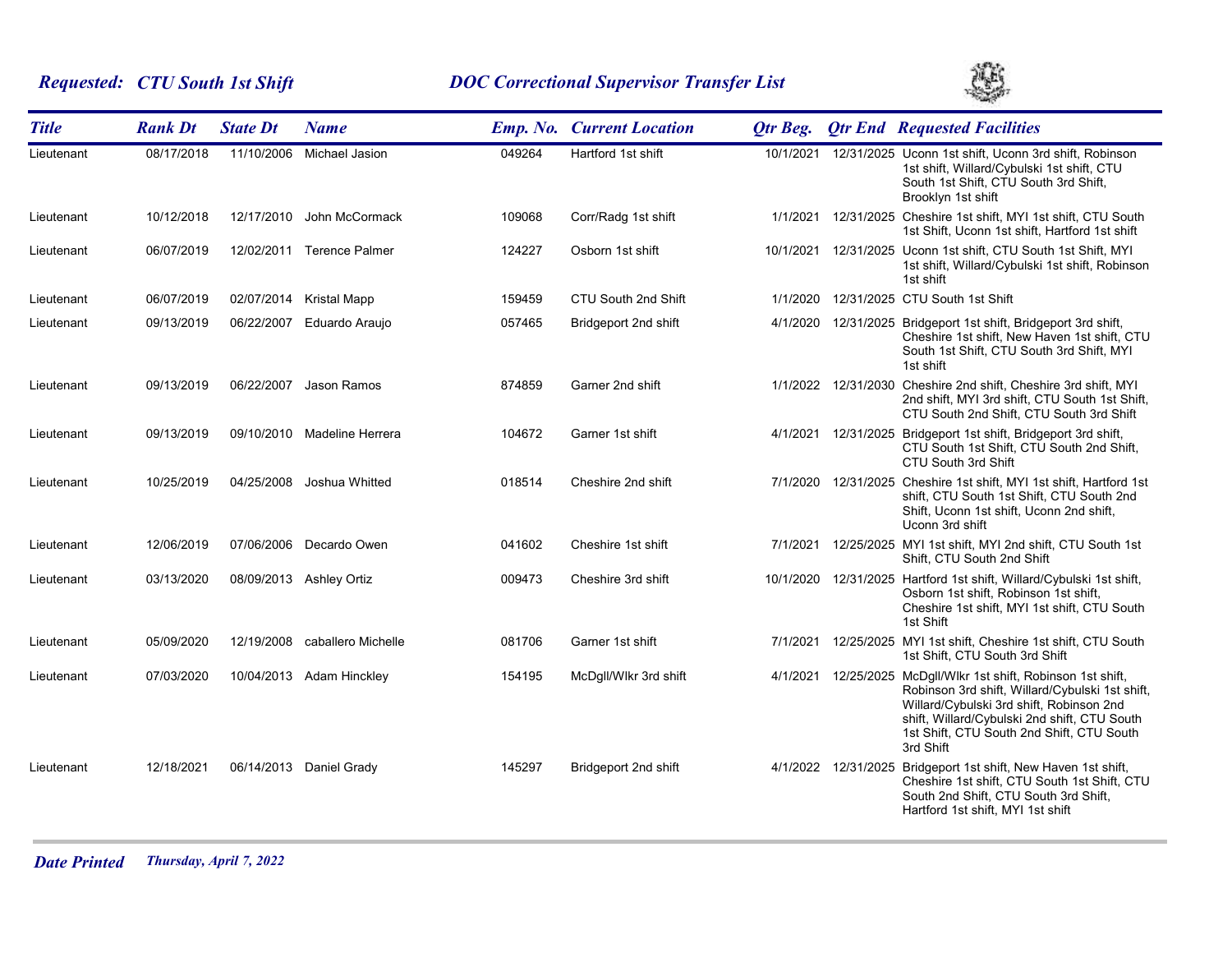## *Requested: CTU South 1st Shift* — *DOC Correctional Supervisor Transfer List*

| Title | Rank Dt | State Dt | Name | Emp. No. | Current Location | Qtr Beg. | Qtr End | Requested Facilities |
|---|---|---|---|---|---|---|---|---|
| Lieutenant | 08/17/2018 | 11/10/2006 | Michael Jasion | 049264 | Hartford 1st shift | 10/1/2021 | 12/31/2025 | Uconn 1st shift, Uconn 3rd shift, Robinson 1st shift, Willard/Cybulski 1st shift, CTU South 1st Shift, CTU South 3rd Shift, Brooklyn 1st shift |
| Lieutenant | 10/12/2018 | 12/17/2010 | John McCormack | 109068 | Corr/Radg 1st shift | 1/1/2021 | 12/31/2025 | Cheshire 1st shift, MYI 1st shift, CTU South 1st Shift, Uconn 1st shift, Hartford 1st shift |
| Lieutenant | 06/07/2019 | 12/02/2011 | Terence Palmer | 124227 | Osborn 1st shift | 10/1/2021 | 12/31/2025 | Uconn 1st shift, CTU South 1st Shift, MYI 1st shift, Willard/Cybulski 1st shift, Robinson 1st shift |
| Lieutenant | 06/07/2019 | 02/07/2014 | Kristal Mapp | 159459 | CTU South 2nd Shift | 1/1/2020 | 12/31/2025 | CTU South 1st Shift |
| Lieutenant | 09/13/2019 | 06/22/2007 | Eduardo Araujo | 057465 | Bridgeport 2nd shift | 4/1/2020 | 12/31/2025 | Bridgeport 1st shift, Bridgeport 3rd shift, Cheshire 1st shift, New Haven 1st shift, CTU South 1st Shift, CTU South 3rd Shift, MYI 1st shift |
| Lieutenant | 09/13/2019 | 06/22/2007 | Jason Ramos | 874859 | Garner 2nd shift | 1/1/2022 | 12/31/2030 | Cheshire 2nd shift, Cheshire 3rd shift, MYI 2nd shift, MYI 3rd shift, CTU South 1st Shift, CTU South 2nd Shift, CTU South 3rd Shift |
| Lieutenant | 09/13/2019 | 09/10/2010 | Madeline Herrera | 104672 | Garner 1st shift | 4/1/2021 | 12/31/2025 | Bridgeport 1st shift, Bridgeport 3rd shift, CTU South 1st Shift, CTU South 2nd Shift, CTU South 3rd Shift |
| Lieutenant | 10/25/2019 | 04/25/2008 | Joshua Whitted | 018514 | Cheshire 2nd shift | 7/1/2020 | 12/31/2025 | Cheshire 1st shift, MYI 1st shift, Hartford 1st shift, CTU South 1st Shift, CTU South 2nd Shift, Uconn 1st shift, Uconn 2nd shift, Uconn 3rd shift |
| Lieutenant | 12/06/2019 | 07/06/2006 | Decardo Owen | 041602 | Cheshire 1st shift | 7/1/2021 | 12/25/2025 | MYI 1st shift, MYI 2nd shift, CTU South 1st Shift, CTU South 2nd Shift |
| Lieutenant | 03/13/2020 | 08/09/2013 | Ashley Ortiz | 009473 | Cheshire 3rd shift | 10/1/2020 | 12/31/2025 | Hartford 1st shift, Willard/Cybulski 1st shift, Osborn 1st shift, Robinson 1st shift, Cheshire 1st shift, MYI 1st shift, CTU South 1st Shift |
| Lieutenant | 05/09/2020 | 12/19/2008 | caballero Michelle | 081706 | Garner 1st shift | 7/1/2021 | 12/25/2025 | MYI 1st shift, Cheshire 1st shift, CTU South 1st Shift, CTU South 3rd Shift |
| Lieutenant | 07/03/2020 | 10/04/2013 | Adam Hinckley | 154195 | McDgll/Wlkr 3rd shift | 4/1/2021 | 12/25/2025 | McDgll/Wlkr 1st shift, Robinson 1st shift, Robinson 3rd shift, Willard/Cybulski 1st shift, Willard/Cybulski 3rd shift, Robinson 2nd shift, Willard/Cybulski 2nd shift, CTU South 1st Shift, CTU South 2nd Shift, CTU South 3rd Shift |
| Lieutenant | 12/18/2021 | 06/14/2013 | Daniel Grady | 145297 | Bridgeport 2nd shift | 4/1/2022 | 12/31/2025 | Bridgeport 1st shift, New Haven 1st shift, Cheshire 1st shift, CTU South 1st Shift, CTU South 2nd Shift, CTU South 3rd Shift, Hartford 1st shift, MYI 1st shift |

***Date Printed*** *Thursday, April 7, 2022*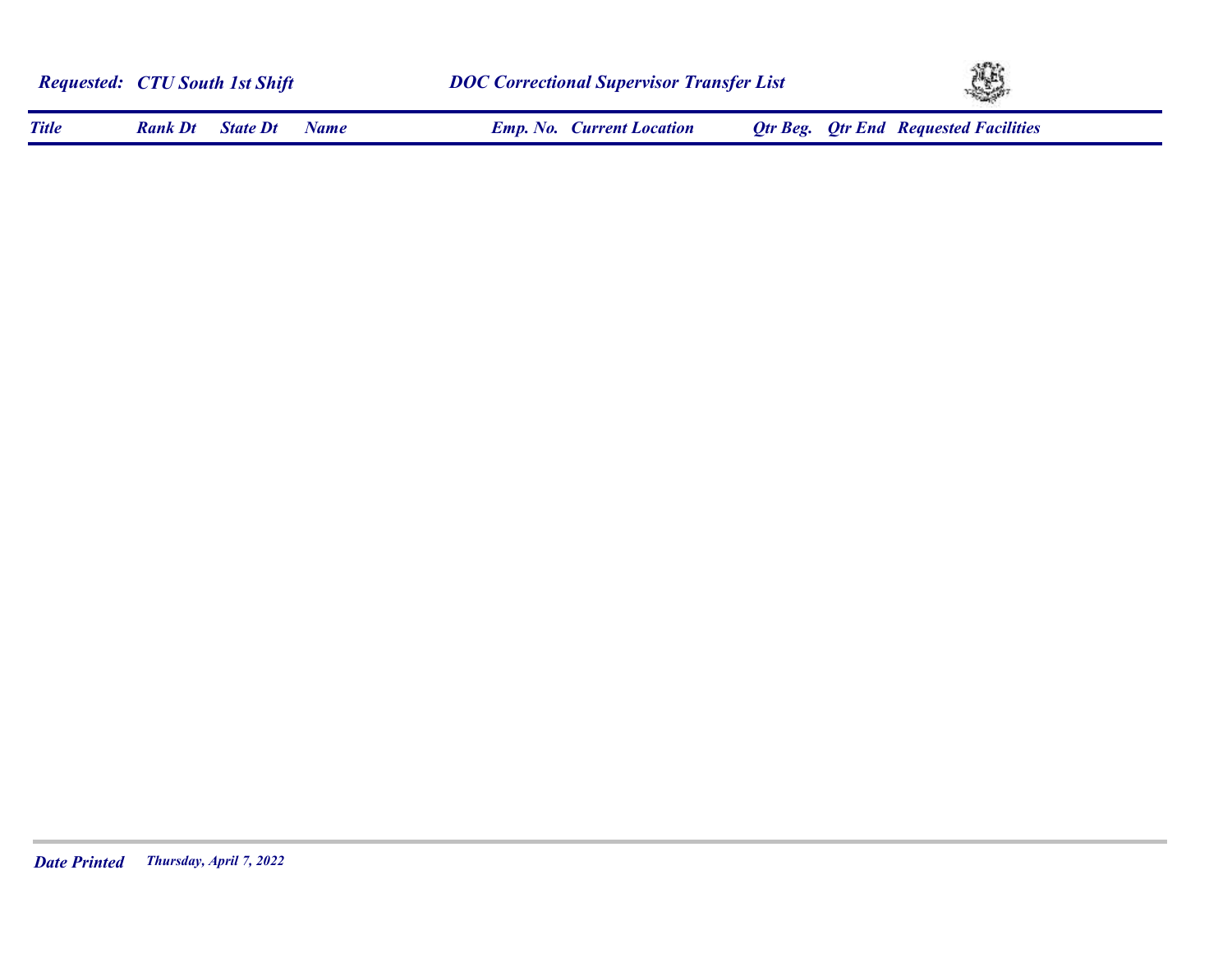**Requested: CTU South 1st Shift** | **DOC Correctional Supervisor Transfer List**

| Title | Rank Dt | State Dt | Name | Emp. No. | Current Location | Qtr Beg. | Qtr End | Requested Facilities |
|---|---|---|---|---|---|---|---|---|

**Date Printed** *Thursday, April 7, 2022*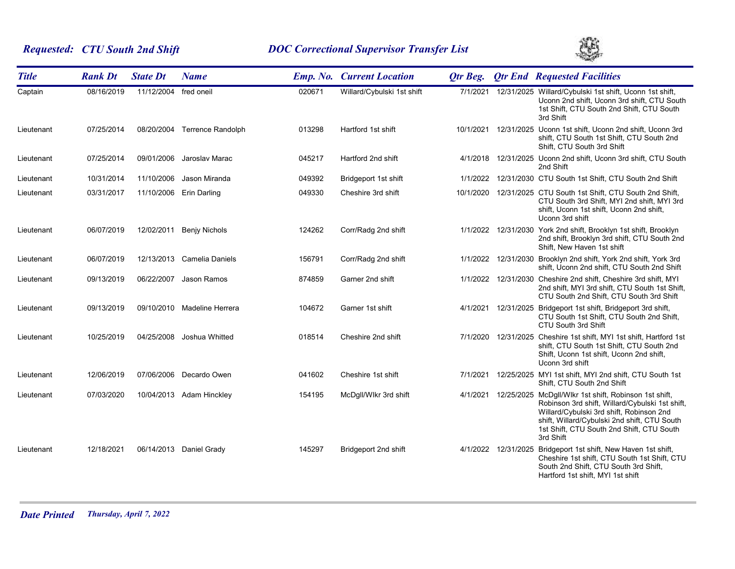***Requested: CTU South 2nd Shift*** ***DOC Correctional Supervisor Transfer List***

| *Title* | *Rank Dt* | *State Dt* | *Name* | *Emp. No.* | *Current Location* | *Qtr Beg.* | *Qtr End* | *Requested Facilities* |
|---|---|---|---|---|---|---|---|---|
| Captain | 08/16/2019 | 11/12/2004 | fred oneil | 020671 | Willard/Cybulski 1st shift | 7/1/2021 | 12/31/2025 | Willard/Cybulski 1st shift, Uconn 1st shift, Uconn 2nd shift, Uconn 3rd shift, CTU South 1st Shift, CTU South 2nd Shift, CTU South 3rd Shift |
| Lieutenant | 07/25/2014 | 08/20/2004 | Terrence Randolph | 013298 | Hartford 1st shift | 10/1/2021 | 12/31/2025 | Uconn 1st shift, Uconn 2nd shift, Uconn 3rd shift, CTU South 1st Shift, CTU South 2nd Shift, CTU South 3rd Shift |
| Lieutenant | 07/25/2014 | 09/01/2006 | Jaroslav Marac | 045217 | Hartford 2nd shift | 4/1/2018 | 12/31/2025 | Uconn 2nd shift, Uconn 3rd shift, CTU South 2nd Shift |
| Lieutenant | 10/31/2014 | 11/10/2006 | Jason Miranda | 049392 | Bridgeport 1st shift | 1/1/2022 | 12/31/2030 | CTU South 1st Shift, CTU South 2nd Shift |
| Lieutenant | 03/31/2017 | 11/10/2006 | Erin Darling | 049330 | Cheshire 3rd shift | 10/1/2020 | 12/31/2025 | CTU South 1st Shift, CTU South 2nd Shift, CTU South 3rd Shift, MYI 2nd shift, MYI 3rd shift, Uconn 1st shift, Uconn 2nd shift, Uconn 3rd shift |
| Lieutenant | 06/07/2019 | 12/02/2011 | Benjy Nichols | 124262 | Corr/Radg 2nd shift | 1/1/2022 | 12/31/2030 | York 2nd shift, Brooklyn 1st shift, Brooklyn 2nd shift, Brooklyn 3rd shift, CTU South 2nd Shift, New Haven 1st shift |
| Lieutenant | 06/07/2019 | 12/13/2013 | Camelia Daniels | 156791 | Corr/Radg 2nd shift | 1/1/2022 | 12/31/2030 | Brooklyn 2nd shift, York 2nd shift, York 3rd shift, Uconn 2nd shift, CTU South 2nd Shift |
| Lieutenant | 09/13/2019 | 06/22/2007 | Jason Ramos | 874859 | Garner 2nd shift | 1/1/2022 | 12/31/2030 | Cheshire 2nd shift, Cheshire 3rd shift, MYI 2nd shift, MYI 3rd shift, CTU South 1st Shift, CTU South 2nd Shift, CTU South 3rd Shift |
| Lieutenant | 09/13/2019 | 09/10/2010 | Madeline Herrera | 104672 | Garner 1st shift | 4/1/2021 | 12/31/2025 | Bridgeport 1st shift, Bridgeport 3rd shift, CTU South 1st Shift, CTU South 2nd Shift, CTU South 3rd Shift |
| Lieutenant | 10/25/2019 | 04/25/2008 | Joshua Whitted | 018514 | Cheshire 2nd shift | 7/1/2020 | 12/31/2025 | Cheshire 1st shift, MYI 1st shift, Hartford 1st shift, CTU South 1st Shift, CTU South 2nd Shift, Uconn 1st shift, Uconn 2nd shift, Uconn 3rd shift |
| Lieutenant | 12/06/2019 | 07/06/2006 | Decardo Owen | 041602 | Cheshire 1st shift | 7/1/2021 | 12/25/2025 | MYI 1st shift, MYI 2nd shift, CTU South 1st Shift, CTU South 2nd Shift |
| Lieutenant | 07/03/2020 | 10/04/2013 | Adam Hinckley | 154195 | McDgll/Wlkr 3rd shift | 4/1/2021 | 12/25/2025 | McDgll/Wlkr 1st shift, Robinson 1st shift, Robinson 3rd shift, Willard/Cybulski 1st shift, Willard/Cybulski 3rd shift, Robinson 2nd shift, Willard/Cybulski 2nd shift, CTU South 1st Shift, CTU South 2nd Shift, CTU South 3rd Shift |
| Lieutenant | 12/18/2021 | 06/14/2013 | Daniel Grady | 145297 | Bridgeport 2nd shift | 4/1/2022 | 12/31/2025 | Bridgeport 1st shift, New Haven 1st shift, Cheshire 1st shift, CTU South 1st Shift, CTU South 2nd Shift, CTU South 3rd Shift, Hartford 1st shift, MYI 1st shift |

***Date Printed*** *Thursday, April 7, 2022*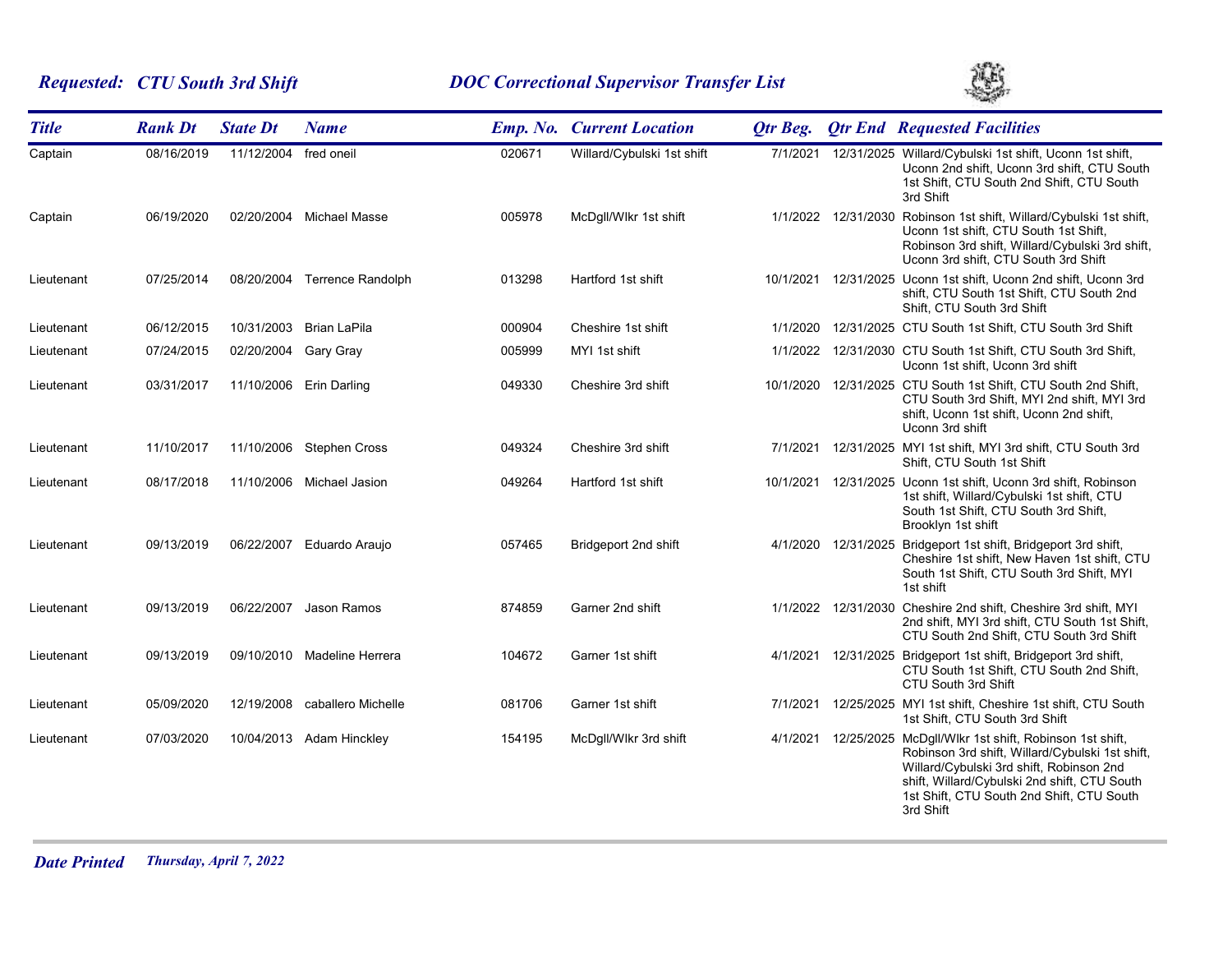**Requested: CTU South 3rd Shift** — **DOC Correctional Supervisor Transfer List**

| Title | Rank Dt | State Dt | Name | Emp. No. | Current Location | Qtr Beg. | Qtr End | Requested Facilities |
|---|---|---|---|---|---|---|---|---|
| Captain | 08/16/2019 | 11/12/2004 | fred oneil | 020671 | Willard/Cybulski 1st shift | 7/1/2021 | 12/31/2025 | Willard/Cybulski 1st shift, Uconn 1st shift, Uconn 2nd shift, Uconn 3rd shift, CTU South 1st Shift, CTU South 2nd Shift, CTU South 3rd Shift |
| Captain | 06/19/2020 | 02/20/2004 | Michael Masse | 005978 | McDgll/Wlkr 1st shift | 1/1/2022 | 12/31/2030 | Robinson 1st shift, Willard/Cybulski 1st shift, Uconn 1st shift, CTU South 1st Shift, Robinson 3rd shift, Willard/Cybulski 3rd shift, Uconn 3rd shift, CTU South 3rd Shift |
| Lieutenant | 07/25/2014 | 08/20/2004 | Terrence Randolph | 013298 | Hartford 1st shift | 10/1/2021 | 12/31/2025 | Uconn 1st shift, Uconn 2nd shift, Uconn 3rd shift, CTU South 1st Shift, CTU South 2nd Shift, CTU South 3rd Shift |
| Lieutenant | 06/12/2015 | 10/31/2003 | Brian LaPila | 000904 | Cheshire 1st shift | 1/1/2020 | 12/31/2025 | CTU South 1st Shift, CTU South 3rd Shift |
| Lieutenant | 07/24/2015 | 02/20/2004 | Gary Gray | 005999 | MYI 1st shift | 1/1/2022 | 12/31/2030 | CTU South 1st Shift, CTU South 3rd Shift, Uconn 1st shift, Uconn 3rd shift |
| Lieutenant | 03/31/2017 | 11/10/2006 | Erin Darling | 049330 | Cheshire 3rd shift | 10/1/2020 | 12/31/2025 | CTU South 1st Shift, CTU South 2nd Shift, CTU South 3rd Shift, MYI 2nd shift, MYI 3rd shift, Uconn 1st shift, Uconn 2nd shift, Uconn 3rd shift |
| Lieutenant | 11/10/2017 | 11/10/2006 | Stephen Cross | 049324 | Cheshire 3rd shift | 7/1/2021 | 12/31/2025 | MYI 1st shift, MYI 3rd shift, CTU South 3rd Shift, CTU South 1st Shift |
| Lieutenant | 08/17/2018 | 11/10/2006 | Michael Jasion | 049264 | Hartford 1st shift | 10/1/2021 | 12/31/2025 | Uconn 1st shift, Uconn 3rd shift, Robinson 1st shift, Willard/Cybulski 1st shift, CTU South 1st Shift, CTU South 3rd Shift, Brooklyn 1st shift |
| Lieutenant | 09/13/2019 | 06/22/2007 | Eduardo Araujo | 057465 | Bridgeport 2nd shift | 4/1/2020 | 12/31/2025 | Bridgeport 1st shift, Bridgeport 3rd shift, Cheshire 1st shift, New Haven 1st shift, CTU South 1st Shift, CTU South 3rd Shift, MYI 1st shift |
| Lieutenant | 09/13/2019 | 06/22/2007 | Jason Ramos | 874859 | Garner 2nd shift | 1/1/2022 | 12/31/2030 | Cheshire 2nd shift, Cheshire 3rd shift, MYI 2nd shift, MYI 3rd shift, CTU South 1st Shift, CTU South 2nd Shift, CTU South 3rd Shift |
| Lieutenant | 09/13/2019 | 09/10/2010 | Madeline Herrera | 104672 | Garner 1st shift | 4/1/2021 | 12/31/2025 | Bridgeport 1st shift, Bridgeport 3rd shift, CTU South 1st Shift, CTU South 2nd Shift, CTU South 3rd Shift |
| Lieutenant | 05/09/2020 | 12/19/2008 | caballero Michelle | 081706 | Garner 1st shift | 7/1/2021 | 12/25/2025 | MYI 1st shift, Cheshire 1st shift, CTU South 1st Shift, CTU South 3rd Shift |
| Lieutenant | 07/03/2020 | 10/04/2013 | Adam Hinckley | 154195 | McDgll/Wlkr 3rd shift | 4/1/2021 | 12/25/2025 | McDgll/Wlkr 1st shift, Robinson 1st shift, Robinson 3rd shift, Willard/Cybulski 1st shift, Willard/Cybulski 3rd shift, Robinson 2nd shift, Willard/Cybulski 2nd shift, CTU South 1st Shift, CTU South 2nd Shift, CTU South 3rd Shift |

**Date Printed** *Thursday, April 7, 2022*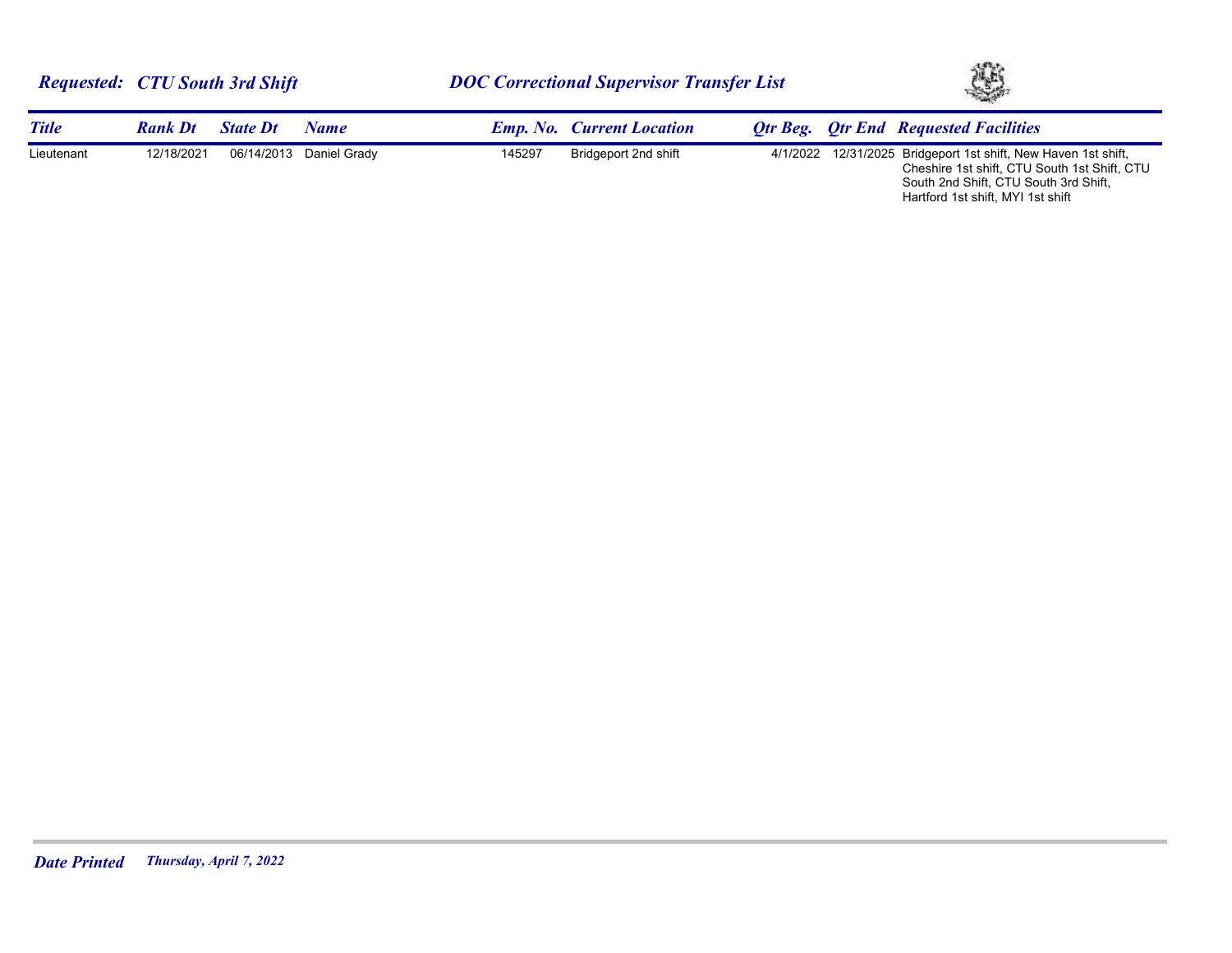***Requested: CTU South 3rd Shift*** ***DOC Correctional Supervisor Transfer List***

| *Title* | *Rank Dt* | *State Dt* | *Name* | *Emp. No.* | *Current Location* | *Qtr Beg.* | *Qtr End* | *Requested Facilities* |
|---|---|---|---|---|---|---|---|---|
| Lieutenant | 12/18/2021 | 06/14/2013 | Daniel Grady | 145297 | Bridgeport 2nd shift | 4/1/2022 | 12/31/2025 | Bridgeport 1st shift, New Haven 1st shift, Cheshire 1st shift, CTU South 1st Shift, CTU South 2nd Shift, CTU South 3rd Shift, Hartford 1st shift, MYI 1st shift |

***Date Printed*** ***Thursday, April 7, 2022***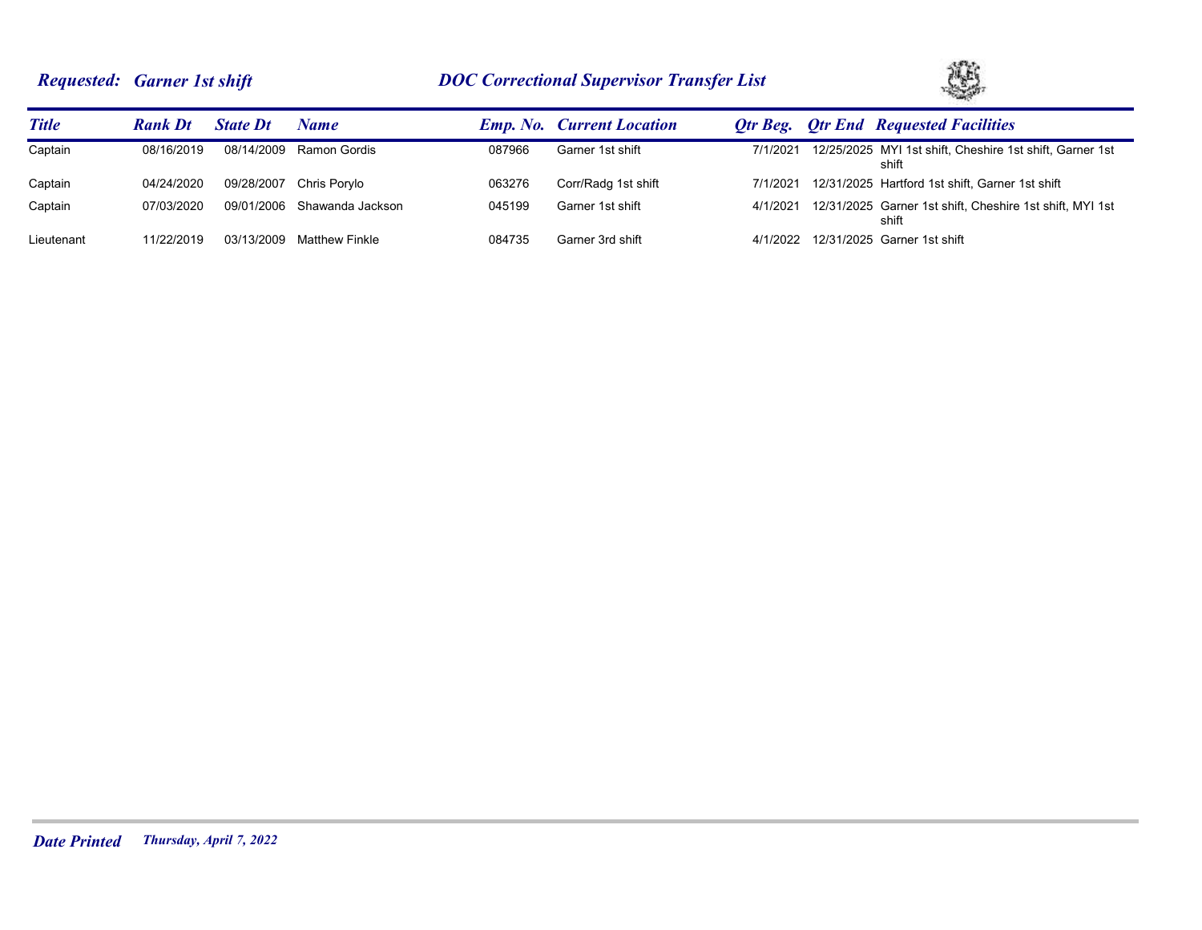**Requested: Garner 1st shift** — **DOC Correctional Supervisor Transfer List**

| Title | Rank Dt | State Dt | Name | Emp. No. | Current Location | Qtr Beg. | Qtr End | Requested Facilities |
|---|---|---|---|---|---|---|---|---|
| Captain | 08/16/2019 | 08/14/2009 | Ramon Gordis | 087966 | Garner 1st shift | 7/1/2021 | 12/25/2025 | MYI 1st shift, Cheshire 1st shift, Garner 1st shift |
| Captain | 04/24/2020 | 09/28/2007 | Chris Porylo | 063276 | Corr/Radg 1st shift | 7/1/2021 | 12/31/2025 | Hartford 1st shift, Garner 1st shift |
| Captain | 07/03/2020 | 09/01/2006 | Shawanda Jackson | 045199 | Garner 1st shift | 4/1/2021 | 12/31/2025 | Garner 1st shift, Cheshire 1st shift, MYI 1st shift |
| Lieutenant | 11/22/2019 | 03/13/2009 | Matthew Finkle | 084735 | Garner 3rd shift | 4/1/2022 | 12/31/2025 | Garner 1st shift |

*Date Printed* *Thursday, April 7, 2022*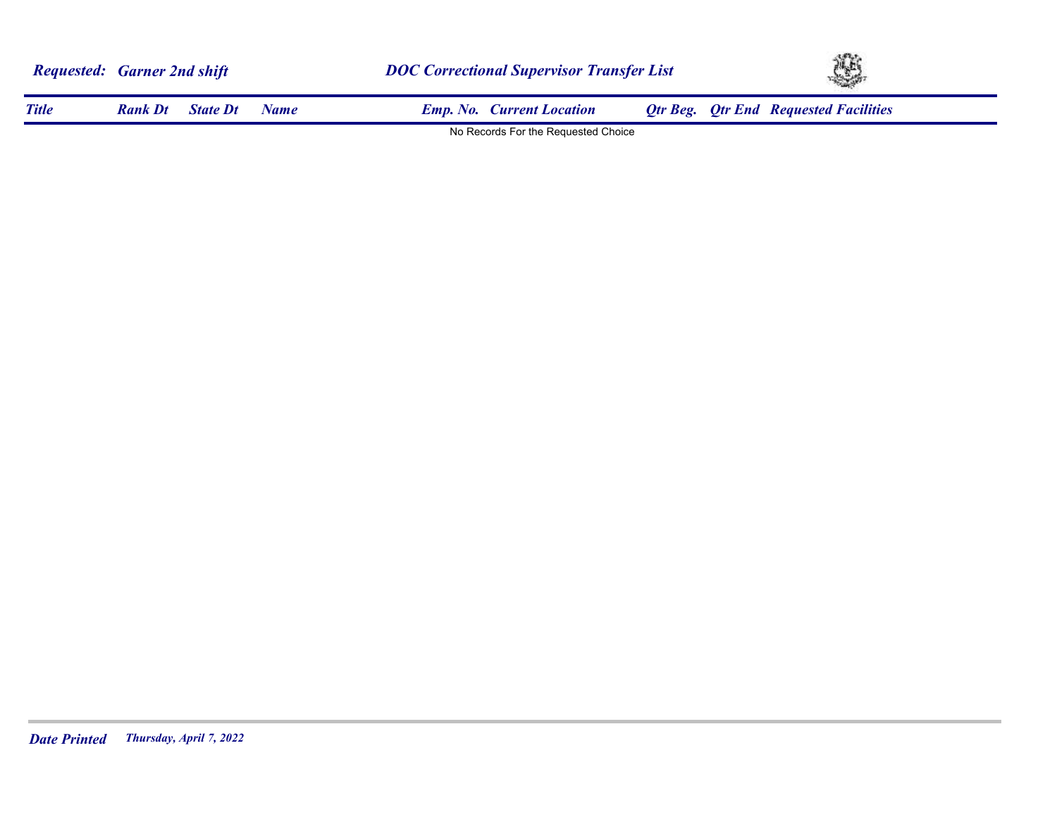**Requested: Garner 2nd shift** **DOC Correctional Supervisor Transfer List**

| Title | Rank Dt | State Dt | Name | Emp. No. | Current Location | Qtr Beg. | Qtr End | Requested Facilities |
|---|---|---|---|---|---|---|---|---|

No Records For the Requested Choice

**Date Printed** *Thursday, April 7, 2022*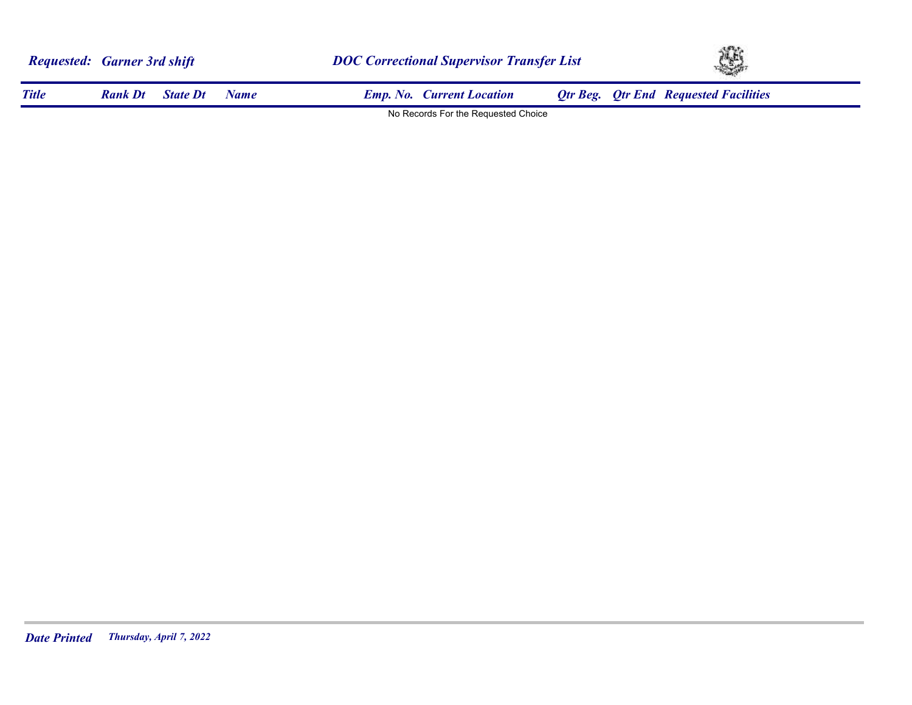**Requested: Garner 3rd shift** | **DOC Correctional Supervisor Transfer List**

| Title | Rank Dt | State Dt | Name | Emp. No. | Current Location | Qtr Beg. | Qtr End | Requested Facilities |
|---|---|---|---|---|---|---|---|---|

No Records For the Requested Choice

**Date Printed** *Thursday, April 7, 2022*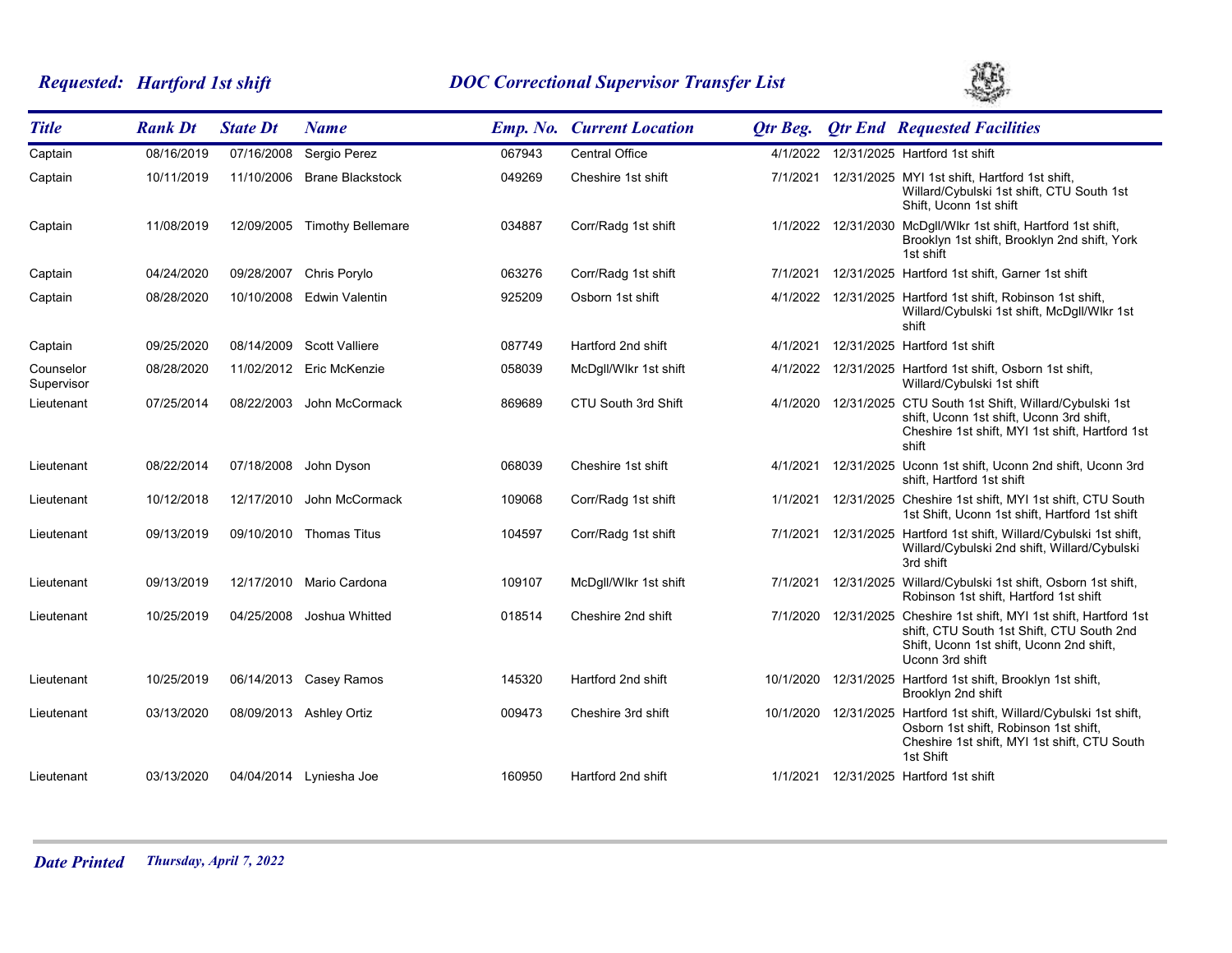**Requested: Hartford 1st shift** | **DOC Correctional Supervisor Transfer List**

| Title | Rank Dt | State Dt | Name | Emp. No. | Current Location | Qtr Beg. | Qtr End | Requested Facilities |
|---|---|---|---|---|---|---|---|---|
| Captain | 08/16/2019 | 07/16/2008 | Sergio Perez | 067943 | Central Office | 4/1/2022 | 12/31/2025 | Hartford 1st shift |
| Captain | 10/11/2019 | 11/10/2006 | Brane Blackstock | 049269 | Cheshire 1st shift | 7/1/2021 | 12/31/2025 | MYI 1st shift, Hartford 1st shift, Willard/Cybulski 1st shift, CTU South 1st Shift, Uconn 1st shift |
| Captain | 11/08/2019 | 12/09/2005 | Timothy Bellemare | 034887 | Corr/Radg 1st shift | 1/1/2022 | 12/31/2030 | McDgll/Wlkr 1st shift, Hartford 1st shift, Brooklyn 1st shift, Brooklyn 2nd shift, York 1st shift |
| Captain | 04/24/2020 | 09/28/2007 | Chris Porylo | 063276 | Corr/Radg 1st shift | 7/1/2021 | 12/31/2025 | Hartford 1st shift, Garner 1st shift |
| Captain | 08/28/2020 | 10/10/2008 | Edwin Valentin | 925209 | Osborn 1st shift | 4/1/2022 | 12/31/2025 | Hartford 1st shift, Robinson 1st shift, Willard/Cybulski 1st shift, McDgll/Wlkr 1st shift |
| Captain | 09/25/2020 | 08/14/2009 | Scott Valliere | 087749 | Hartford 2nd shift | 4/1/2021 | 12/31/2025 | Hartford 1st shift |
| Counselor Supervisor | 08/28/2020 | 11/02/2012 | Eric McKenzie | 058039 | McDgll/Wlkr 1st shift | 4/1/2022 | 12/31/2025 | Hartford 1st shift, Osborn 1st shift, Willard/Cybulski 1st shift |
| Lieutenant | 07/25/2014 | 08/22/2003 | John McCormack | 869689 | CTU South 3rd Shift | 4/1/2020 | 12/31/2025 | CTU South 1st Shift, Willard/Cybulski 1st shift, Uconn 1st shift, Uconn 3rd shift, Cheshire 1st shift, MYI 1st shift, Hartford 1st shift |
| Lieutenant | 08/22/2014 | 07/18/2008 | John Dyson | 068039 | Cheshire 1st shift | 4/1/2021 | 12/31/2025 | Uconn 1st shift, Uconn 2nd shift, Uconn 3rd shift, Hartford 1st shift |
| Lieutenant | 10/12/2018 | 12/17/2010 | John McCormack | 109068 | Corr/Radg 1st shift | 1/1/2021 | 12/31/2025 | Cheshire 1st shift, MYI 1st shift, CTU South 1st Shift, Uconn 1st shift, Hartford 1st shift |
| Lieutenant | 09/13/2019 | 09/10/2010 | Thomas Titus | 104597 | Corr/Radg 1st shift | 7/1/2021 | 12/31/2025 | Hartford 1st shift, Willard/Cybulski 1st shift, Willard/Cybulski 2nd shift, Willard/Cybulski 3rd shift |
| Lieutenant | 09/13/2019 | 12/17/2010 | Mario Cardona | 109107 | McDgll/Wlkr 1st shift | 7/1/2021 | 12/31/2025 | Willard/Cybulski 1st shift, Osborn 1st shift, Robinson 1st shift, Hartford 1st shift |
| Lieutenant | 10/25/2019 | 04/25/2008 | Joshua Whitted | 018514 | Cheshire 2nd shift | 7/1/2020 | 12/31/2025 | Cheshire 1st shift, MYI 1st shift, Hartford 1st shift, CTU South 1st Shift, CTU South 2nd Shift, Uconn 1st shift, Uconn 2nd shift, Uconn 3rd shift |
| Lieutenant | 10/25/2019 | 06/14/2013 | Casey Ramos | 145320 | Hartford 2nd shift | 10/1/2020 | 12/31/2025 | Hartford 1st shift, Brooklyn 1st shift, Brooklyn 2nd shift |
| Lieutenant | 03/13/2020 | 08/09/2013 | Ashley Ortiz | 009473 | Cheshire 3rd shift | 10/1/2020 | 12/31/2025 | Hartford 1st shift, Willard/Cybulski 1st shift, Osborn 1st shift, Robinson 1st shift, Cheshire 1st shift, MYI 1st shift, CTU South 1st Shift |
| Lieutenant | 03/13/2020 | 04/04/2014 | Lyniesha Joe | 160950 | Hartford 2nd shift | 1/1/2021 | 12/31/2025 | Hartford 1st shift |

**Date Printed** *Thursday, April 7, 2022*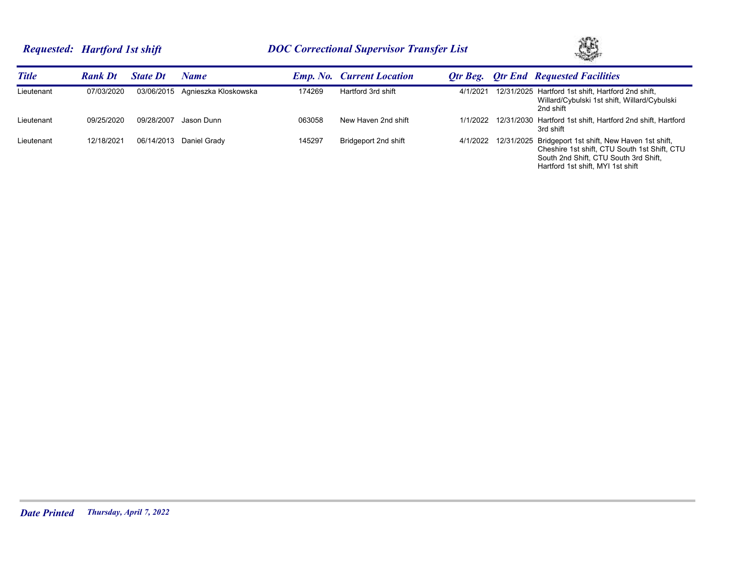**Requested: Hartford 1st shift** — **DOC Correctional Supervisor Transfer List**

| Title | Rank Dt | State Dt | Name | Emp. No. | Current Location | Qtr Beg. | Qtr End | Requested Facilities |
|---|---|---|---|---|---|---|---|---|
| Lieutenant | 07/03/2020 | 03/06/2015 | Agnieszka Kloskowska | 174269 | Hartford 3rd shift | 4/1/2021 | 12/31/2025 | Hartford 1st shift, Hartford 2nd shift, Willard/Cybulski 1st shift, Willard/Cybulski 2nd shift |
| Lieutenant | 09/25/2020 | 09/28/2007 | Jason Dunn | 063058 | New Haven 2nd shift | 1/1/2022 | 12/31/2030 | Hartford 1st shift, Hartford 2nd shift, Hartford 3rd shift |
| Lieutenant | 12/18/2021 | 06/14/2013 | Daniel Grady | 145297 | Bridgeport 2nd shift | 4/1/2022 | 12/31/2025 | Bridgeport 1st shift, New Haven 1st shift, Cheshire 1st shift, CTU South 1st Shift, CTU South 2nd Shift, CTU South 3rd Shift, Hartford 1st shift, MYI 1st shift |

*Date Printed* *Thursday, April 7, 2022*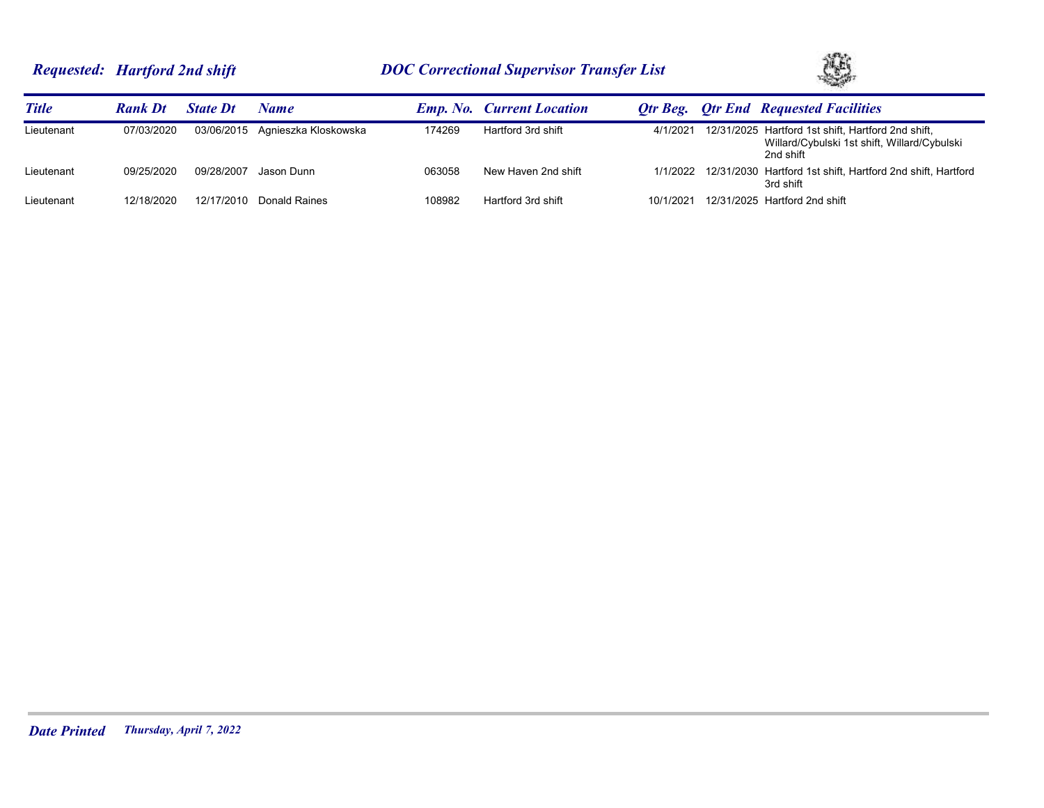***Requested: Hartford 2nd shift*** ***DOC Correctional Supervisor Transfer List***

| Title | Rank Dt | State Dt | Name | Emp. No. | Current Location | Qtr Beg. | Qtr End | Requested Facilities |
|---|---|---|---|---|---|---|---|---|
| Lieutenant | 07/03/2020 | 03/06/2015 | Agnieszka Kloskowska | 174269 | Hartford 3rd shift | 4/1/2021 | 12/31/2025 | Hartford 1st shift, Hartford 2nd shift, Willard/Cybulski 1st shift, Willard/Cybulski 2nd shift |
| Lieutenant | 09/25/2020 | 09/28/2007 | Jason Dunn | 063058 | New Haven 2nd shift | 1/1/2022 | 12/31/2030 | Hartford 1st shift, Hartford 2nd shift, Hartford 3rd shift |
| Lieutenant | 12/18/2020 | 12/17/2010 | Donald Raines | 108982 | Hartford 3rd shift | 10/1/2021 | 12/31/2025 | Hartford 2nd shift |

***Date Printed*** *Thursday, April 7, 2022*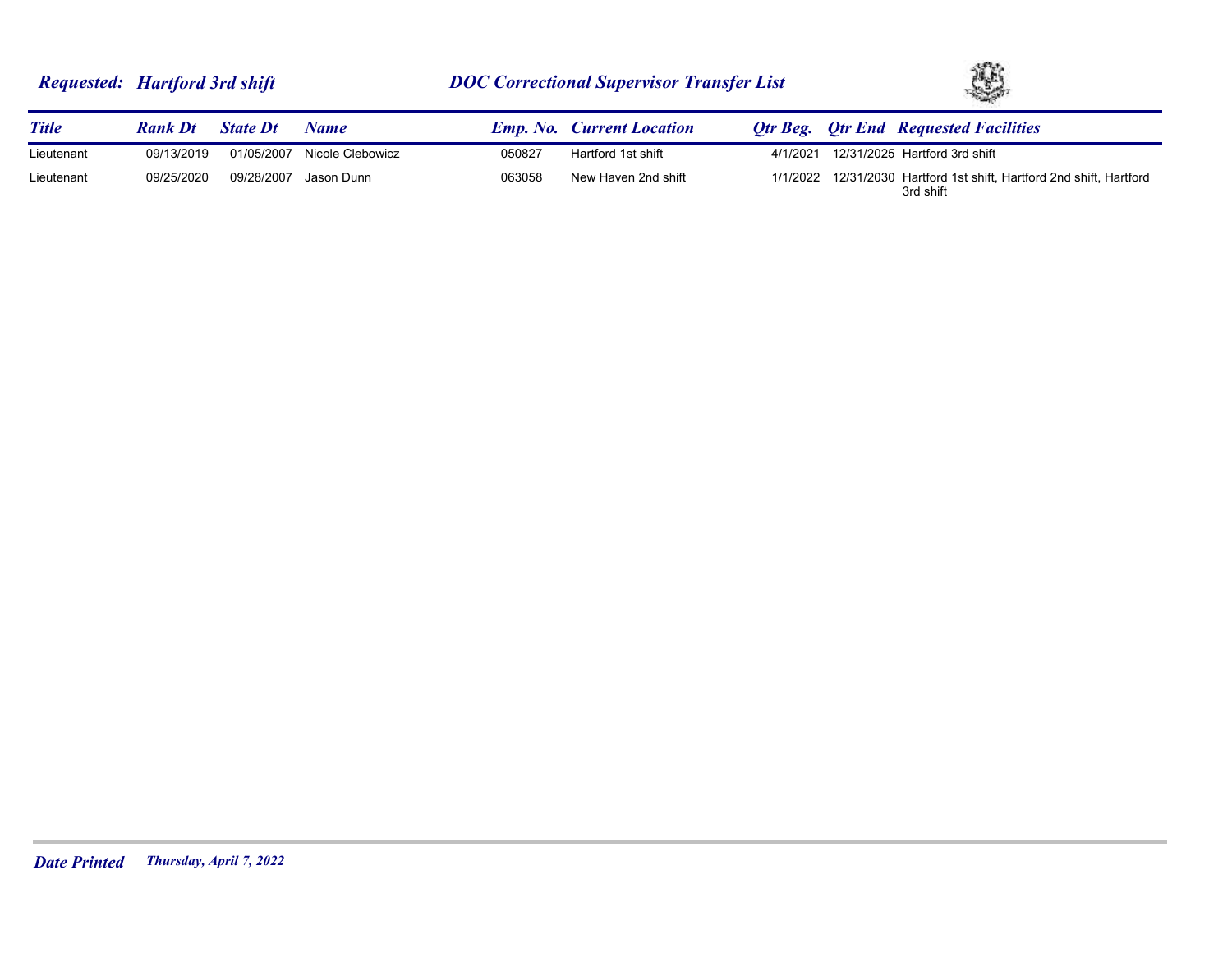***Requested: Hartford 3rd shift*** ***DOC Correctional Supervisor Transfer List***

| *Title* | *Rank Dt* | *State Dt* | *Name* | *Emp. No.* | *Current Location* | *Qtr Beg.* | *Qtr End* | *Requested Facilities* |
|---|---|---|---|---|---|---|---|---|
| Lieutenant | 09/13/2019 | 01/05/2007 | Nicole Clebowicz | 050827 | Hartford 1st shift | 4/1/2021 | 12/31/2025 | Hartford 3rd shift |
| Lieutenant | 09/25/2020 | 09/28/2007 | Jason Dunn | 063058 | New Haven 2nd shift | 1/1/2022 | 12/31/2030 | Hartford 1st shift, Hartford 2nd shift, Hartford 3rd shift |

***Date Printed*** *Thursday, April 7, 2022*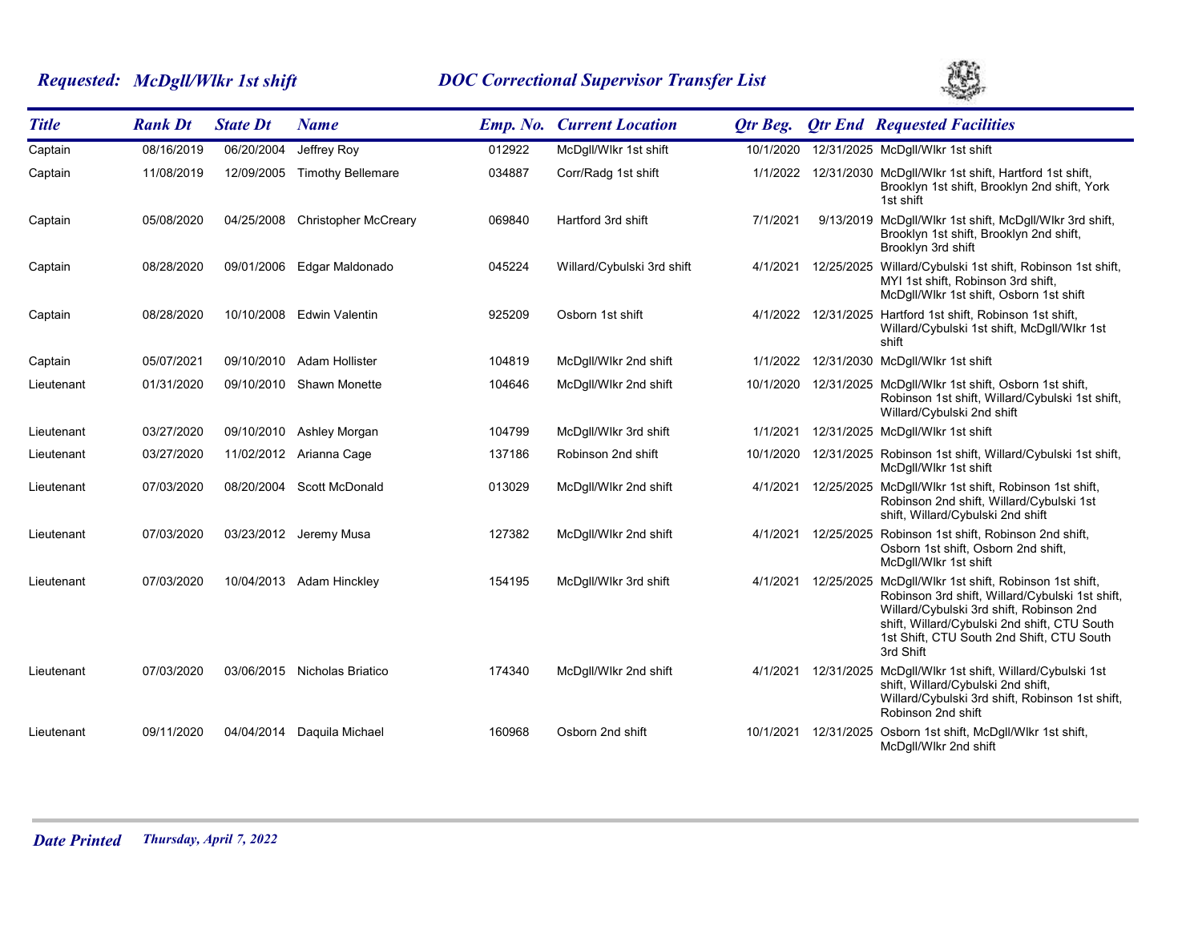**Requested: McDgll/Wlkr 1st shift** **DOC Correctional Supervisor Transfer List**

| Title | Rank Dt | State Dt | Name | Emp. No. | Current Location | Qtr Beg. | Qtr End | Requested Facilities |
|---|---|---|---|---|---|---|---|---|
| Captain | 08/16/2019 | 06/20/2004 | Jeffrey Roy | 012922 | McDgll/Wlkr 1st shift | 10/1/2020 | 12/31/2025 | McDgll/Wlkr 1st shift |
| Captain | 11/08/2019 | 12/09/2005 | Timothy Bellemare | 034887 | Corr/Radg 1st shift | 1/1/2022 | 12/31/2030 | McDgll/Wlkr 1st shift, Hartford 1st shift, Brooklyn 1st shift, Brooklyn 2nd shift, York 1st shift |
| Captain | 05/08/2020 | 04/25/2008 | Christopher McCreary | 069840 | Hartford 3rd shift | 7/1/2021 | 9/13/2019 | McDgll/Wlkr 1st shift, McDgll/Wlkr 3rd shift, Brooklyn 1st shift, Brooklyn 2nd shift, Brooklyn 3rd shift |
| Captain | 08/28/2020 | 09/01/2006 | Edgar Maldonado | 045224 | Willard/Cybulski 3rd shift | 4/1/2021 | 12/25/2025 | Willard/Cybulski 1st shift, Robinson 1st shift, MYI 1st shift, Robinson 3rd shift, McDgll/Wlkr 1st shift, Osborn 1st shift |
| Captain | 08/28/2020 | 10/10/2008 | Edwin Valentin | 925209 | Osborn 1st shift | 4/1/2022 | 12/31/2025 | Hartford 1st shift, Robinson 1st shift, Willard/Cybulski 1st shift, McDgll/Wlkr 1st shift |
| Captain | 05/07/2021 | 09/10/2010 | Adam Hollister | 104819 | McDgll/Wlkr 2nd shift | 1/1/2022 | 12/31/2030 | McDgll/Wlkr 1st shift |
| Lieutenant | 01/31/2020 | 09/10/2010 | Shawn Monette | 104646 | McDgll/Wlkr 2nd shift | 10/1/2020 | 12/31/2025 | McDgll/Wlkr 1st shift, Osborn 1st shift, Robinson 1st shift, Willard/Cybulski 1st shift, Willard/Cybulski 2nd shift |
| Lieutenant | 03/27/2020 | 09/10/2010 | Ashley Morgan | 104799 | McDgll/Wlkr 3rd shift | 1/1/2021 | 12/31/2025 | McDgll/Wlkr 1st shift |
| Lieutenant | 03/27/2020 | 11/02/2012 | Arianna Cage | 137186 | Robinson 2nd shift | 10/1/2020 | 12/31/2025 | Robinson 1st shift, Willard/Cybulski 1st shift, McDgll/Wlkr 1st shift |
| Lieutenant | 07/03/2020 | 08/20/2004 | Scott McDonald | 013029 | McDgll/Wlkr 2nd shift | 4/1/2021 | 12/25/2025 | McDgll/Wlkr 1st shift, Robinson 1st shift, Robinson 2nd shift, Willard/Cybulski 1st shift, Willard/Cybulski 2nd shift |
| Lieutenant | 07/03/2020 | 03/23/2012 | Jeremy Musa | 127382 | McDgll/Wlkr 2nd shift | 4/1/2021 | 12/25/2025 | Robinson 1st shift, Robinson 2nd shift, Osborn 1st shift, Osborn 2nd shift, McDgll/Wlkr 1st shift |
| Lieutenant | 07/03/2020 | 10/04/2013 | Adam Hinckley | 154195 | McDgll/Wlkr 3rd shift | 4/1/2021 | 12/25/2025 | McDgll/Wlkr 1st shift, Robinson 1st shift, Robinson 3rd shift, Willard/Cybulski 1st shift, Willard/Cybulski 3rd shift, Robinson 2nd shift, Willard/Cybulski 2nd shift, CTU South 1st Shift, CTU South 2nd Shift, CTU South 3rd Shift |
| Lieutenant | 07/03/2020 | 03/06/2015 | Nicholas Briatico | 174340 | McDgll/Wlkr 2nd shift | 4/1/2021 | 12/31/2025 | McDgll/Wlkr 1st shift, Willard/Cybulski 1st shift, Willard/Cybulski 2nd shift, Willard/Cybulski 3rd shift, Robinson 1st shift, Robinson 2nd shift |
| Lieutenant | 09/11/2020 | 04/04/2014 | Daquila Michael | 160968 | Osborn 2nd shift | 10/1/2021 | 12/31/2025 | Osborn 1st shift, McDgll/Wlkr 1st shift, McDgll/Wlkr 2nd shift |

**Date Printed** *Thursday, April 7, 2022*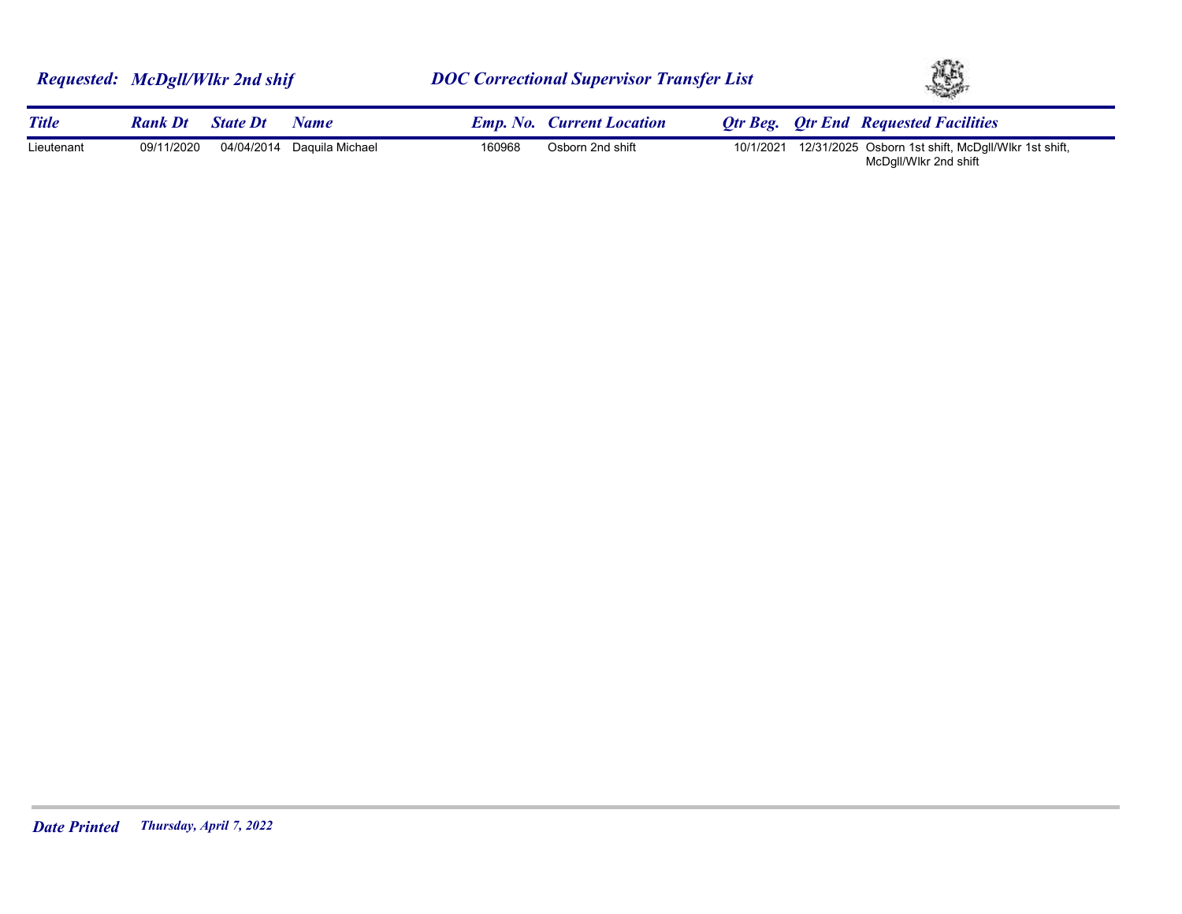**Requested: McDgll/Wlkr 2nd shif** | **DOC Correctional Supervisor Transfer List**

| Title | Rank Dt | State Dt | Name | Emp. No. | Current Location | Qtr Beg. | Qtr End | Requested Facilities |
|---|---|---|---|---|---|---|---|---|
| Lieutenant | 09/11/2020 | 04/04/2014 | Daquila Michael | 160968 | Osborn 2nd shift | 10/1/2021 | 12/31/2025 | Osborn 1st shift, McDgll/Wlkr 1st shift, McDgll/Wlkr 2nd shift |

**Date Printed** *Thursday, April 7, 2022*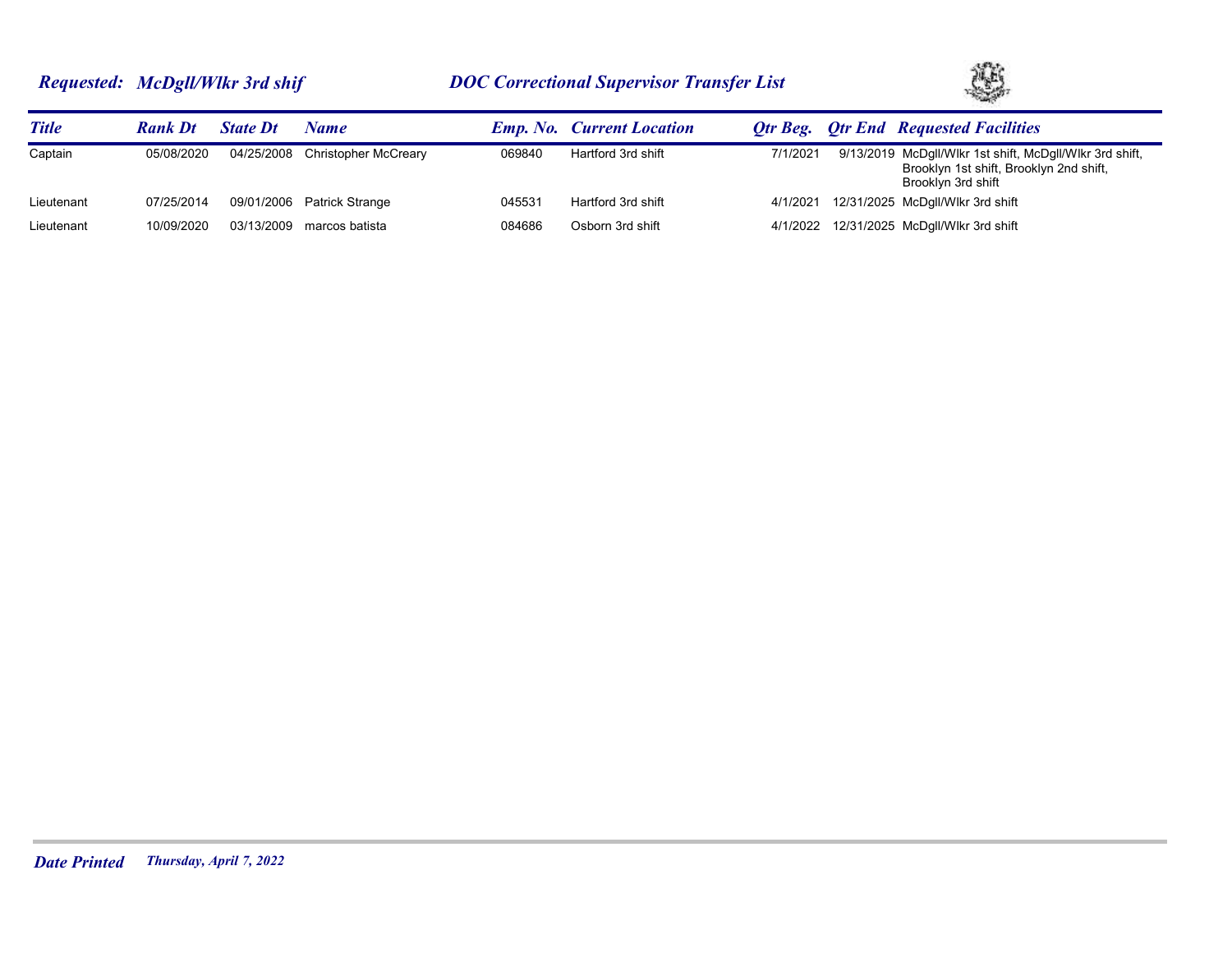**Requested: McDgll/Wlkr 3rd shif** **DOC Correctional Supervisor Transfer List**

| Title | Rank Dt | State Dt | Name | Emp. No. | Current Location | Qtr Beg. | Qtr End | Requested Facilities |
|---|---|---|---|---|---|---|---|---|
| Captain | 05/08/2020 | 04/25/2008 | Christopher McCreary | 069840 | Hartford 3rd shift | 7/1/2021 | 9/13/2019 | McDgll/Wlkr 1st shift, McDgll/Wlkr 3rd shift, Brooklyn 1st shift, Brooklyn 2nd shift, Brooklyn 3rd shift |
| Lieutenant | 07/25/2014 | 09/01/2006 | Patrick Strange | 045531 | Hartford 3rd shift | 4/1/2021 | 12/31/2025 | McDgll/Wlkr 3rd shift |
| Lieutenant | 10/09/2020 | 03/13/2009 | marcos batista | 084686 | Osborn 3rd shift | 4/1/2022 | 12/31/2025 | McDgll/Wlkr 3rd shift |

**Date Printed** *Thursday, April 7, 2022*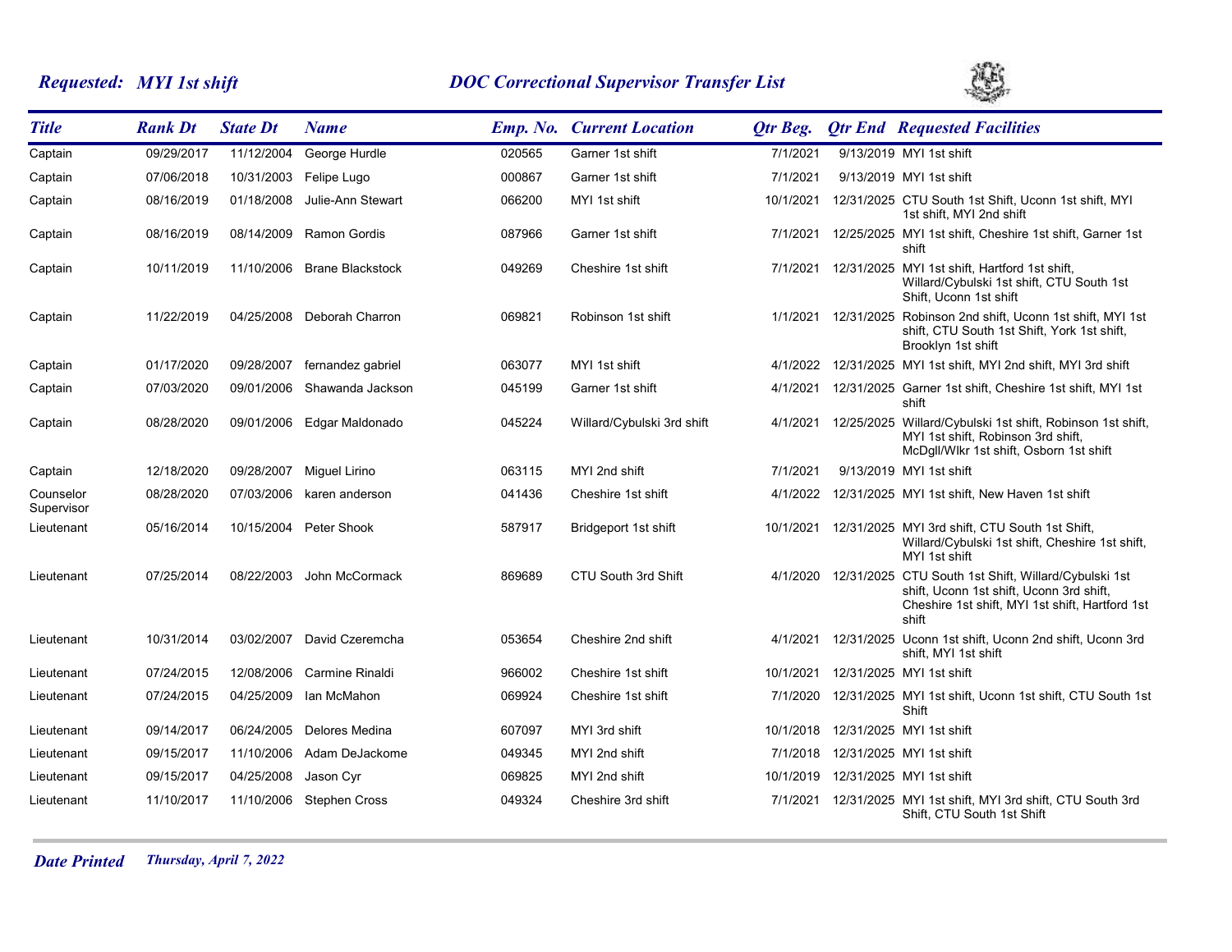***Requested: MYI 1st shift*** | ***DOC Correctional Supervisor Transfer List***

| Title | Rank Dt | State Dt | Name | Emp. No. | Current Location | Qtr Beg. | Qtr End | Requested Facilities |
|---|---|---|---|---|---|---|---|---|
| Captain | 09/29/2017 | 11/12/2004 | George Hurdle | 020565 | Garner 1st shift | 7/1/2021 | 9/13/2019 | MYI 1st shift |
| Captain | 07/06/2018 | 10/31/2003 | Felipe Lugo | 000867 | Garner 1st shift | 7/1/2021 | 9/13/2019 | MYI 1st shift |
| Captain | 08/16/2019 | 01/18/2008 | Julie-Ann Stewart | 066200 | MYI 1st shift | 10/1/2021 | 12/31/2025 | CTU South 1st Shift, Uconn 1st shift, MYI 1st shift, MYI 2nd shift |
| Captain | 08/16/2019 | 08/14/2009 | Ramon Gordis | 087966 | Garner 1st shift | 7/1/2021 | 12/25/2025 | MYI 1st shift, Cheshire 1st shift, Garner 1st shift |
| Captain | 10/11/2019 | 11/10/2006 | Brane Blackstock | 049269 | Cheshire 1st shift | 7/1/2021 | 12/31/2025 | MYI 1st shift, Hartford 1st shift, Willard/Cybulski 1st shift, CTU South 1st Shift, Uconn 1st shift |
| Captain | 11/22/2019 | 04/25/2008 | Deborah Charron | 069821 | Robinson 1st shift | 1/1/2021 | 12/31/2025 | Robinson 2nd shift, Uconn 1st shift, MYI 1st shift, CTU South 1st Shift, York 1st shift, Brooklyn 1st shift |
| Captain | 01/17/2020 | 09/28/2007 | fernandez gabriel | 063077 | MYI 1st shift | 4/1/2022 | 12/31/2025 | MYI 1st shift, MYI 2nd shift, MYI 3rd shift |
| Captain | 07/03/2020 | 09/01/2006 | Shawanda Jackson | 045199 | Garner 1st shift | 4/1/2021 | 12/31/2025 | Garner 1st shift, Cheshire 1st shift, MYI 1st shift |
| Captain | 08/28/2020 | 09/01/2006 | Edgar Maldonado | 045224 | Willard/Cybulski 3rd shift | 4/1/2021 | 12/25/2025 | Willard/Cybulski 1st shift, Robinson 1st shift, MYI 1st shift, Robinson 3rd shift, McDgll/Wlkr 1st shift, Osborn 1st shift |
| Captain | 12/18/2020 | 09/28/2007 | Miguel Lirino | 063115 | MYI 2nd shift | 7/1/2021 | 9/13/2019 | MYI 1st shift |
| Counselor Supervisor | 08/28/2020 | 07/03/2006 | karen anderson | 041436 | Cheshire 1st shift | 4/1/2022 | 12/31/2025 | MYI 1st shift, New Haven 1st shift |
| Lieutenant | 05/16/2014 | 10/15/2004 | Peter Shook | 587917 | Bridgeport 1st shift | 10/1/2021 | 12/31/2025 | MYI 3rd shift, CTU South 1st Shift, Willard/Cybulski 1st shift, Cheshire 1st shift, MYI 1st shift |
| Lieutenant | 07/25/2014 | 08/22/2003 | John McCormack | 869689 | CTU South 3rd Shift | 4/1/2020 | 12/31/2025 | CTU South 1st Shift, Willard/Cybulski 1st shift, Uconn 1st shift, Uconn 3rd shift, Cheshire 1st shift, MYI 1st shift, Hartford 1st shift |
| Lieutenant | 10/31/2014 | 03/02/2007 | David Czeremcha | 053654 | Cheshire 2nd shift | 4/1/2021 | 12/31/2025 | Uconn 1st shift, Uconn 2nd shift, Uconn 3rd shift, MYI 1st shift |
| Lieutenant | 07/24/2015 | 12/08/2006 | Carmine Rinaldi | 966002 | Cheshire 1st shift | 10/1/2021 | 12/31/2025 | MYI 1st shift |
| Lieutenant | 07/24/2015 | 04/25/2009 | Ian McMahon | 069924 | Cheshire 1st shift | 7/1/2020 | 12/31/2025 | MYI 1st shift, Uconn 1st shift, CTU South 1st Shift |
| Lieutenant | 09/14/2017 | 06/24/2005 | Delores Medina | 607097 | MYI 3rd shift | 10/1/2018 | 12/31/2025 | MYI 1st shift |
| Lieutenant | 09/15/2017 | 11/10/2006 | Adam DeJackome | 049345 | MYI 2nd shift | 7/1/2018 | 12/31/2025 | MYI 1st shift |
| Lieutenant | 09/15/2017 | 04/25/2008 | Jason Cyr | 069825 | MYI 2nd shift | 10/1/2019 | 12/31/2025 | MYI 1st shift |
| Lieutenant | 11/10/2017 | 11/10/2006 | Stephen Cross | 049324 | Cheshire 3rd shift | 7/1/2021 | 12/31/2025 | MYI 1st shift, MYI 3rd shift, CTU South 3rd Shift, CTU South 1st Shift |

***Date Printed*** *Thursday, April 7, 2022*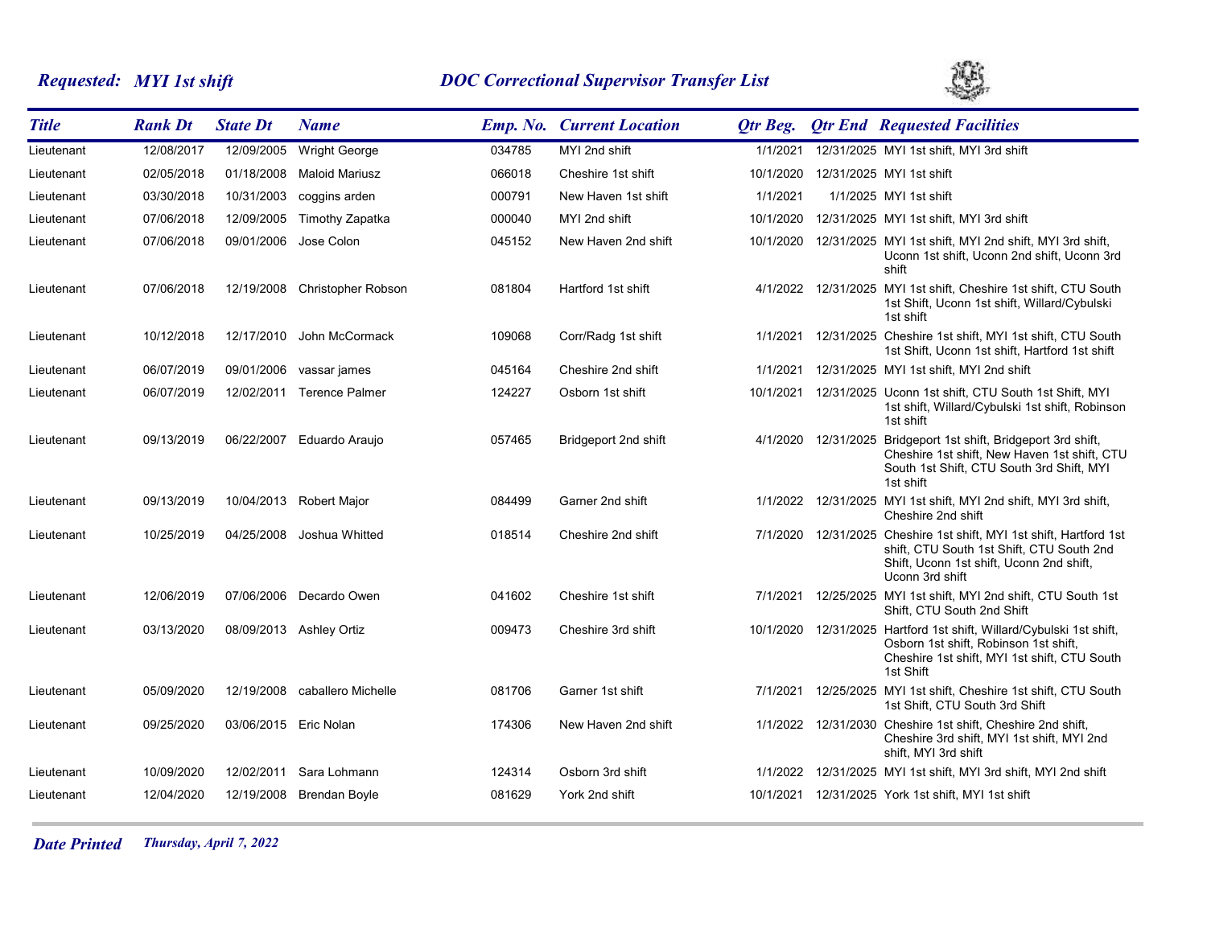## *Requested: MYI 1st shift* — *DOC Correctional Supervisor Transfer List*

| *Title* | *Rank Dt* | *State Dt* | *Name* | *Emp. No.* | *Current Location* | *Qtr Beg.* | *Qtr End* | *Requested Facilities* |
|---|---|---|---|---|---|---|---|---|
| Lieutenant | 12/08/2017 | 12/09/2005 | Wright George | 034785 | MYI 2nd shift | 1/1/2021 | 12/31/2025 | MYI 1st shift, MYI 3rd shift |
| Lieutenant | 02/05/2018 | 01/18/2008 | Maloid Mariusz | 066018 | Cheshire 1st shift | 10/1/2020 | 12/31/2025 | MYI 1st shift |
| Lieutenant | 03/30/2018 | 10/31/2003 | coggins arden | 000791 | New Haven 1st shift | 1/1/2021 | 1/1/2025 | MYI 1st shift |
| Lieutenant | 07/06/2018 | 12/09/2005 | Timothy Zapatka | 000040 | MYI 2nd shift | 10/1/2020 | 12/31/2025 | MYI 1st shift, MYI 3rd shift |
| Lieutenant | 07/06/2018 | 09/01/2006 | Jose Colon | 045152 | New Haven 2nd shift | 10/1/2020 | 12/31/2025 | MYI 1st shift, MYI 2nd shift, MYI 3rd shift, Uconn 1st shift, Uconn 2nd shift, Uconn 3rd shift |
| Lieutenant | 07/06/2018 | 12/19/2008 | Christopher Robson | 081804 | Hartford 1st shift | 4/1/2022 | 12/31/2025 | MYI 1st shift, Cheshire 1st shift, CTU South 1st Shift, Uconn 1st shift, Willard/Cybulski 1st shift |
| Lieutenant | 10/12/2018 | 12/17/2010 | John McCormack | 109068 | Corr/Radg 1st shift | 1/1/2021 | 12/31/2025 | Cheshire 1st shift, MYI 1st shift, CTU South 1st Shift, Uconn 1st shift, Hartford 1st shift |
| Lieutenant | 06/07/2019 | 09/01/2006 | vassar james | 045164 | Cheshire 2nd shift | 1/1/2021 | 12/31/2025 | MYI 1st shift, MYI 2nd shift |
| Lieutenant | 06/07/2019 | 12/02/2011 | Terence Palmer | 124227 | Osborn 1st shift | 10/1/2021 | 12/31/2025 | Uconn 1st shift, CTU South 1st Shift, MYI 1st shift, Willard/Cybulski 1st shift, Robinson 1st shift |
| Lieutenant | 09/13/2019 | 06/22/2007 | Eduardo Araujo | 057465 | Bridgeport 2nd shift | 4/1/2020 | 12/31/2025 | Bridgeport 1st shift, Bridgeport 3rd shift, Cheshire 1st shift, New Haven 1st shift, CTU South 1st Shift, CTU South 3rd Shift, MYI 1st shift |
| Lieutenant | 09/13/2019 | 10/04/2013 | Robert Major | 084499 | Garner 2nd shift | 1/1/2022 | 12/31/2025 | MYI 1st shift, MYI 2nd shift, MYI 3rd shift, Cheshire 2nd shift |
| Lieutenant | 10/25/2019 | 04/25/2008 | Joshua Whitted | 018514 | Cheshire 2nd shift | 7/1/2020 | 12/31/2025 | Cheshire 1st shift, MYI 1st shift, Hartford 1st shift, CTU South 1st Shift, CTU South 2nd Shift, Uconn 1st shift, Uconn 2nd shift, Uconn 3rd shift |
| Lieutenant | 12/06/2019 | 07/06/2006 | Decardo Owen | 041602 | Cheshire 1st shift | 7/1/2021 | 12/25/2025 | MYI 1st shift, MYI 2nd shift, CTU South 1st Shift, CTU South 2nd Shift |
| Lieutenant | 03/13/2020 | 08/09/2013 | Ashley Ortiz | 009473 | Cheshire 3rd shift | 10/1/2020 | 12/31/2025 | Hartford 1st shift, Willard/Cybulski 1st shift, Osborn 1st shift, Robinson 1st shift, Cheshire 1st shift, MYI 1st shift, CTU South 1st Shift |
| Lieutenant | 05/09/2020 | 12/19/2008 | caballero Michelle | 081706 | Garner 1st shift | 7/1/2021 | 12/25/2025 | MYI 1st shift, Cheshire 1st shift, CTU South 1st Shift, CTU South 3rd Shift |
| Lieutenant | 09/25/2020 | 03/06/2015 | Eric Nolan | 174306 | New Haven 2nd shift | 1/1/2022 | 12/31/2030 | Cheshire 1st shift, Cheshire 2nd shift, Cheshire 3rd shift, MYI 1st shift, MYI 2nd shift, MYI 3rd shift |
| Lieutenant | 10/09/2020 | 12/02/2011 | Sara Lohmann | 124314 | Osborn 3rd shift | 1/1/2022 | 12/31/2025 | MYI 1st shift, MYI 3rd shift, MYI 2nd shift |
| Lieutenant | 12/04/2020 | 12/19/2008 | Brendan Boyle | 081629 | York 2nd shift | 10/1/2021 | 12/31/2025 | York 1st shift, MYI 1st shift |

***Date Printed*** *Thursday, April 7, 2022*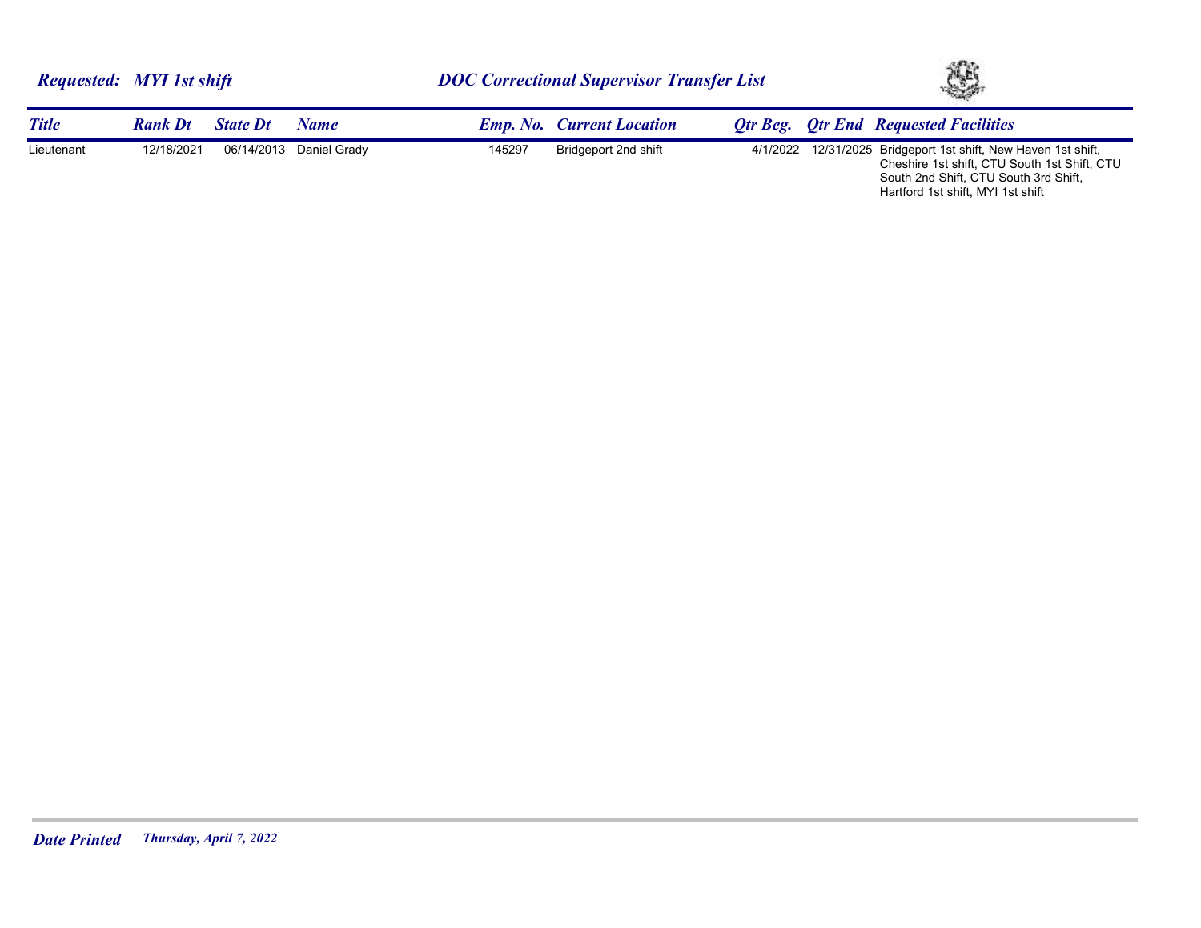**Requested: MYI 1st shift** 

## DOC Correctional Supervisor Transfer List

| Title | Rank Dt | State Dt | Name | Emp. No. | Current Location | Qtr Beg. | Qtr End | Requested Facilities |
|---|---|---|---|---|---|---|---|---|
| Lieutenant | 12/18/2021 | 06/14/2013 | Daniel Grady | 145297 | Bridgeport 2nd shift | 4/1/2022 | 12/31/2025 | Bridgeport 1st shift, New Haven 1st shift, Cheshire 1st shift, CTU South 1st Shift, CTU South 2nd Shift, CTU South 3rd Shift, Hartford 1st shift, MYI 1st shift |

**Date Printed** *Thursday, April 7, 2022*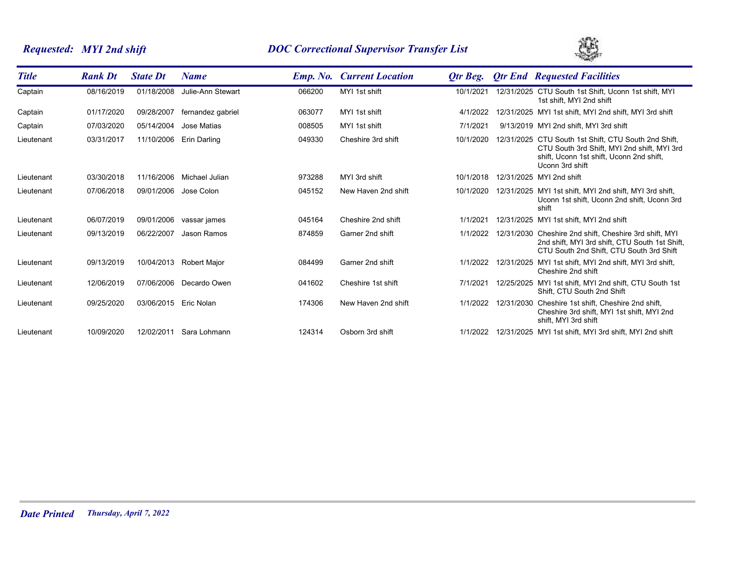**Requested: MYI 2nd shift** — **DOC Correctional Supervisor Transfer List**

| Title | Rank Dt | State Dt | Name | Emp. No. | Current Location | Qtr Beg. | Qtr End | Requested Facilities |
|---|---|---|---|---|---|---|---|---|
| Captain | 08/16/2019 | 01/18/2008 | Julie-Ann Stewart | 066200 | MYI 1st shift | 10/1/2021 | 12/31/2025 | CTU South 1st Shift, Uconn 1st shift, MYI 1st shift, MYI 2nd shift |
| Captain | 01/17/2020 | 09/28/2007 | fernandez gabriel | 063077 | MYI 1st shift | 4/1/2022 | 12/31/2025 | MYI 1st shift, MYI 2nd shift, MYI 3rd shift |
| Captain | 07/03/2020 | 05/14/2004 | Jose Matias | 008505 | MYI 1st shift | 7/1/2021 | 9/13/2019 | MYI 2nd shift, MYI 3rd shift |
| Lieutenant | 03/31/2017 | 11/10/2006 | Erin Darling | 049330 | Cheshire 3rd shift | 10/1/2020 | 12/31/2025 | CTU South 1st Shift, CTU South 2nd Shift, CTU South 3rd Shift, MYI 2nd shift, MYI 3rd shift, Uconn 1st shift, Uconn 2nd shift, Uconn 3rd shift |
| Lieutenant | 03/30/2018 | 11/16/2006 | Michael Julian | 973288 | MYI 3rd shift | 10/1/2018 | 12/31/2025 | MYI 2nd shift |
| Lieutenant | 07/06/2018 | 09/01/2006 | Jose Colon | 045152 | New Haven 2nd shift | 10/1/2020 | 12/31/2025 | MYI 1st shift, MYI 2nd shift, MYI 3rd shift, Uconn 1st shift, Uconn 2nd shift, Uconn 3rd shift |
| Lieutenant | 06/07/2019 | 09/01/2006 | vassar james | 045164 | Cheshire 2nd shift | 1/1/2021 | 12/31/2025 | MYI 1st shift, MYI 2nd shift |
| Lieutenant | 09/13/2019 | 06/22/2007 | Jason Ramos | 874859 | Garner 2nd shift | 1/1/2022 | 12/31/2030 | Cheshire 2nd shift, Cheshire 3rd shift, MYI 2nd shift, MYI 3rd shift, CTU South 1st Shift, CTU South 2nd Shift, CTU South 3rd Shift |
| Lieutenant | 09/13/2019 | 10/04/2013 | Robert Major | 084499 | Garner 2nd shift | 1/1/2022 | 12/31/2025 | MYI 1st shift, MYI 2nd shift, MYI 3rd shift, Cheshire 2nd shift |
| Lieutenant | 12/06/2019 | 07/06/2006 | Decardo Owen | 041602 | Cheshire 1st shift | 7/1/2021 | 12/25/2025 | MYI 1st shift, MYI 2nd shift, CTU South 1st Shift, CTU South 2nd Shift |
| Lieutenant | 09/25/2020 | 03/06/2015 | Eric Nolan | 174306 | New Haven 2nd shift | 1/1/2022 | 12/31/2030 | Cheshire 1st shift, Cheshire 2nd shift, Cheshire 3rd shift, MYI 1st shift, MYI 2nd shift, MYI 3rd shift |
| Lieutenant | 10/09/2020 | 12/02/2011 | Sara Lohmann | 124314 | Osborn 3rd shift | 1/1/2022 | 12/31/2025 | MYI 1st shift, MYI 3rd shift, MYI 2nd shift |

**Date Printed** *Thursday, April 7, 2022*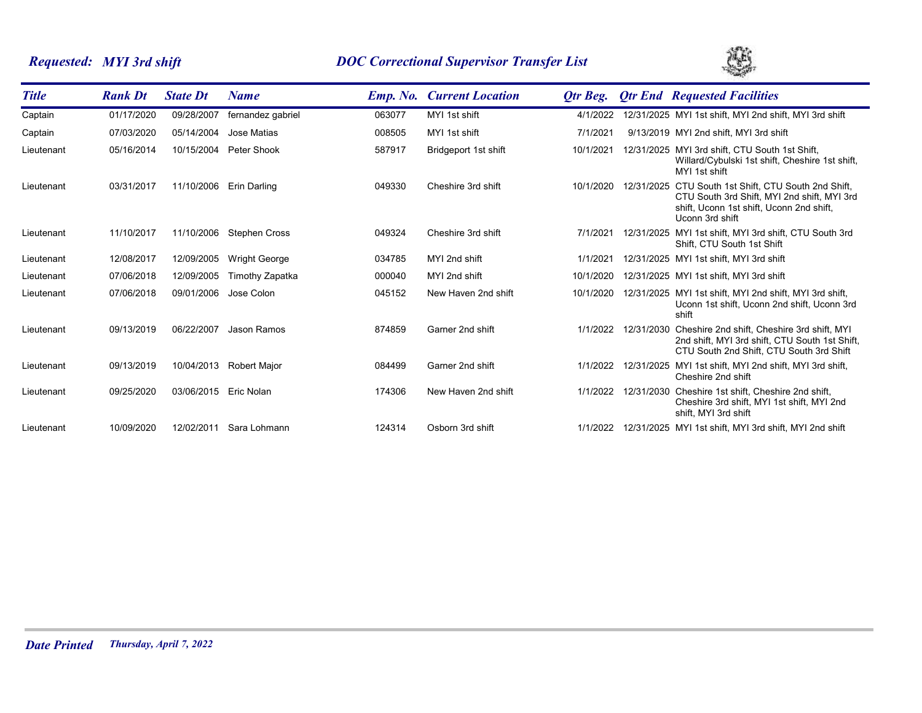**Requested: MYI 3rd shift** | **DOC Correctional Supervisor Transfer List**

| Title | Rank Dt | State Dt | Name | Emp. No. | Current Location | Qtr Beg. | Qtr End | Requested Facilities |
|---|---|---|---|---|---|---|---|---|
| Captain | 01/17/2020 | 09/28/2007 | fernandez gabriel | 063077 | MYI 1st shift | 4/1/2022 | 12/31/2025 | MYI 1st shift, MYI 2nd shift, MYI 3rd shift |
| Captain | 07/03/2020 | 05/14/2004 | Jose Matias | 008505 | MYI 1st shift | 7/1/2021 | 9/13/2019 | MYI 2nd shift, MYI 3rd shift |
| Lieutenant | 05/16/2014 | 10/15/2004 | Peter Shook | 587917 | Bridgeport 1st shift | 10/1/2021 | 12/31/2025 | MYI 3rd shift, CTU South 1st Shift, Willard/Cybulski 1st shift, Cheshire 1st shift, MYI 1st shift |
| Lieutenant | 03/31/2017 | 11/10/2006 | Erin Darling | 049330 | Cheshire 3rd shift | 10/1/2020 | 12/31/2025 | CTU South 1st Shift, CTU South 2nd Shift, CTU South 3rd Shift, MYI 2nd shift, MYI 3rd shift, Uconn 1st shift, Uconn 2nd shift, Uconn 3rd shift |
| Lieutenant | 11/10/2017 | 11/10/2006 | Stephen Cross | 049324 | Cheshire 3rd shift | 7/1/2021 | 12/31/2025 | MYI 1st shift, MYI 3rd shift, CTU South 3rd Shift, CTU South 1st Shift |
| Lieutenant | 12/08/2017 | 12/09/2005 | Wright George | 034785 | MYI 2nd shift | 1/1/2021 | 12/31/2025 | MYI 1st shift, MYI 3rd shift |
| Lieutenant | 07/06/2018 | 12/09/2005 | Timothy Zapatka | 000040 | MYI 2nd shift | 10/1/2020 | 12/31/2025 | MYI 1st shift, MYI 3rd shift |
| Lieutenant | 07/06/2018 | 09/01/2006 | Jose Colon | 045152 | New Haven 2nd shift | 10/1/2020 | 12/31/2025 | MYI 1st shift, MYI 2nd shift, MYI 3rd shift, Uconn 1st shift, Uconn 2nd shift, Uconn 3rd shift |
| Lieutenant | 09/13/2019 | 06/22/2007 | Jason Ramos | 874859 | Garner 2nd shift | 1/1/2022 | 12/31/2030 | Cheshire 2nd shift, Cheshire 3rd shift, MYI 2nd shift, MYI 3rd shift, CTU South 1st Shift, CTU South 2nd Shift, CTU South 3rd Shift |
| Lieutenant | 09/13/2019 | 10/04/2013 | Robert Major | 084499 | Garner 2nd shift | 1/1/2022 | 12/31/2025 | MYI 1st shift, MYI 2nd shift, MYI 3rd shift, Cheshire 2nd shift |
| Lieutenant | 09/25/2020 | 03/06/2015 | Eric Nolan | 174306 | New Haven 2nd shift | 1/1/2022 | 12/31/2030 | Cheshire 1st shift, Cheshire 2nd shift, Cheshire 3rd shift, MYI 1st shift, MYI 2nd shift, MYI 3rd shift |
| Lieutenant | 10/09/2020 | 12/02/2011 | Sara Lohmann | 124314 | Osborn 3rd shift | 1/1/2022 | 12/31/2025 | MYI 1st shift, MYI 3rd shift, MYI 2nd shift |

**Date Printed** *Thursday, April 7, 2022*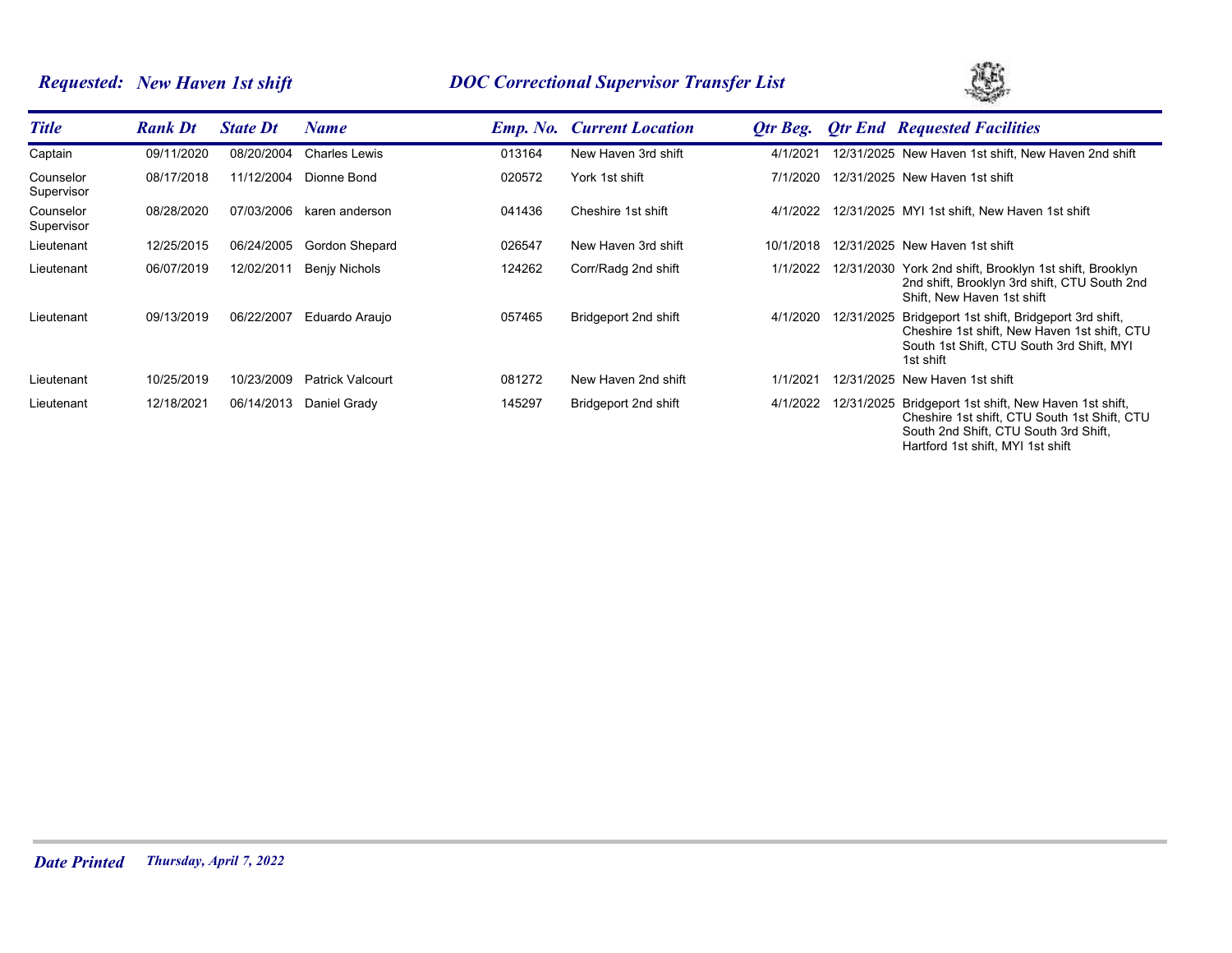**Requested: New Haven 1st shift** **DOC Correctional Supervisor Transfer List**

| Title | Rank Dt | State Dt | Name | Emp. No. | Current Location | Qtr Beg. | Qtr End | Requested Facilities |
|---|---|---|---|---|---|---|---|---|
| Captain | 09/11/2020 | 08/20/2004 | Charles Lewis | 013164 | New Haven 3rd shift | 4/1/2021 | 12/31/2025 | New Haven 1st shift, New Haven 2nd shift |
| Counselor Supervisor | 08/17/2018 | 11/12/2004 | Dionne Bond | 020572 | York 1st shift | 7/1/2020 | 12/31/2025 | New Haven 1st shift |
| Counselor Supervisor | 08/28/2020 | 07/03/2006 | karen anderson | 041436 | Cheshire 1st shift | 4/1/2022 | 12/31/2025 | MYI 1st shift, New Haven 1st shift |
| Lieutenant | 12/25/2015 | 06/24/2005 | Gordon Shepard | 026547 | New Haven 3rd shift | 10/1/2018 | 12/31/2025 | New Haven 1st shift |
| Lieutenant | 06/07/2019 | 12/02/2011 | Benjy Nichols | 124262 | Corr/Radg 2nd shift | 1/1/2022 | 12/31/2030 | York 2nd shift, Brooklyn 1st shift, Brooklyn 2nd shift, Brooklyn 3rd shift, CTU South 2nd Shift, New Haven 1st shift |
| Lieutenant | 09/13/2019 | 06/22/2007 | Eduardo Araujo | 057465 | Bridgeport 2nd shift | 4/1/2020 | 12/31/2025 | Bridgeport 1st shift, Bridgeport 3rd shift, Cheshire 1st shift, New Haven 1st shift, CTU South 1st Shift, CTU South 3rd Shift, MYI 1st shift |
| Lieutenant | 10/25/2019 | 10/23/2009 | Patrick Valcourt | 081272 | New Haven 2nd shift | 1/1/2021 | 12/31/2025 | New Haven 1st shift |
| Lieutenant | 12/18/2021 | 06/14/2013 | Daniel Grady | 145297 | Bridgeport 2nd shift | 4/1/2022 | 12/31/2025 | Bridgeport 1st shift, New Haven 1st shift, Cheshire 1st shift, CTU South 1st Shift, CTU South 2nd Shift, CTU South 3rd Shift, Hartford 1st shift, MYI 1st shift |

**Date Printed** *Thursday, April 7, 2022*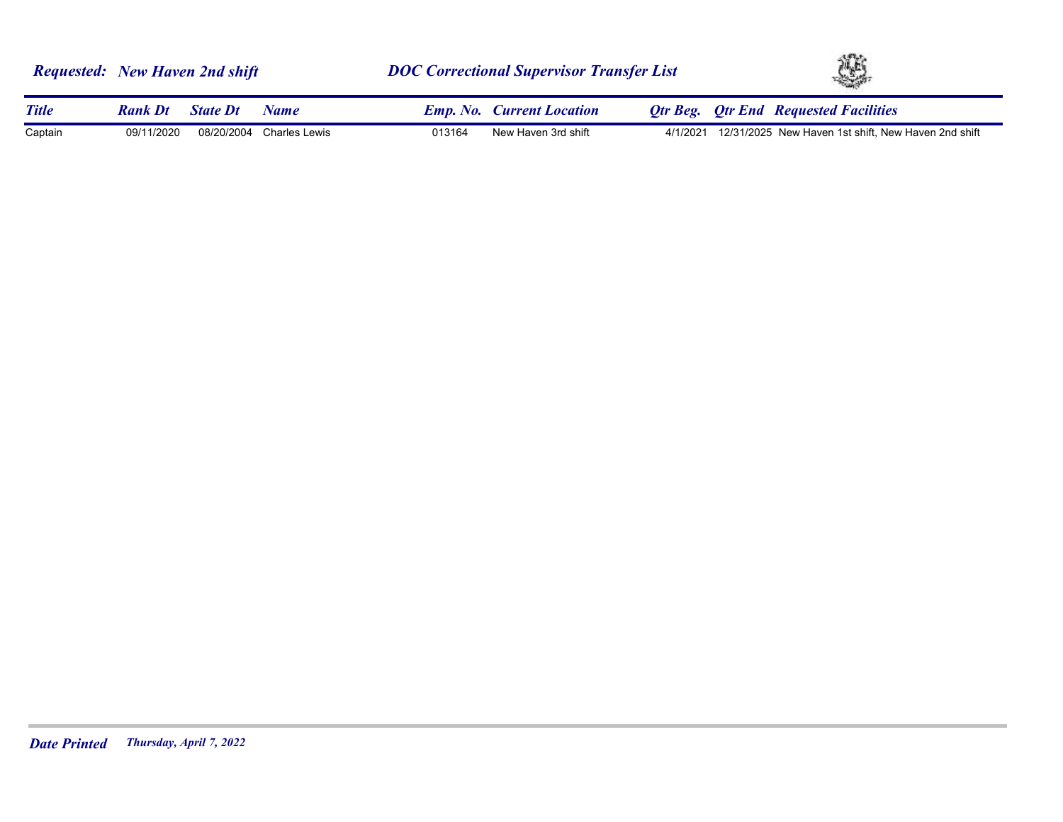***Requested: New Haven 2nd shift*** ***DOC Correctional Supervisor Transfer List***

| *Title* | *Rank Dt* | *State Dt* | *Name* | *Emp. No.* | *Current Location* | *Qtr Beg.* | *Qtr End* | *Requested Facilities* |
|---|---|---|---|---|---|---|---|---|
| Captain | 09/11/2020 | 08/20/2004 | Charles Lewis | 013164 | New Haven 3rd shift | 4/1/2021 | 12/31/2025 | New Haven 1st shift, New Haven 2nd shift |

***Date Printed*** *Thursday, April 7, 2022*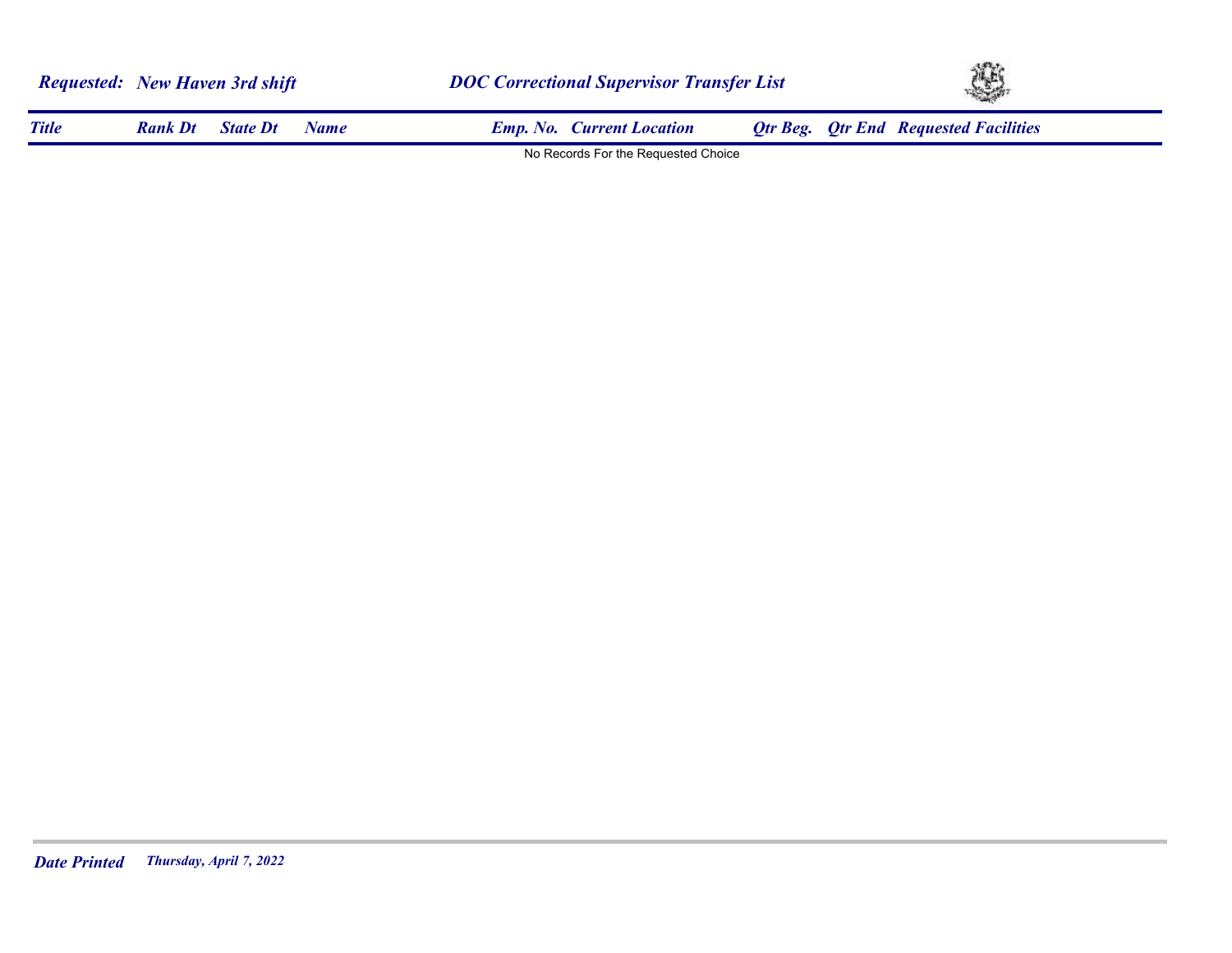***Requested:*** ***New Haven 3rd shift*** ***DOC Correctional Supervisor Transfer List***

| *Title* | *Rank Dt* | *State Dt* | *Name* | *Emp. No.* | *Current Location* | *Qtr Beg.* | *Qtr End* | *Requested Facilities* |
|---|---|---|---|---|---|---|---|---|

No Records For the Requested Choice

***Date Printed*** *Thursday, April 7, 2022*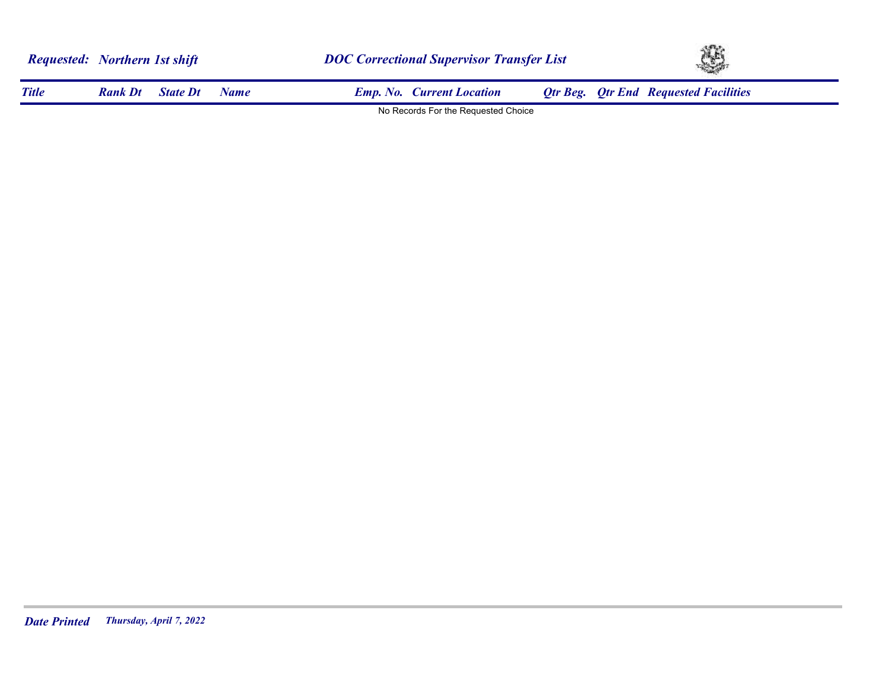**Requested: Northern 1st shift**

**DOC Correctional Supervisor Transfer List**

| Title | Rank Dt | State Dt | Name | Emp. No. | Current Location | Qtr Beg. | Qtr End | Requested Facilities |
|---|---|---|---|---|---|---|---|---|

No Records For the Requested Choice

**Date Printed** *Thursday, April 7, 2022*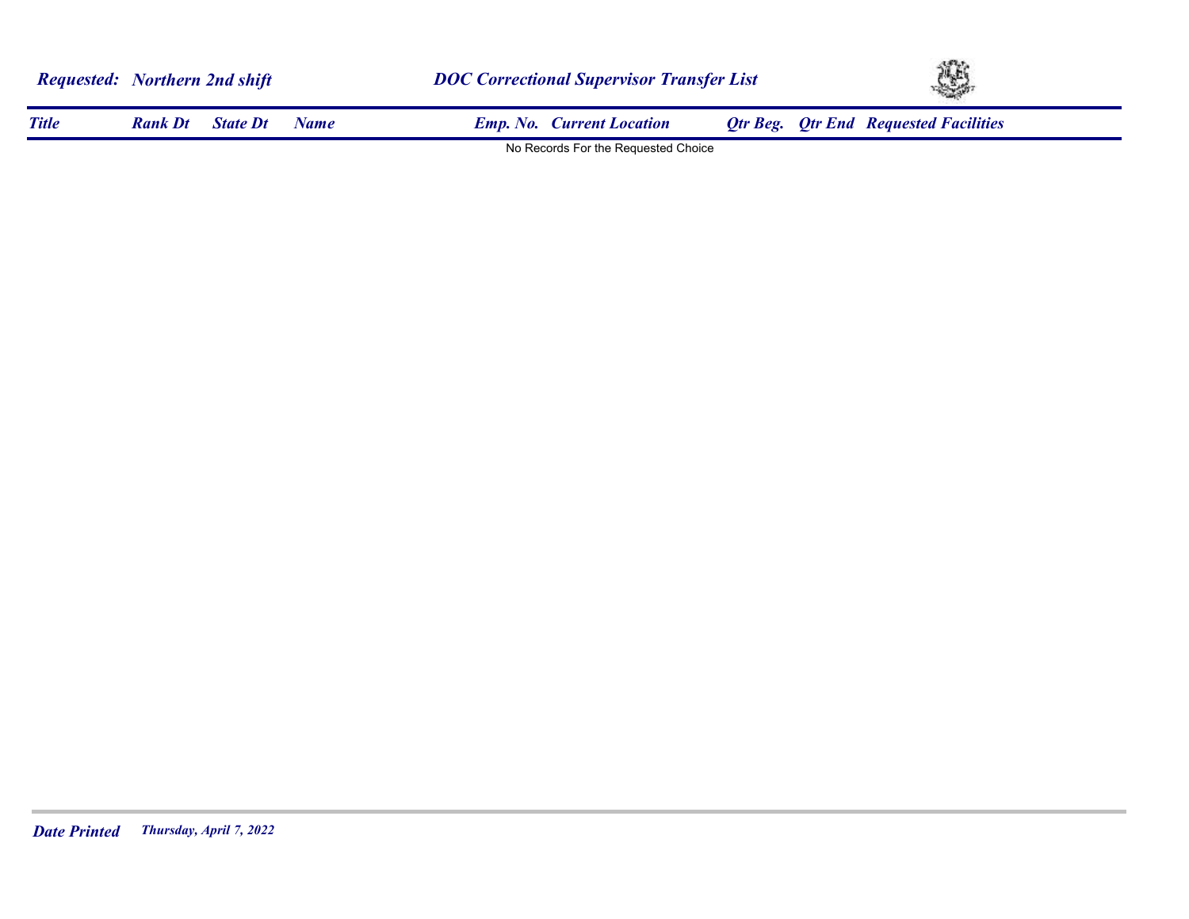***Requested: Northern 2nd shift***

***DOC Correctional Supervisor Transfer List***

| Title | Rank Dt | State Dt | Name | Emp. No. | Current Location | Qtr Beg. | Qtr End | Requested Facilities |
|---|---|---|---|---|---|---|---|---|

No Records For the Requested Choice

***Date Printed*** *Thursday, April 7, 2022*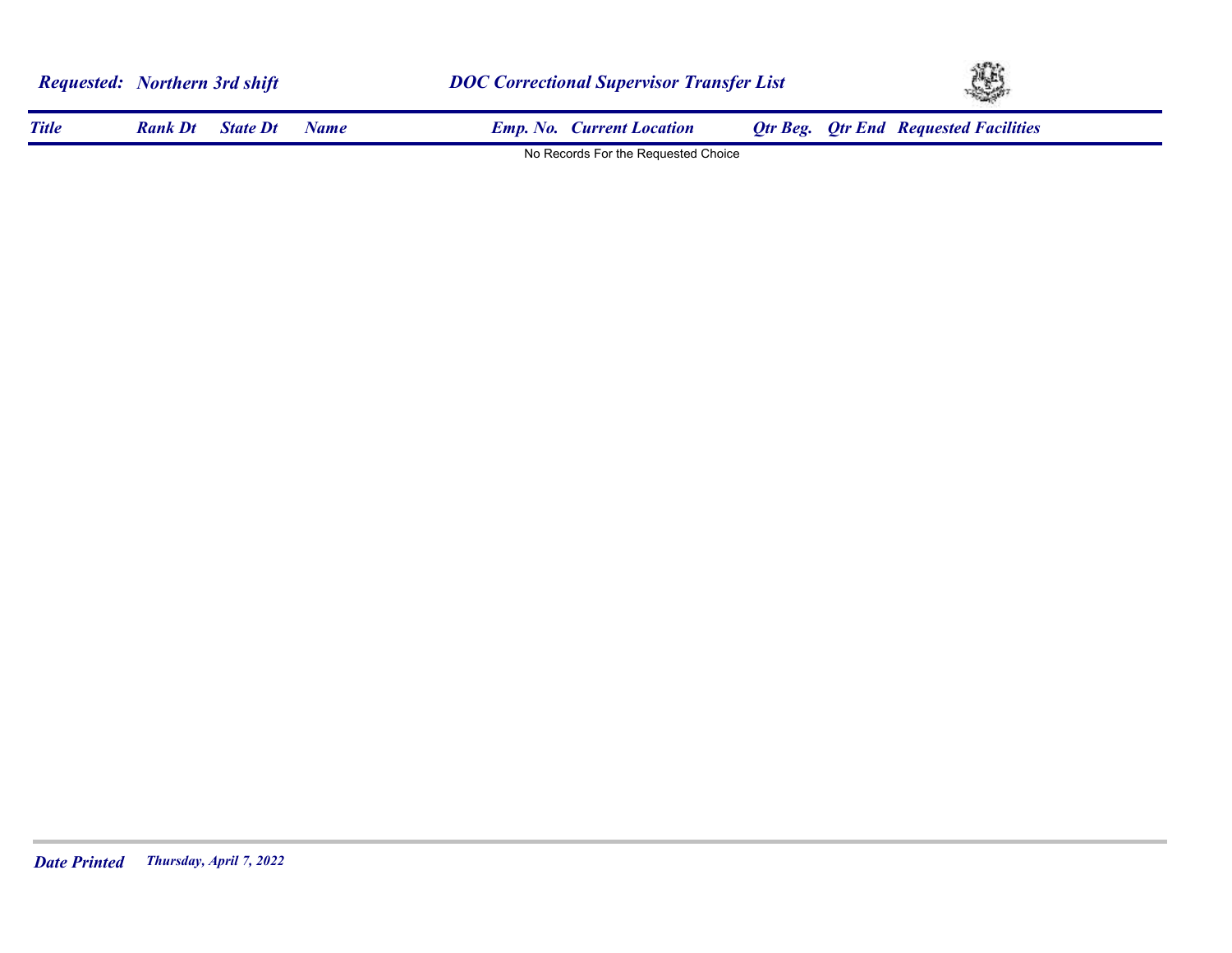**Requested: Northern 3rd shift** **DOC Correctional Supervisor Transfer List**

| Title | Rank Dt | State Dt | Name | Emp. No. | Current Location | Qtr Beg. | Qtr End | Requested Facilities |
|---|---|---|---|---|---|---|---|---|

No Records For the Requested Choice

**Date Printed** *Thursday, April 7, 2022*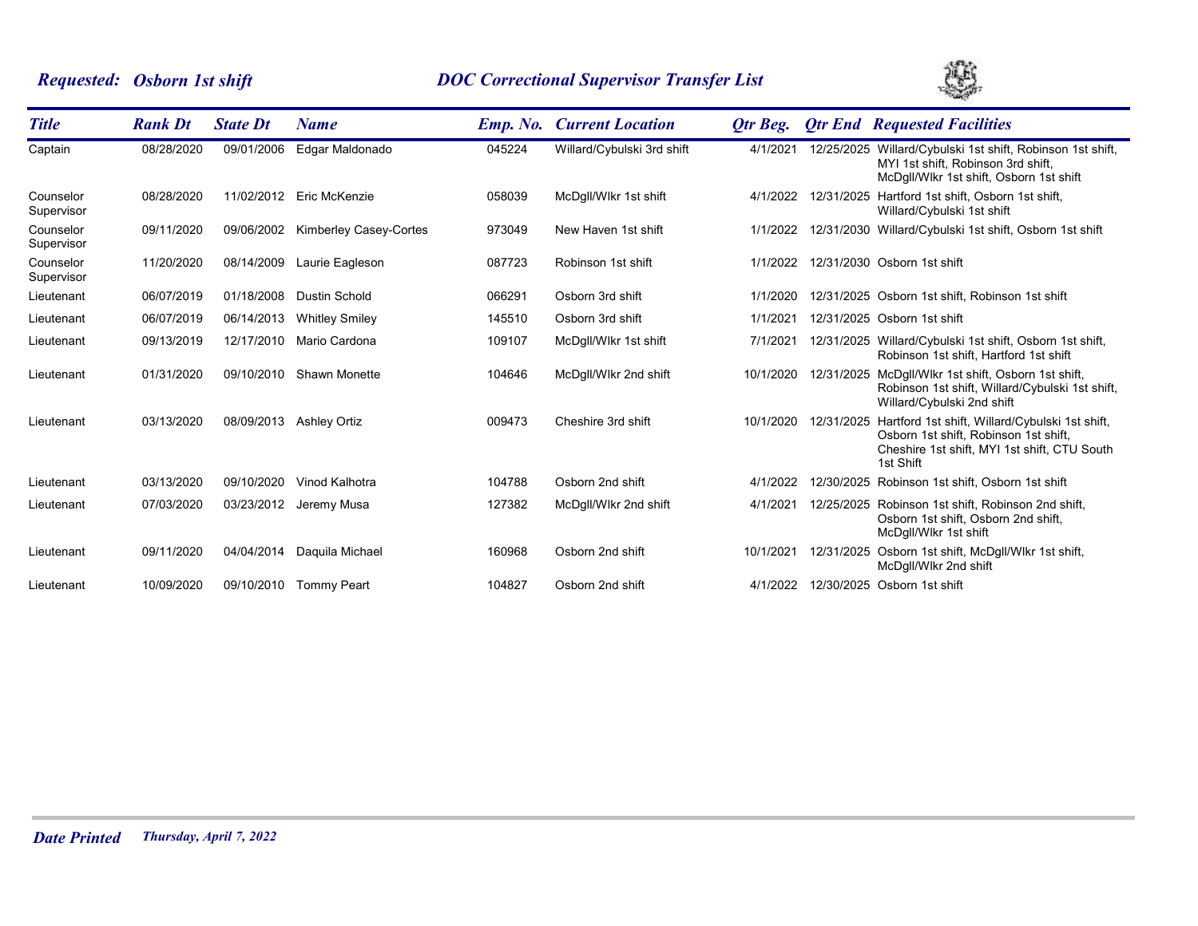**Requested: Osborn 1st shift** — **DOC Correctional Supervisor Transfer List**

| Title | Rank Dt | State Dt | Name | Emp. No. | Current Location | Qtr Beg. | Qtr End | Requested Facilities |
|---|---|---|---|---|---|---|---|---|
| Captain | 08/28/2020 | 09/01/2006 | Edgar Maldonado | 045224 | Willard/Cybulski 3rd shift | 4/1/2021 | 12/25/2025 | Willard/Cybulski 1st shift, Robinson 1st shift, MYI 1st shift, Robinson 3rd shift, McDgll/Wlkr 1st shift, Osborn 1st shift |
| Counselor Supervisor | 08/28/2020 | 11/02/2012 | Eric McKenzie | 058039 | McDgll/Wlkr 1st shift | 4/1/2022 | 12/31/2025 | Hartford 1st shift, Osborn 1st shift, Willard/Cybulski 1st shift |
| Counselor Supervisor | 09/11/2020 | 09/06/2002 | Kimberley Casey-Cortes | 973049 | New Haven 1st shift | 1/1/2022 | 12/31/2030 | Willard/Cybulski 1st shift, Osborn 1st shift |
| Counselor Supervisor | 11/20/2020 | 08/14/2009 | Laurie Eagleson | 087723 | Robinson 1st shift | 1/1/2022 | 12/31/2030 | Osborn 1st shift |
| Lieutenant | 06/07/2019 | 01/18/2008 | Dustin Schold | 066291 | Osborn 3rd shift | 1/1/2020 | 12/31/2025 | Osborn 1st shift, Robinson 1st shift |
| Lieutenant | 06/07/2019 | 06/14/2013 | Whitley Smiley | 145510 | Osborn 3rd shift | 1/1/2021 | 12/31/2025 | Osborn 1st shift |
| Lieutenant | 09/13/2019 | 12/17/2010 | Mario Cardona | 109107 | McDgll/Wlkr 1st shift | 7/1/2021 | 12/31/2025 | Willard/Cybulski 1st shift, Osborn 1st shift, Robinson 1st shift, Hartford 1st shift |
| Lieutenant | 01/31/2020 | 09/10/2010 | Shawn Monette | 104646 | McDgll/Wlkr 2nd shift | 10/1/2020 | 12/31/2025 | McDgll/Wlkr 1st shift, Osborn 1st shift, Robinson 1st shift, Willard/Cybulski 1st shift, Willard/Cybulski 2nd shift |
| Lieutenant | 03/13/2020 | 08/09/2013 | Ashley Ortiz | 009473 | Cheshire 3rd shift | 10/1/2020 | 12/31/2025 | Hartford 1st shift, Willard/Cybulski 1st shift, Osborn 1st shift, Robinson 1st shift, Cheshire 1st shift, MYI 1st shift, CTU South 1st Shift |
| Lieutenant | 03/13/2020 | 09/10/2020 | Vinod Kalhotra | 104788 | Osborn 2nd shift | 4/1/2022 | 12/30/2025 | Robinson 1st shift, Osborn 1st shift |
| Lieutenant | 07/03/2020 | 03/23/2012 | Jeremy Musa | 127382 | McDgll/Wlkr 2nd shift | 4/1/2021 | 12/25/2025 | Robinson 1st shift, Robinson 2nd shift, Osborn 1st shift, Osborn 2nd shift, McDgll/Wlkr 1st shift |
| Lieutenant | 09/11/2020 | 04/04/2014 | Daquila Michael | 160968 | Osborn 2nd shift | 10/1/2021 | 12/31/2025 | Osborn 1st shift, McDgll/Wlkr 1st shift, McDgll/Wlkr 2nd shift |
| Lieutenant | 10/09/2020 | 09/10/2010 | Tommy Peart | 104827 | Osborn 2nd shift | 4/1/2022 | 12/30/2025 | Osborn 1st shift |

**Date Printed** *Thursday, April 7, 2022*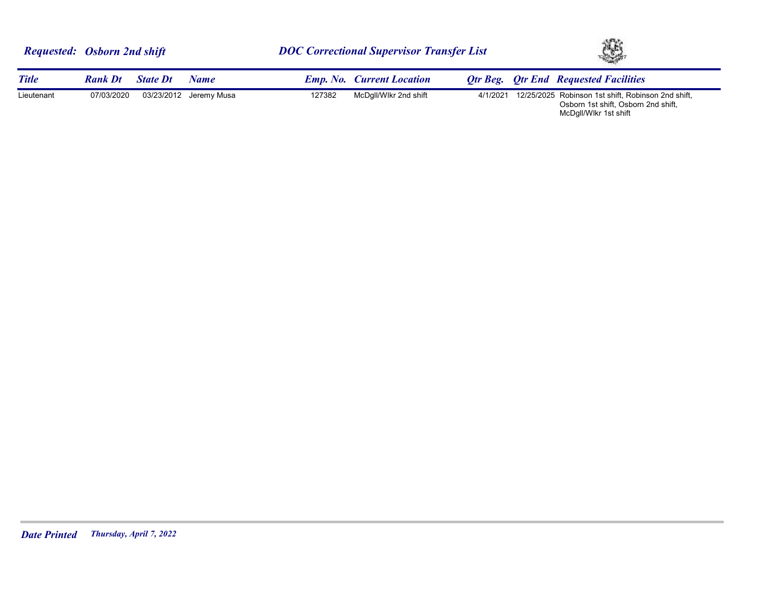**Requested: Osborn 2nd shift** **DOC Correctional Supervisor Transfer List**

| Title | Rank Dt | State Dt | Name | Emp. No. | Current Location | Qtr Beg. | Qtr End | Requested Facilities |
|---|---|---|---|---|---|---|---|---|
| Lieutenant | 07/03/2020 | 03/23/2012 | Jeremy Musa | 127382 | McDgll/Wlkr 2nd shift | 4/1/2021 | 12/25/2025 | Robinson 1st shift, Robinson 2nd shift, Osborn 1st shift, Osborn 2nd shift, McDgll/Wlkr 1st shift |

**Date Printed** *Thursday, April 7, 2022*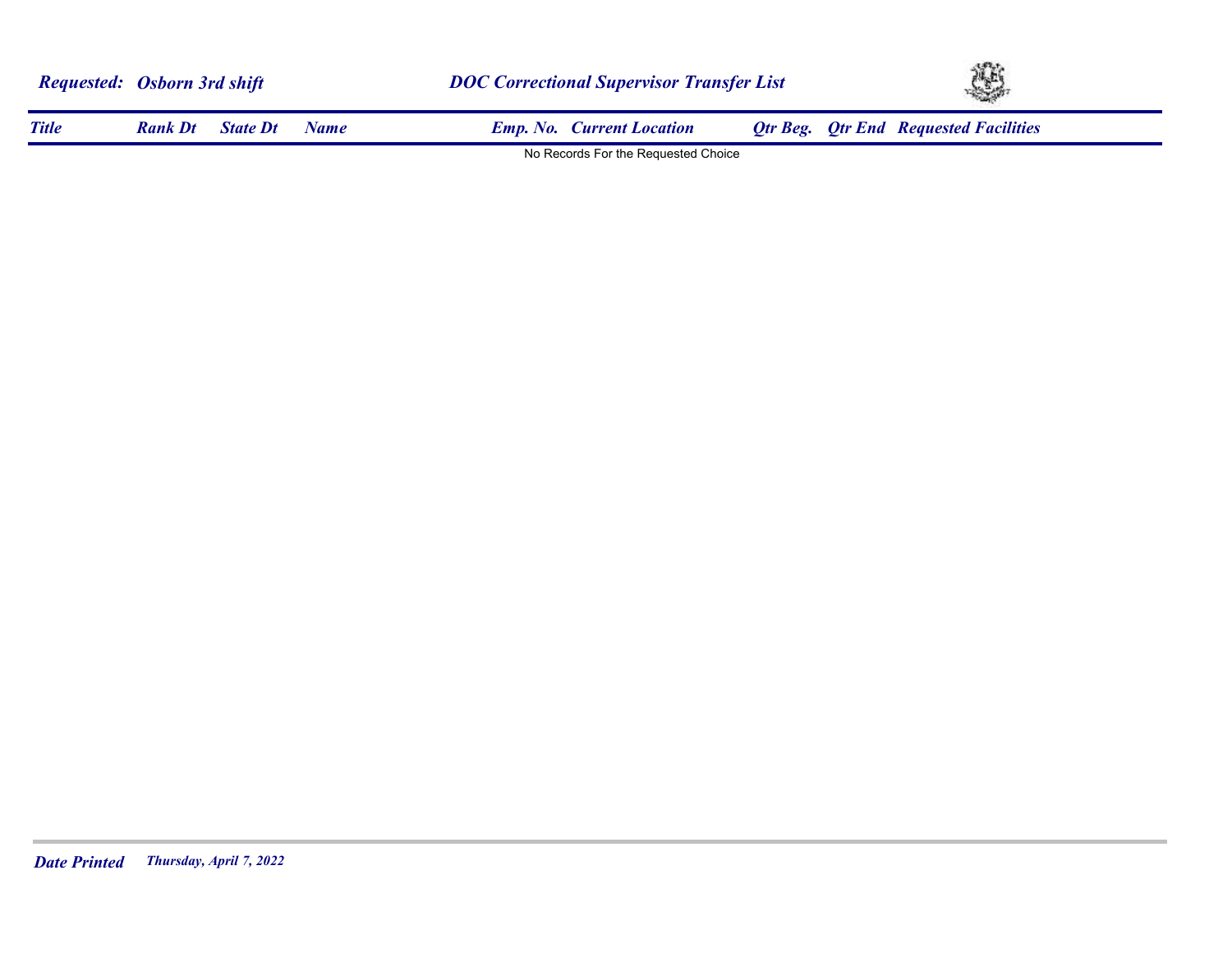**Requested:** *Osborn 3rd shift*

## DOC Correctional Supervisor Transfer List

| Title | Rank Dt | State Dt | Name | Emp. No. | Current Location | Qtr Beg. | Qtr End | Requested Facilities |
|---|---|---|---|---|---|---|---|---|

No Records For the Requested Choice

**Date Printed** *Thursday, April 7, 2022*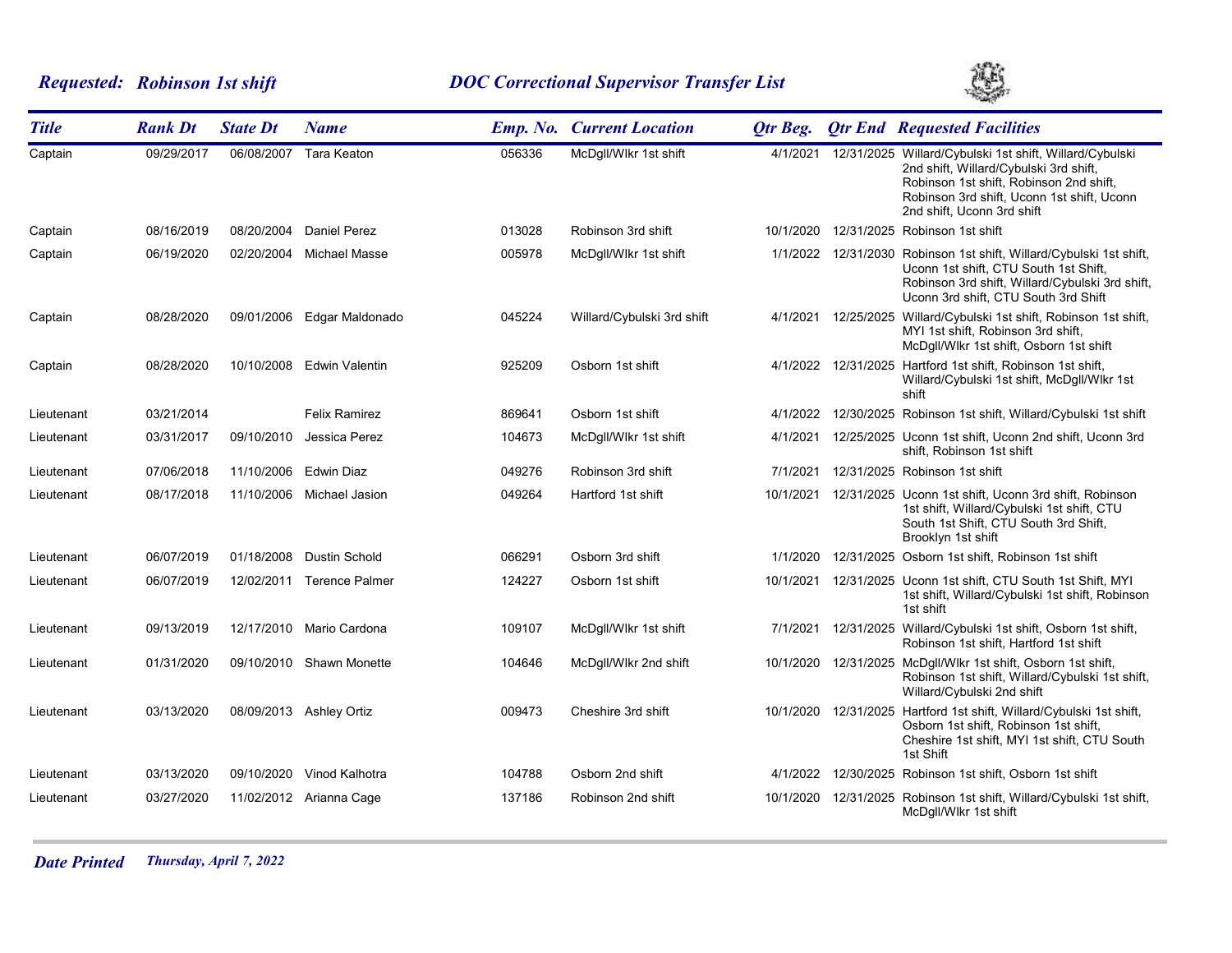**Requested: Robinson 1st shift**

**DOC Correctional Supervisor Transfer List**

| Title | Rank Dt | State Dt | Name | Emp. No. | Current Location | Qtr Beg. | Qtr End | Requested Facilities |
|---|---|---|---|---|---|---|---|---|
| Captain | 09/29/2017 | 06/08/2007 | Tara Keaton | 056336 | McDgll/Wlkr 1st shift | 4/1/2021 | 12/31/2025 | Willard/Cybulski 1st shift, Willard/Cybulski 2nd shift, Willard/Cybulski 3rd shift, Robinson 1st shift, Robinson 2nd shift, Robinson 3rd shift, Uconn 1st shift, Uconn 2nd shift, Uconn 3rd shift |
| Captain | 08/16/2019 | 08/20/2004 | Daniel Perez | 013028 | Robinson 3rd shift | 10/1/2020 | 12/31/2025 | Robinson 1st shift |
| Captain | 06/19/2020 | 02/20/2004 | Michael Masse | 005978 | McDgll/Wlkr 1st shift | 1/1/2022 | 12/31/2030 | Robinson 1st shift, Willard/Cybulski 1st shift, Uconn 1st shift, CTU South 1st Shift, Robinson 3rd shift, Willard/Cybulski 3rd shift, Uconn 3rd shift, CTU South 3rd Shift |
| Captain | 08/28/2020 | 09/01/2006 | Edgar Maldonado | 045224 | Willard/Cybulski 3rd shift | 4/1/2021 | 12/25/2025 | Willard/Cybulski 1st shift, Robinson 1st shift, MYI 1st shift, Robinson 3rd shift, McDgll/Wlkr 1st shift, Osborn 1st shift |
| Captain | 08/28/2020 | 10/10/2008 | Edwin Valentin | 925209 | Osborn 1st shift | 4/1/2022 | 12/31/2025 | Hartford 1st shift, Robinson 1st shift, Willard/Cybulski 1st shift, McDgll/Wlkr 1st shift |
| Lieutenant | 03/21/2014 | | Felix Ramirez | 869641 | Osborn 1st shift | 4/1/2022 | 12/30/2025 | Robinson 1st shift, Willard/Cybulski 1st shift |
| Lieutenant | 03/31/2017 | 09/10/2010 | Jessica Perez | 104673 | McDgll/Wlkr 1st shift | 4/1/2021 | 12/25/2025 | Uconn 1st shift, Uconn 2nd shift, Uconn 3rd shift, Robinson 1st shift |
| Lieutenant | 07/06/2018 | 11/10/2006 | Edwin Diaz | 049276 | Robinson 3rd shift | 7/1/2021 | 12/31/2025 | Robinson 1st shift |
| Lieutenant | 08/17/2018 | 11/10/2006 | Michael Jasion | 049264 | Hartford 1st shift | 10/1/2021 | 12/31/2025 | Uconn 1st shift, Uconn 3rd shift, Robinson 1st shift, Willard/Cybulski 1st shift, CTU South 1st Shift, CTU South 3rd Shift, Brooklyn 1st shift |
| Lieutenant | 06/07/2019 | 01/18/2008 | Dustin Schold | 066291 | Osborn 3rd shift | 1/1/2020 | 12/31/2025 | Osborn 1st shift, Robinson 1st shift |
| Lieutenant | 06/07/2019 | 12/02/2011 | Terence Palmer | 124227 | Osborn 1st shift | 10/1/2021 | 12/31/2025 | Uconn 1st shift, CTU South 1st Shift, MYI 1st shift, Willard/Cybulski 1st shift, Robinson 1st shift |
| Lieutenant | 09/13/2019 | 12/17/2010 | Mario Cardona | 109107 | McDgll/Wlkr 1st shift | 7/1/2021 | 12/31/2025 | Willard/Cybulski 1st shift, Osborn 1st shift, Robinson 1st shift, Hartford 1st shift |
| Lieutenant | 01/31/2020 | 09/10/2010 | Shawn Monette | 104646 | McDgll/Wlkr 2nd shift | 10/1/2020 | 12/31/2025 | McDgll/Wlkr 1st shift, Osborn 1st shift, Robinson 1st shift, Willard/Cybulski 1st shift, Willard/Cybulski 2nd shift |
| Lieutenant | 03/13/2020 | 08/09/2013 | Ashley Ortiz | 009473 | Cheshire 3rd shift | 10/1/2020 | 12/31/2025 | Hartford 1st shift, Willard/Cybulski 1st shift, Osborn 1st shift, Robinson 1st shift, Cheshire 1st shift, MYI 1st shift, CTU South 1st Shift |
| Lieutenant | 03/13/2020 | 09/10/2020 | Vinod Kalhotra | 104788 | Osborn 2nd shift | 4/1/2022 | 12/30/2025 | Robinson 1st shift, Osborn 1st shift |
| Lieutenant | 03/27/2020 | 11/02/2012 | Arianna Cage | 137186 | Robinson 2nd shift | 10/1/2020 | 12/31/2025 | Robinson 1st shift, Willard/Cybulski 1st shift, McDgll/Wlkr 1st shift |

*Date Printed* *Thursday, April 7, 2022*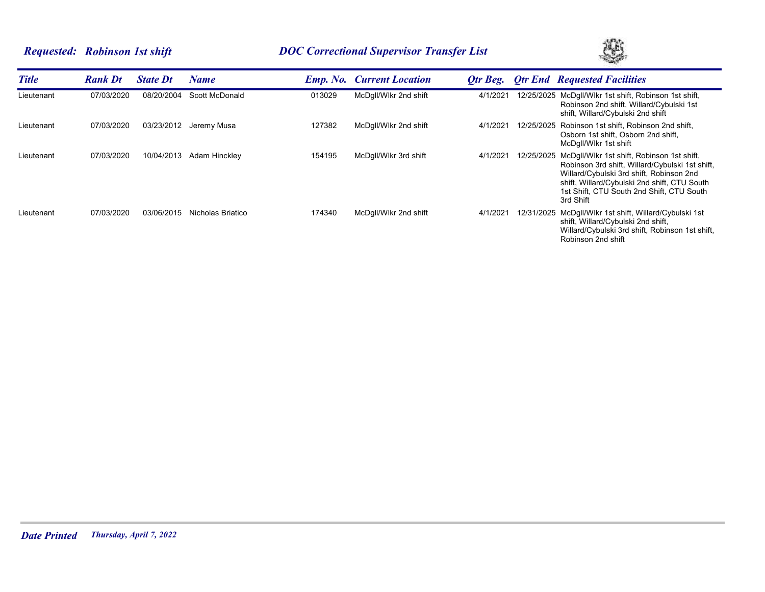***Requested: Robinson 1st shift*** ***DOC Correctional Supervisor Transfer List***

| *Title* | *Rank Dt* | *State Dt* | *Name* | *Emp. No.* | *Current Location* | *Qtr Beg.* | *Qtr End* | *Requested Facilities* |
|---|---|---|---|---|---|---|---|---|
| Lieutenant | 07/03/2020 | 08/20/2004 | Scott McDonald | 013029 | McDgll/Wlkr 2nd shift | 4/1/2021 | 12/25/2025 | McDgll/Wlkr 1st shift, Robinson 1st shift, Robinson 2nd shift, Willard/Cybulski 1st shift, Willard/Cybulski 2nd shift |
| Lieutenant | 07/03/2020 | 03/23/2012 | Jeremy Musa | 127382 | McDgll/Wlkr 2nd shift | 4/1/2021 | 12/25/2025 | Robinson 1st shift, Robinson 2nd shift, Osborn 1st shift, Osborn 2nd shift, McDgll/Wlkr 1st shift |
| Lieutenant | 07/03/2020 | 10/04/2013 | Adam Hinckley | 154195 | McDgll/Wlkr 3rd shift | 4/1/2021 | 12/25/2025 | McDgll/Wlkr 1st shift, Robinson 1st shift, Robinson 3rd shift, Willard/Cybulski 1st shift, Willard/Cybulski 3rd shift, Robinson 2nd shift, Willard/Cybulski 2nd shift, CTU South 1st Shift, CTU South 2nd Shift, CTU South 3rd Shift |
| Lieutenant | 07/03/2020 | 03/06/2015 | Nicholas Briatico | 174340 | McDgll/Wlkr 2nd shift | 4/1/2021 | 12/31/2025 | McDgll/Wlkr 1st shift, Willard/Cybulski 1st shift, Willard/Cybulski 2nd shift, Willard/Cybulski 3rd shift, Robinson 1st shift, Robinson 2nd shift |

***Date Printed*** *Thursday, April 7, 2022*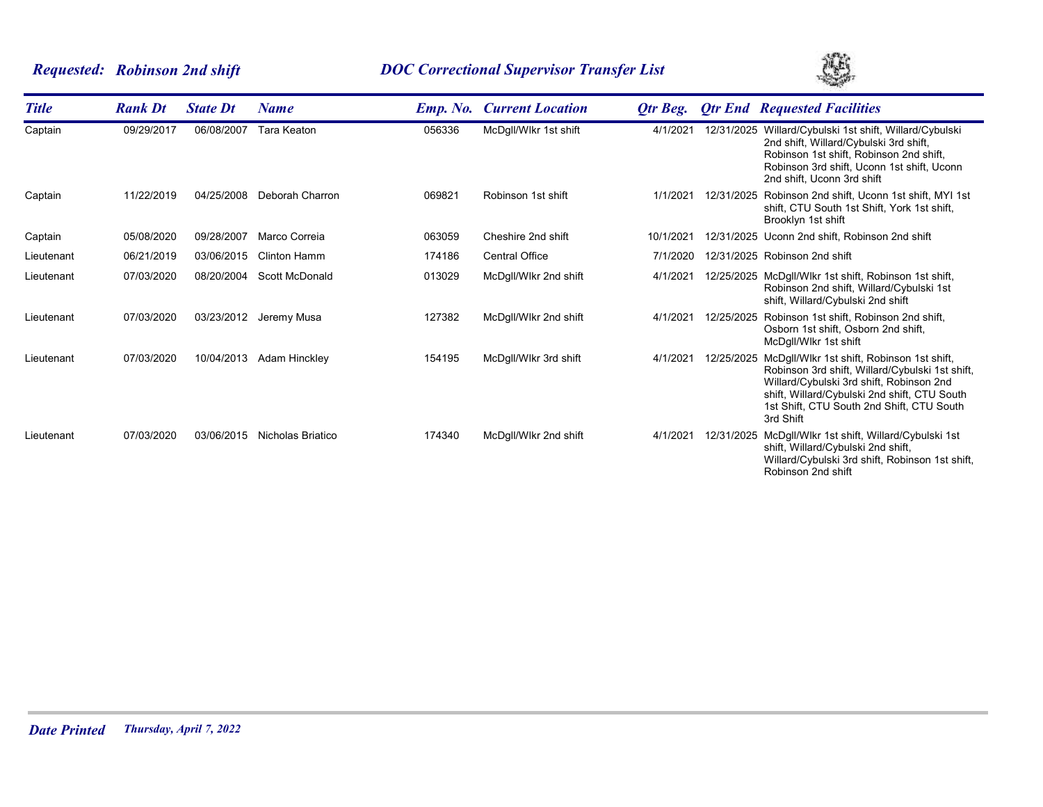**Requested: Robinson 2nd shift** **DOC Correctional Supervisor Transfer List**

| Title | Rank Dt | State Dt | Name | Emp. No. | Current Location | Qtr Beg. | Qtr End | Requested Facilities |
|---|---|---|---|---|---|---|---|---|
| Captain | 09/29/2017 | 06/08/2007 | Tara Keaton | 056336 | McDgll/Wlkr 1st shift | 4/1/2021 | 12/31/2025 | Willard/Cybulski 1st shift, Willard/Cybulski 2nd shift, Willard/Cybulski 3rd shift, Robinson 1st shift, Robinson 2nd shift, Robinson 3rd shift, Uconn 1st shift, Uconn 2nd shift, Uconn 3rd shift |
| Captain | 11/22/2019 | 04/25/2008 | Deborah Charron | 069821 | Robinson 1st shift | 1/1/2021 | 12/31/2025 | Robinson 2nd shift, Uconn 1st shift, MYI 1st shift, CTU South 1st Shift, York 1st shift, Brooklyn 1st shift |
| Captain | 05/08/2020 | 09/28/2007 | Marco Correia | 063059 | Cheshire 2nd shift | 10/1/2021 | 12/31/2025 | Uconn 2nd shift, Robinson 2nd shift |
| Lieutenant | 06/21/2019 | 03/06/2015 | Clinton Hamm | 174186 | Central Office | 7/1/2020 | 12/31/2025 | Robinson 2nd shift |
| Lieutenant | 07/03/2020 | 08/20/2004 | Scott McDonald | 013029 | McDgll/Wlkr 2nd shift | 4/1/2021 | 12/25/2025 | McDgll/Wlkr 1st shift, Robinson 1st shift, Robinson 2nd shift, Willard/Cybulski 1st shift, Willard/Cybulski 2nd shift |
| Lieutenant | 07/03/2020 | 03/23/2012 | Jeremy Musa | 127382 | McDgll/Wlkr 2nd shift | 4/1/2021 | 12/25/2025 | Robinson 1st shift, Robinson 2nd shift, Osborn 1st shift, Osborn 2nd shift, McDgll/Wlkr 1st shift |
| Lieutenant | 07/03/2020 | 10/04/2013 | Adam Hinckley | 154195 | McDgll/Wlkr 3rd shift | 4/1/2021 | 12/25/2025 | McDgll/Wlkr 1st shift, Robinson 1st shift, Robinson 3rd shift, Willard/Cybulski 1st shift, Willard/Cybulski 3rd shift, Robinson 2nd shift, Willard/Cybulski 2nd shift, CTU South 1st Shift, CTU South 2nd Shift, CTU South 3rd Shift |
| Lieutenant | 07/03/2020 | 03/06/2015 | Nicholas Briatico | 174340 | McDgll/Wlkr 2nd shift | 4/1/2021 | 12/31/2025 | McDgll/Wlkr 1st shift, Willard/Cybulski 1st shift, Willard/Cybulski 2nd shift, Willard/Cybulski 3rd shift, Robinson 1st shift, Robinson 2nd shift |

**Date Printed** *Thursday, April 7, 2022*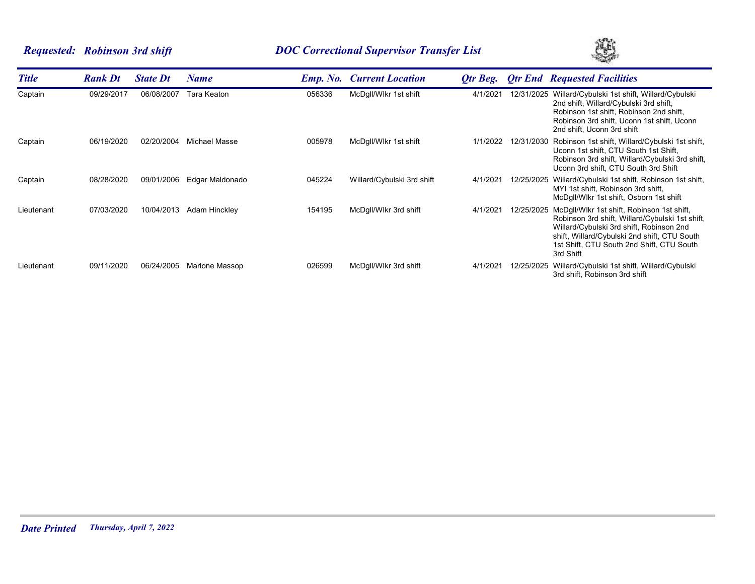***Requested: Robinson 3rd shift*** ***DOC Correctional Supervisor Transfer List***

| *Title* | *Rank Dt* | *State Dt* | *Name* | *Emp. No.* | *Current Location* | *Qtr Beg.* | *Qtr End* | *Requested Facilities* |
|---|---|---|---|---|---|---|---|---|
| Captain | 09/29/2017 | 06/08/2007 | Tara Keaton | 056336 | McDgll/Wlkr 1st shift | 4/1/2021 | 12/31/2025 | Willard/Cybulski 1st shift, Willard/Cybulski 2nd shift, Willard/Cybulski 3rd shift, Robinson 1st shift, Robinson 2nd shift, Robinson 3rd shift, Uconn 1st shift, Uconn 2nd shift, Uconn 3rd shift |
| Captain | 06/19/2020 | 02/20/2004 | Michael Masse | 005978 | McDgll/Wlkr 1st shift | 1/1/2022 | 12/31/2030 | Robinson 1st shift, Willard/Cybulski 1st shift, Uconn 1st shift, CTU South 1st Shift, Robinson 3rd shift, Willard/Cybulski 3rd shift, Uconn 3rd shift, CTU South 3rd Shift |
| Captain | 08/28/2020 | 09/01/2006 | Edgar Maldonado | 045224 | Willard/Cybulski 3rd shift | 4/1/2021 | 12/25/2025 | Willard/Cybulski 1st shift, Robinson 1st shift, MYI 1st shift, Robinson 3rd shift, McDgll/Wlkr 1st shift, Osborn 1st shift |
| Lieutenant | 07/03/2020 | 10/04/2013 | Adam Hinckley | 154195 | McDgll/Wlkr 3rd shift | 4/1/2021 | 12/25/2025 | McDgll/Wlkr 1st shift, Robinson 1st shift, Robinson 3rd shift, Willard/Cybulski 1st shift, Willard/Cybulski 3rd shift, Robinson 2nd shift, Willard/Cybulski 2nd shift, CTU South 1st Shift, CTU South 2nd Shift, CTU South 3rd Shift |
| Lieutenant | 09/11/2020 | 06/24/2005 | Marlone Massop | 026599 | McDgll/Wlkr 3rd shift | 4/1/2021 | 12/25/2025 | Willard/Cybulski 1st shift, Willard/Cybulski 3rd shift, Robinson 3rd shift |

***Date Printed*** *Thursday, April 7, 2022*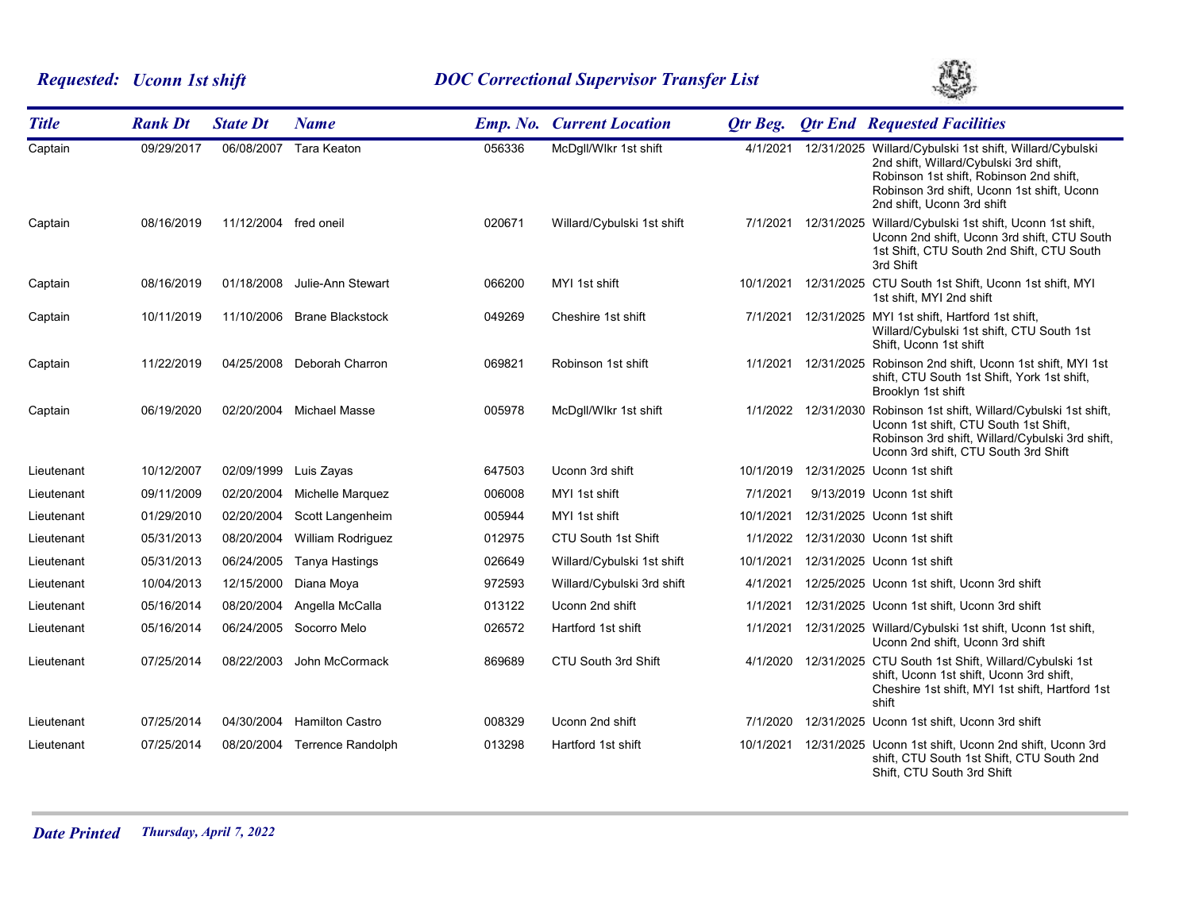**Requested: Uconn 1st shift** — **DOC Correctional Supervisor Transfer List**

| Title | Rank Dt | State Dt | Name | Emp. No. | Current Location | Qtr Beg. | Qtr End | Requested Facilities |
|---|---|---|---|---|---|---|---|---|
| Captain | 09/29/2017 | 06/08/2007 | Tara Keaton | 056336 | McDgll/Wlkr 1st shift | 4/1/2021 | 12/31/2025 | Willard/Cybulski 1st shift, Willard/Cybulski 2nd shift, Willard/Cybulski 3rd shift, Robinson 1st shift, Robinson 2nd shift, Robinson 3rd shift, Uconn 1st shift, Uconn 2nd shift, Uconn 3rd shift |
| Captain | 08/16/2019 | 11/12/2004 | fred oneil | 020671 | Willard/Cybulski 1st shift | 7/1/2021 | 12/31/2025 | Willard/Cybulski 1st shift, Uconn 1st shift, Uconn 2nd shift, Uconn 3rd shift, CTU South 1st Shift, CTU South 2nd Shift, CTU South 3rd Shift |
| Captain | 08/16/2019 | 01/18/2008 | Julie-Ann Stewart | 066200 | MYI 1st shift | 10/1/2021 | 12/31/2025 | CTU South 1st Shift, Uconn 1st shift, MYI 1st shift, MYI 2nd shift |
| Captain | 10/11/2019 | 11/10/2006 | Brane Blackstock | 049269 | Cheshire 1st shift | 7/1/2021 | 12/31/2025 | MYI 1st shift, Hartford 1st shift, Willard/Cybulski 1st shift, CTU South 1st Shift, Uconn 1st shift |
| Captain | 11/22/2019 | 04/25/2008 | Deborah Charron | 069821 | Robinson 1st shift | 1/1/2021 | 12/31/2025 | Robinson 2nd shift, Uconn 1st shift, MYI 1st shift, CTU South 1st Shift, York 1st shift, Brooklyn 1st shift |
| Captain | 06/19/2020 | 02/20/2004 | Michael Masse | 005978 | McDgll/Wlkr 1st shift | 1/1/2022 | 12/31/2030 | Robinson 1st shift, Willard/Cybulski 1st shift, Uconn 1st shift, CTU South 1st Shift, Robinson 3rd shift, Willard/Cybulski 3rd shift, Uconn 3rd shift, CTU South 3rd Shift |
| Lieutenant | 10/12/2007 | 02/09/1999 | Luis Zayas | 647503 | Uconn 3rd shift | 10/1/2019 | 12/31/2025 | Uconn 1st shift |
| Lieutenant | 09/11/2009 | 02/20/2004 | Michelle Marquez | 006008 | MYI 1st shift | 7/1/2021 | 9/13/2019 | Uconn 1st shift |
| Lieutenant | 01/29/2010 | 02/20/2004 | Scott Langenheim | 005944 | MYI 1st shift | 10/1/2021 | 12/31/2025 | Uconn 1st shift |
| Lieutenant | 05/31/2013 | 08/20/2004 | William Rodriguez | 012975 | CTU South 1st Shift | 1/1/2022 | 12/31/2030 | Uconn 1st shift |
| Lieutenant | 05/31/2013 | 06/24/2005 | Tanya Hastings | 026649 | Willard/Cybulski 1st shift | 10/1/2021 | 12/31/2025 | Uconn 1st shift |
| Lieutenant | 10/04/2013 | 12/15/2000 | Diana Moya | 972593 | Willard/Cybulski 3rd shift | 4/1/2021 | 12/25/2025 | Uconn 1st shift, Uconn 3rd shift |
| Lieutenant | 05/16/2014 | 08/20/2004 | Angella McCalla | 013122 | Uconn 2nd shift | 1/1/2021 | 12/31/2025 | Uconn 1st shift, Uconn 3rd shift |
| Lieutenant | 05/16/2014 | 06/24/2005 | Socorro Melo | 026572 | Hartford 1st shift | 1/1/2021 | 12/31/2025 | Willard/Cybulski 1st shift, Uconn 1st shift, Uconn 2nd shift, Uconn 3rd shift |
| Lieutenant | 07/25/2014 | 08/22/2003 | John McCormack | 869689 | CTU South 3rd Shift | 4/1/2020 | 12/31/2025 | CTU South 1st Shift, Willard/Cybulski 1st shift, Uconn 1st shift, Uconn 3rd shift, Cheshire 1st shift, MYI 1st shift, Hartford 1st shift |
| Lieutenant | 07/25/2014 | 04/30/2004 | Hamilton Castro | 008329 | Uconn 2nd shift | 7/1/2020 | 12/31/2025 | Uconn 1st shift, Uconn 3rd shift |
| Lieutenant | 07/25/2014 | 08/20/2004 | Terrence Randolph | 013298 | Hartford 1st shift | 10/1/2021 | 12/31/2025 | Uconn 1st shift, Uconn 2nd shift, Uconn 3rd shift, CTU South 1st Shift, CTU South 2nd Shift, CTU South 3rd Shift |

**Date Printed** *Thursday, April 7, 2022*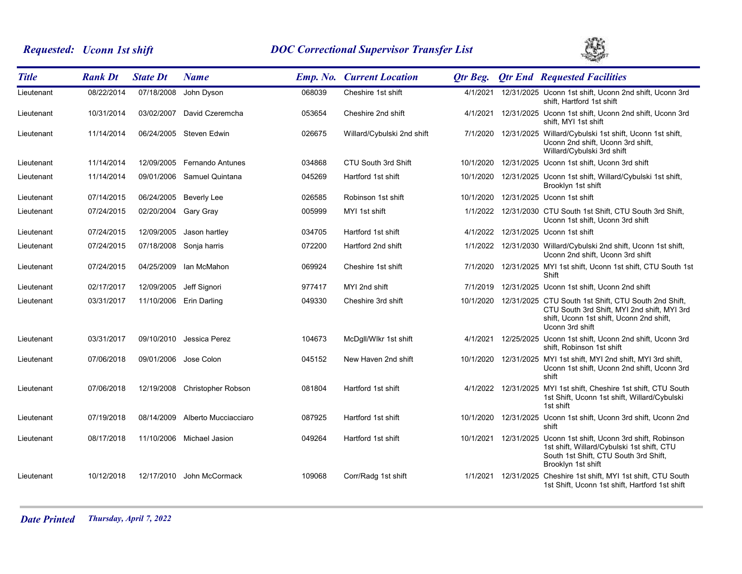**Requested: Uconn 1st shift** — **DOC Correctional Supervisor Transfer List**

| Title | Rank Dt | State Dt | Name | Emp. No. | Current Location | Qtr Beg. | Qtr End | Requested Facilities |
|---|---|---|---|---|---|---|---|---|
| Lieutenant | 08/22/2014 | 07/18/2008 | John Dyson | 068039 | Cheshire 1st shift | 4/1/2021 | 12/31/2025 | Uconn 1st shift, Uconn 2nd shift, Uconn 3rd shift, Hartford 1st shift |
| Lieutenant | 10/31/2014 | 03/02/2007 | David Czeremcha | 053654 | Cheshire 2nd shift | 4/1/2021 | 12/31/2025 | Uconn 1st shift, Uconn 2nd shift, Uconn 3rd shift, MYI 1st shift |
| Lieutenant | 11/14/2014 | 06/24/2005 | Steven Edwin | 026675 | Willard/Cybulski 2nd shift | 7/1/2020 | 12/31/2025 | Willard/Cybulski 1st shift, Uconn 1st shift, Uconn 2nd shift, Uconn 3rd shift, Willard/Cybulski 3rd shift |
| Lieutenant | 11/14/2014 | 12/09/2005 | Fernando Antunes | 034868 | CTU South 3rd Shift | 10/1/2020 | 12/31/2025 | Uconn 1st shift, Uconn 3rd shift |
| Lieutenant | 11/14/2014 | 09/01/2006 | Samuel Quintana | 045269 | Hartford 1st shift | 10/1/2020 | 12/31/2025 | Uconn 1st shift, Willard/Cybulski 1st shift, Brooklyn 1st shift |
| Lieutenant | 07/14/2015 | 06/24/2005 | Beverly Lee | 026585 | Robinson 1st shift | 10/1/2020 | 12/31/2025 | Uconn 1st shift |
| Lieutenant | 07/24/2015 | 02/20/2004 | Gary Gray | 005999 | MYI 1st shift | 1/1/2022 | 12/31/2030 | CTU South 1st Shift, CTU South 3rd Shift, Uconn 1st shift, Uconn 3rd shift |
| Lieutenant | 07/24/2015 | 12/09/2005 | Jason hartley | 034705 | Hartford 1st shift | 4/1/2022 | 12/31/2025 | Uconn 1st shift |
| Lieutenant | 07/24/2015 | 07/18/2008 | Sonja harris | 072200 | Hartford 2nd shift | 1/1/2022 | 12/31/2030 | Willard/Cybulski 2nd shift, Uconn 1st shift, Uconn 2nd shift, Uconn 3rd shift |
| Lieutenant | 07/24/2015 | 04/25/2009 | Ian McMahon | 069924 | Cheshire 1st shift | 7/1/2020 | 12/31/2025 | MYI 1st shift, Uconn 1st shift, CTU South 1st Shift |
| Lieutenant | 02/17/2017 | 12/09/2005 | Jeff Signori | 977417 | MYI 2nd shift | 7/1/2019 | 12/31/2025 | Uconn 1st shift, Uconn 2nd shift |
| Lieutenant | 03/31/2017 | 11/10/2006 | Erin Darling | 049330 | Cheshire 3rd shift | 10/1/2020 | 12/31/2025 | CTU South 1st Shift, CTU South 2nd Shift, CTU South 3rd Shift, MYI 2nd shift, MYI 3rd shift, Uconn 1st shift, Uconn 2nd shift, Uconn 3rd shift |
| Lieutenant | 03/31/2017 | 09/10/2010 | Jessica Perez | 104673 | McDgll/Wlkr 1st shift | 4/1/2021 | 12/25/2025 | Uconn 1st shift, Uconn 2nd shift, Uconn 3rd shift, Robinson 1st shift |
| Lieutenant | 07/06/2018 | 09/01/2006 | Jose Colon | 045152 | New Haven 2nd shift | 10/1/2020 | 12/31/2025 | MYI 1st shift, MYI 2nd shift, MYI 3rd shift, Uconn 1st shift, Uconn 2nd shift, Uconn 3rd shift |
| Lieutenant | 07/06/2018 | 12/19/2008 | Christopher Robson | 081804 | Hartford 1st shift | 4/1/2022 | 12/31/2025 | MYI 1st shift, Cheshire 1st shift, CTU South 1st Shift, Uconn 1st shift, Willard/Cybulski 1st shift |
| Lieutenant | 07/19/2018 | 08/14/2009 | Alberto Mucciacciaro | 087925 | Hartford 1st shift | 10/1/2020 | 12/31/2025 | Uconn 1st shift, Uconn 3rd shift, Uconn 2nd shift |
| Lieutenant | 08/17/2018 | 11/10/2006 | Michael Jasion | 049264 | Hartford 1st shift | 10/1/2021 | 12/31/2025 | Uconn 1st shift, Uconn 3rd shift, Robinson 1st shift, Willard/Cybulski 1st shift, CTU South 1st Shift, CTU South 3rd Shift, Brooklyn 1st shift |
| Lieutenant | 10/12/2018 | 12/17/2010 | John McCormack | 109068 | Corr/Radg 1st shift | 1/1/2021 | 12/31/2025 | Cheshire 1st shift, MYI 1st shift, CTU South 1st Shift, Uconn 1st shift, Hartford 1st shift |

**Date Printed** *Thursday, April 7, 2022*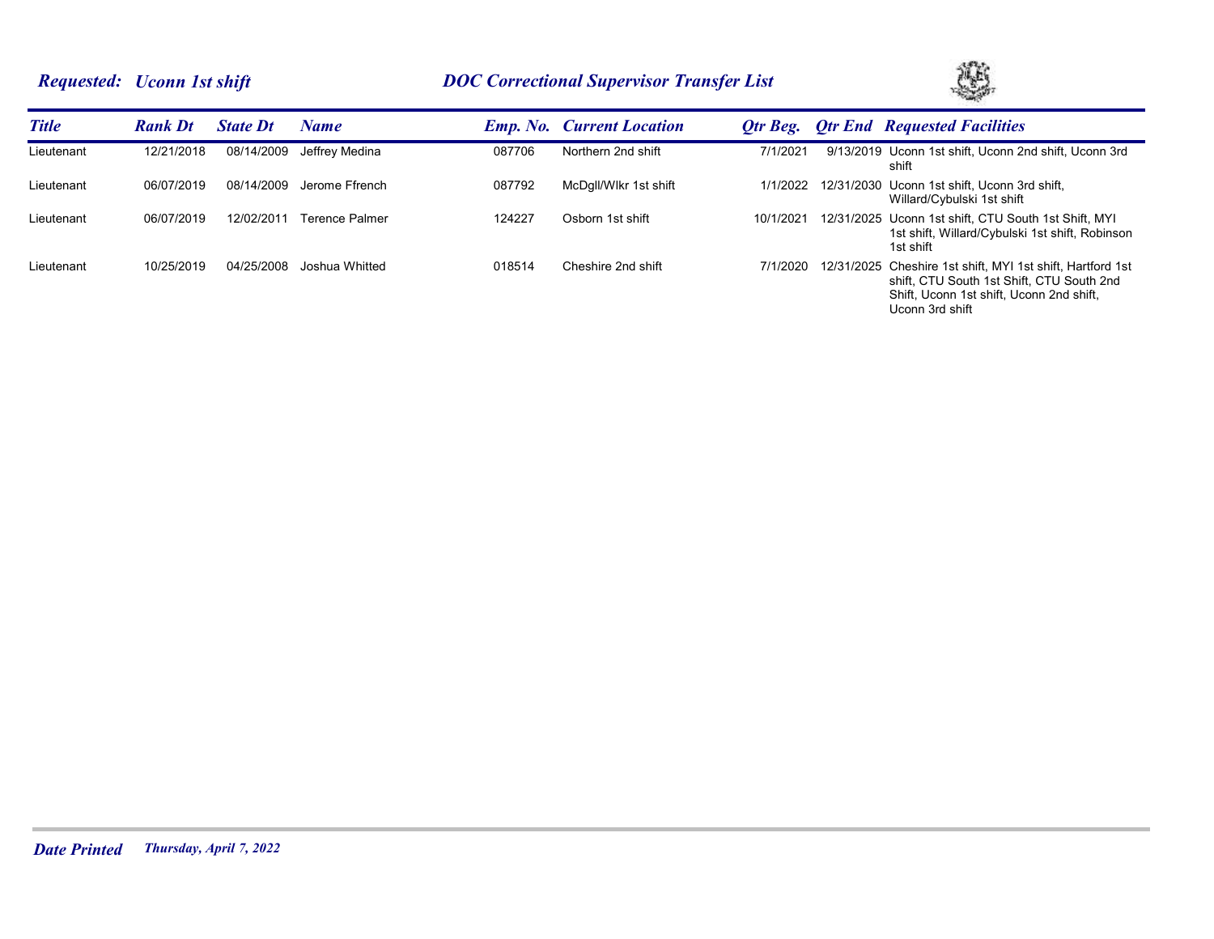**Requested: Uconn 1st shift** | **DOC Correctional Supervisor Transfer List**

| Title | Rank Dt | State Dt | Name | Emp. No. | Current Location | Qtr Beg. | Qtr End | Requested Facilities |
|---|---|---|---|---|---|---|---|---|
| Lieutenant | 12/21/2018 | 08/14/2009 | Jeffrey Medina | 087706 | Northern 2nd shift | 7/1/2021 | 9/13/2019 | Uconn 1st shift, Uconn 2nd shift, Uconn 3rd shift |
| Lieutenant | 06/07/2019 | 08/14/2009 | Jerome Ffrench | 087792 | McDgll/Wlkr 1st shift | 1/1/2022 | 12/31/2030 | Uconn 1st shift, Uconn 3rd shift, Willard/Cybulski 1st shift |
| Lieutenant | 06/07/2019 | 12/02/2011 | Terence Palmer | 124227 | Osborn 1st shift | 10/1/2021 | 12/31/2025 | Uconn 1st shift, CTU South 1st Shift, MYI 1st shift, Willard/Cybulski 1st shift, Robinson 1st shift |
| Lieutenant | 10/25/2019 | 04/25/2008 | Joshua Whitted | 018514 | Cheshire 2nd shift | 7/1/2020 | 12/31/2025 | Cheshire 1st shift, MYI 1st shift, Hartford 1st shift, CTU South 1st Shift, CTU South 2nd Shift, Uconn 1st shift, Uconn 2nd shift, Uconn 3rd shift |

**Date Printed** *Thursday, April 7, 2022*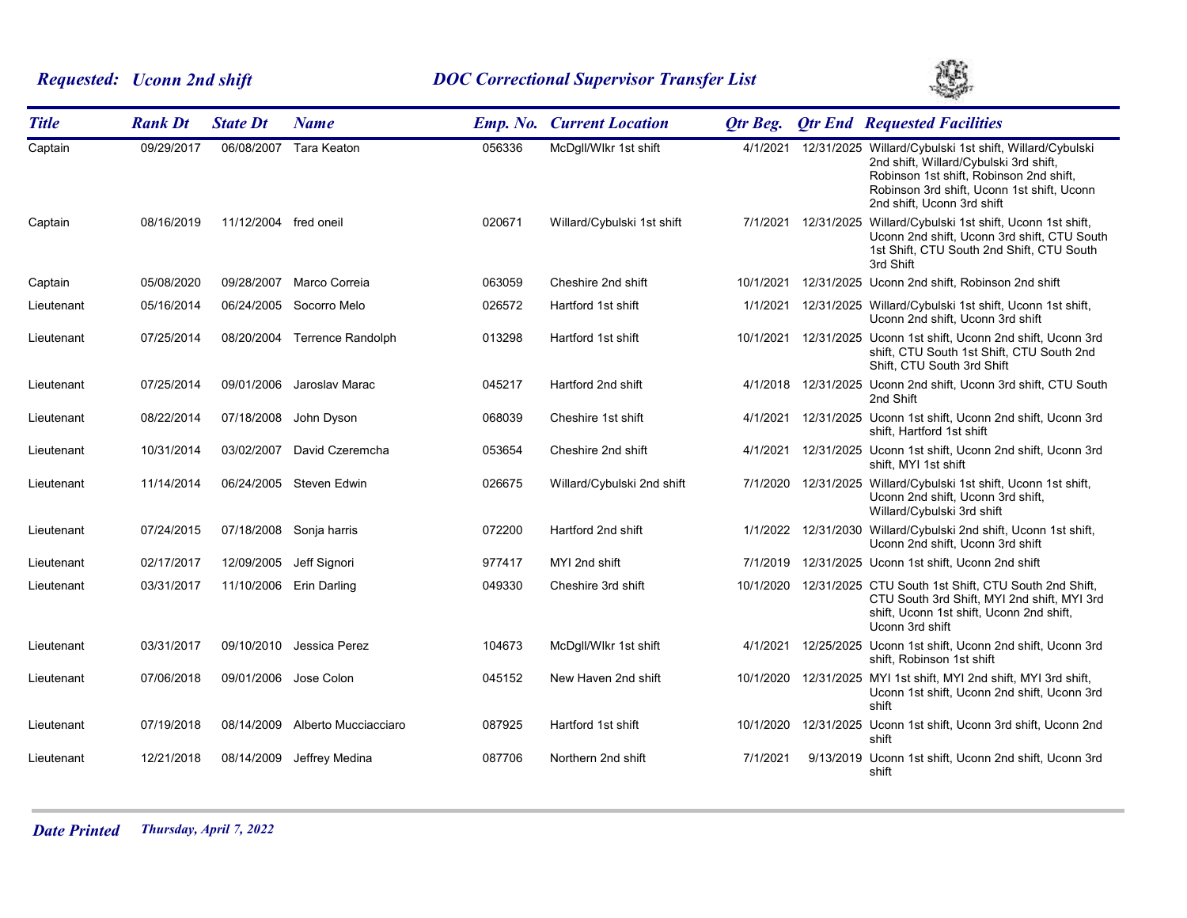***Requested: Uconn 2nd shift*** ***DOC Correctional Supervisor Transfer List***

| *Title* | *Rank Dt* | *State Dt* | *Name* | *Emp. No.* | *Current Location* | *Qtr Beg.* | *Qtr End* | *Requested Facilities* |
|---|---|---|---|---|---|---|---|---|
| Captain | 09/29/2017 | 06/08/2007 | Tara Keaton | 056336 | McDgll/Wlkr 1st shift | 4/1/2021 | 12/31/2025 | Willard/Cybulski 1st shift, Willard/Cybulski 2nd shift, Willard/Cybulski 3rd shift, Robinson 1st shift, Robinson 2nd shift, Robinson 3rd shift, Uconn 1st shift, Uconn 2nd shift, Uconn 3rd shift |
| Captain | 08/16/2019 | 11/12/2004 | fred oneil | 020671 | Willard/Cybulski 1st shift | 7/1/2021 | 12/31/2025 | Willard/Cybulski 1st shift, Uconn 1st shift, Uconn 2nd shift, Uconn 3rd shift, CTU South 1st Shift, CTU South 2nd Shift, CTU South 3rd Shift |
| Captain | 05/08/2020 | 09/28/2007 | Marco Correia | 063059 | Cheshire 2nd shift | 10/1/2021 | 12/31/2025 | Uconn 2nd shift, Robinson 2nd shift |
| Lieutenant | 05/16/2014 | 06/24/2005 | Socorro Melo | 026572 | Hartford 1st shift | 1/1/2021 | 12/31/2025 | Willard/Cybulski 1st shift, Uconn 1st shift, Uconn 2nd shift, Uconn 3rd shift |
| Lieutenant | 07/25/2014 | 08/20/2004 | Terrence Randolph | 013298 | Hartford 1st shift | 10/1/2021 | 12/31/2025 | Uconn 1st shift, Uconn 2nd shift, Uconn 3rd shift, CTU South 1st Shift, CTU South 2nd Shift, CTU South 3rd Shift |
| Lieutenant | 07/25/2014 | 09/01/2006 | Jaroslav Marac | 045217 | Hartford 2nd shift | 4/1/2018 | 12/31/2025 | Uconn 2nd shift, Uconn 3rd shift, CTU South 2nd Shift |
| Lieutenant | 08/22/2014 | 07/18/2008 | John Dyson | 068039 | Cheshire 1st shift | 4/1/2021 | 12/31/2025 | Uconn 1st shift, Uconn 2nd shift, Uconn 3rd shift, Hartford 1st shift |
| Lieutenant | 10/31/2014 | 03/02/2007 | David Czeremcha | 053654 | Cheshire 2nd shift | 4/1/2021 | 12/31/2025 | Uconn 1st shift, Uconn 2nd shift, Uconn 3rd shift, MYI 1st shift |
| Lieutenant | 11/14/2014 | 06/24/2005 | Steven Edwin | 026675 | Willard/Cybulski 2nd shift | 7/1/2020 | 12/31/2025 | Willard/Cybulski 1st shift, Uconn 1st shift, Uconn 2nd shift, Uconn 3rd shift, Willard/Cybulski 3rd shift |
| Lieutenant | 07/24/2015 | 07/18/2008 | Sonja harris | 072200 | Hartford 2nd shift | 1/1/2022 | 12/31/2030 | Willard/Cybulski 2nd shift, Uconn 1st shift, Uconn 2nd shift, Uconn 3rd shift |
| Lieutenant | 02/17/2017 | 12/09/2005 | Jeff Signori | 977417 | MYI 2nd shift | 7/1/2019 | 12/31/2025 | Uconn 1st shift, Uconn 2nd shift |
| Lieutenant | 03/31/2017 | 11/10/2006 | Erin Darling | 049330 | Cheshire 3rd shift | 10/1/2020 | 12/31/2025 | CTU South 1st Shift, CTU South 2nd Shift, CTU South 3rd Shift, MYI 2nd shift, MYI 3rd shift, Uconn 1st shift, Uconn 2nd shift, Uconn 3rd shift |
| Lieutenant | 03/31/2017 | 09/10/2010 | Jessica Perez | 104673 | McDgll/Wlkr 1st shift | 4/1/2021 | 12/25/2025 | Uconn 1st shift, Uconn 2nd shift, Uconn 3rd shift, Robinson 1st shift |
| Lieutenant | 07/06/2018 | 09/01/2006 | Jose Colon | 045152 | New Haven 2nd shift | 10/1/2020 | 12/31/2025 | MYI 1st shift, MYI 2nd shift, MYI 3rd shift, Uconn 1st shift, Uconn 2nd shift, Uconn 3rd shift |
| Lieutenant | 07/19/2018 | 08/14/2009 | Alberto Mucciacciaro | 087925 | Hartford 1st shift | 10/1/2020 | 12/31/2025 | Uconn 1st shift, Uconn 3rd shift, Uconn 2nd shift |
| Lieutenant | 12/21/2018 | 08/14/2009 | Jeffrey Medina | 087706 | Northern 2nd shift | 7/1/2021 | 9/13/2019 | Uconn 1st shift, Uconn 2nd shift, Uconn 3rd shift |

***Date Printed*** *Thursday, April 7, 2022*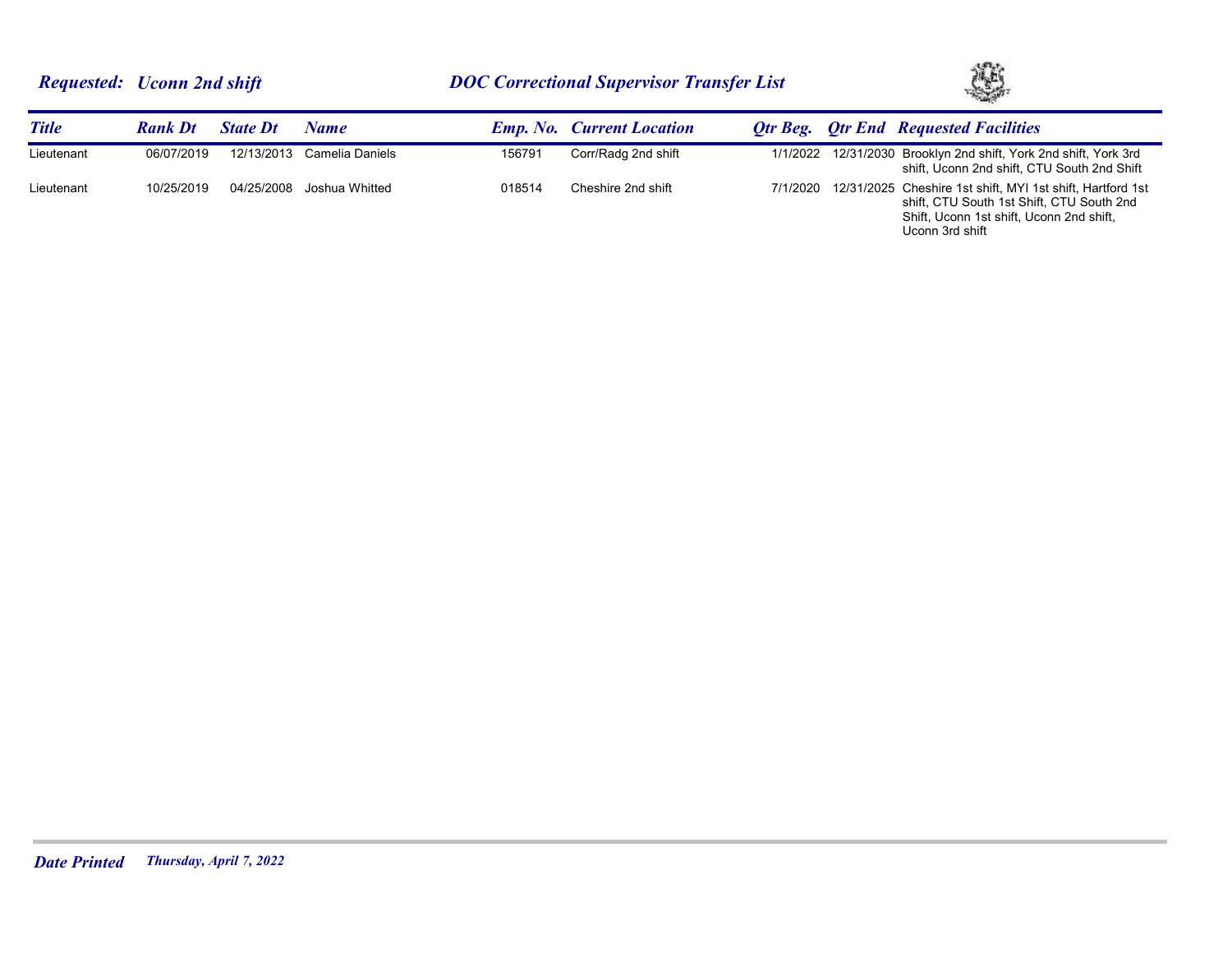**Requested: Uconn 2nd shift** — **DOC Correctional Supervisor Transfer List**

| Title | Rank Dt | State Dt | Name | Emp. No. | Current Location | Qtr Beg. | Qtr End | Requested Facilities |
|---|---|---|---|---|---|---|---|---|
| Lieutenant | 06/07/2019 | 12/13/2013 | Camelia Daniels | 156791 | Corr/Radg 2nd shift | 1/1/2022 | 12/31/2030 | Brooklyn 2nd shift, York 2nd shift, York 3rd shift, Uconn 2nd shift, CTU South 2nd Shift |
| Lieutenant | 10/25/2019 | 04/25/2008 | Joshua Whitted | 018514 | Cheshire 2nd shift | 7/1/2020 | 12/31/2025 | Cheshire 1st shift, MYI 1st shift, Hartford 1st shift, CTU South 1st Shift, CTU South 2nd Shift, Uconn 1st shift, Uconn 2nd shift, Uconn 3rd shift |

**Date Printed** *Thursday, April 7, 2022*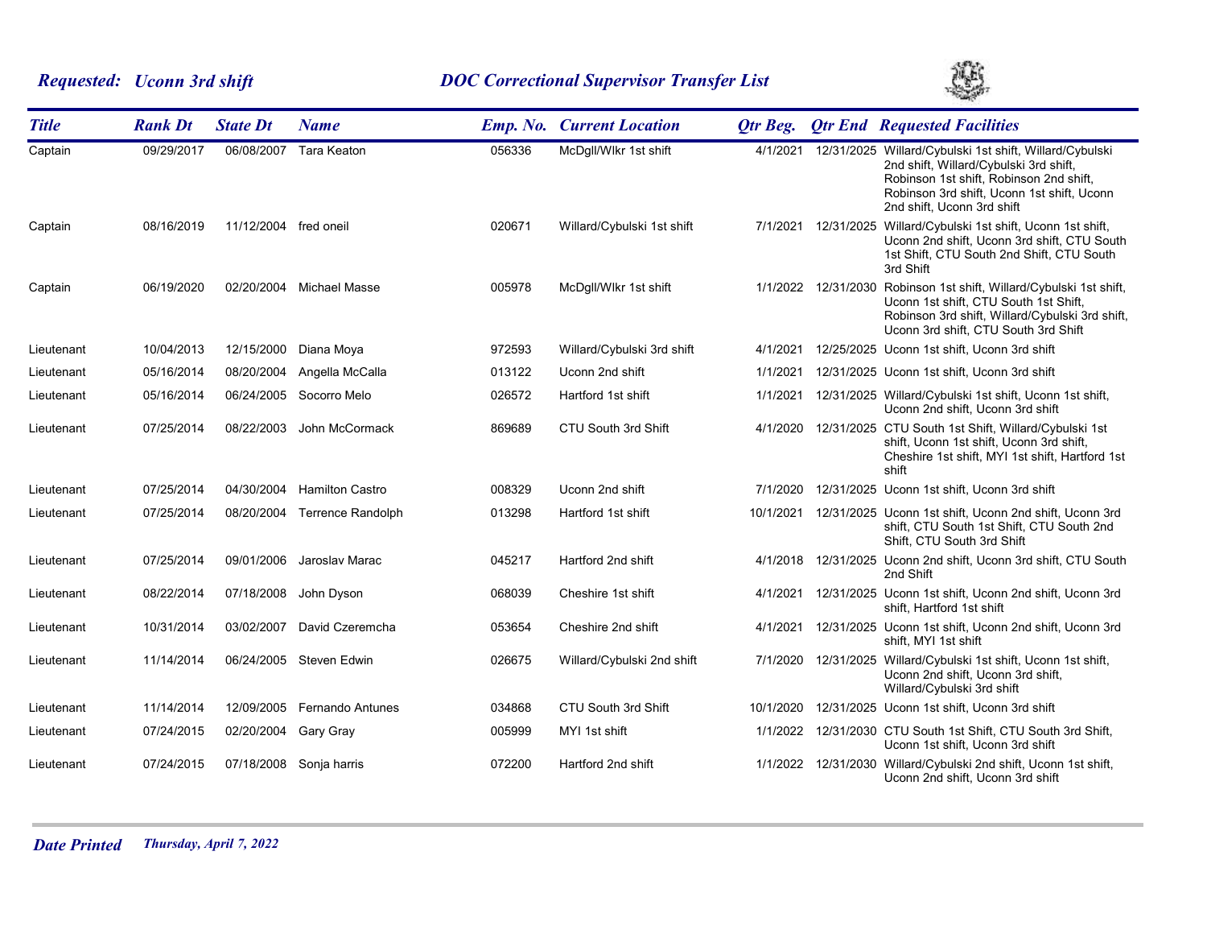**Requested: Uconn 3rd shift** — **DOC Correctional Supervisor Transfer List**

| Title | Rank Dt | State Dt | Name | Emp. No. | Current Location | Qtr Beg. | Qtr End | Requested Facilities |
|---|---|---|---|---|---|---|---|---|
| Captain | 09/29/2017 | 06/08/2007 | Tara Keaton | 056336 | McDgll/Wlkr 1st shift | 4/1/2021 | 12/31/2025 | Willard/Cybulski 1st shift, Willard/Cybulski 2nd shift, Willard/Cybulski 3rd shift, Robinson 1st shift, Robinson 2nd shift, Robinson 3rd shift, Uconn 1st shift, Uconn 2nd shift, Uconn 3rd shift |
| Captain | 08/16/2019 | 11/12/2004 | fred oneil | 020671 | Willard/Cybulski 1st shift | 7/1/2021 | 12/31/2025 | Willard/Cybulski 1st shift, Uconn 1st shift, Uconn 2nd shift, Uconn 3rd shift, CTU South 1st Shift, CTU South 2nd Shift, CTU South 3rd Shift |
| Captain | 06/19/2020 | 02/20/2004 | Michael Masse | 005978 | McDgll/Wlkr 1st shift | 1/1/2022 | 12/31/2030 | Robinson 1st shift, Willard/Cybulski 1st shift, Uconn 1st shift, CTU South 1st Shift, Robinson 3rd shift, Willard/Cybulski 3rd shift, Uconn 3rd shift, CTU South 3rd Shift |
| Lieutenant | 10/04/2013 | 12/15/2000 | Diana Moya | 972593 | Willard/Cybulski 3rd shift | 4/1/2021 | 12/25/2025 | Uconn 1st shift, Uconn 3rd shift |
| Lieutenant | 05/16/2014 | 08/20/2004 | Angella McCalla | 013122 | Uconn 2nd shift | 1/1/2021 | 12/31/2025 | Uconn 1st shift, Uconn 3rd shift |
| Lieutenant | 05/16/2014 | 06/24/2005 | Socorro Melo | 026572 | Hartford 1st shift | 1/1/2021 | 12/31/2025 | Willard/Cybulski 1st shift, Uconn 1st shift, Uconn 2nd shift, Uconn 3rd shift |
| Lieutenant | 07/25/2014 | 08/22/2003 | John McCormack | 869689 | CTU South 3rd Shift | 4/1/2020 | 12/31/2025 | CTU South 1st Shift, Willard/Cybulski 1st shift, Uconn 1st shift, Uconn 3rd shift, Cheshire 1st shift, MYI 1st shift, Hartford 1st shift |
| Lieutenant | 07/25/2014 | 04/30/2004 | Hamilton Castro | 008329 | Uconn 2nd shift | 7/1/2020 | 12/31/2025 | Uconn 1st shift, Uconn 3rd shift |
| Lieutenant | 07/25/2014 | 08/20/2004 | Terrence Randolph | 013298 | Hartford 1st shift | 10/1/2021 | 12/31/2025 | Uconn 1st shift, Uconn 2nd shift, Uconn 3rd shift, CTU South 1st Shift, CTU South 2nd Shift, CTU South 3rd Shift |
| Lieutenant | 07/25/2014 | 09/01/2006 | Jaroslav Marac | 045217 | Hartford 2nd shift | 4/1/2018 | 12/31/2025 | Uconn 2nd shift, Uconn 3rd shift, CTU South 2nd Shift |
| Lieutenant | 08/22/2014 | 07/18/2008 | John Dyson | 068039 | Cheshire 1st shift | 4/1/2021 | 12/31/2025 | Uconn 1st shift, Uconn 2nd shift, Uconn 3rd shift, Hartford 1st shift |
| Lieutenant | 10/31/2014 | 03/02/2007 | David Czeremcha | 053654 | Cheshire 2nd shift | 4/1/2021 | 12/31/2025 | Uconn 1st shift, Uconn 2nd shift, Uconn 3rd shift, MYI 1st shift |
| Lieutenant | 11/14/2014 | 06/24/2005 | Steven Edwin | 026675 | Willard/Cybulski 2nd shift | 7/1/2020 | 12/31/2025 | Willard/Cybulski 1st shift, Uconn 1st shift, Uconn 2nd shift, Uconn 3rd shift, Willard/Cybulski 3rd shift |
| Lieutenant | 11/14/2014 | 12/09/2005 | Fernando Antunes | 034868 | CTU South 3rd Shift | 10/1/2020 | 12/31/2025 | Uconn 1st shift, Uconn 3rd shift |
| Lieutenant | 07/24/2015 | 02/20/2004 | Gary Gray | 005999 | MYI 1st shift | 1/1/2022 | 12/31/2030 | CTU South 1st Shift, CTU South 3rd Shift, Uconn 1st shift, Uconn 3rd shift |
| Lieutenant | 07/24/2015 | 07/18/2008 | Sonja harris | 072200 | Hartford 2nd shift | 1/1/2022 | 12/31/2030 | Willard/Cybulski 2nd shift, Uconn 1st shift, Uconn 2nd shift, Uconn 3rd shift |

*Date Printed* *Thursday, April 7, 2022*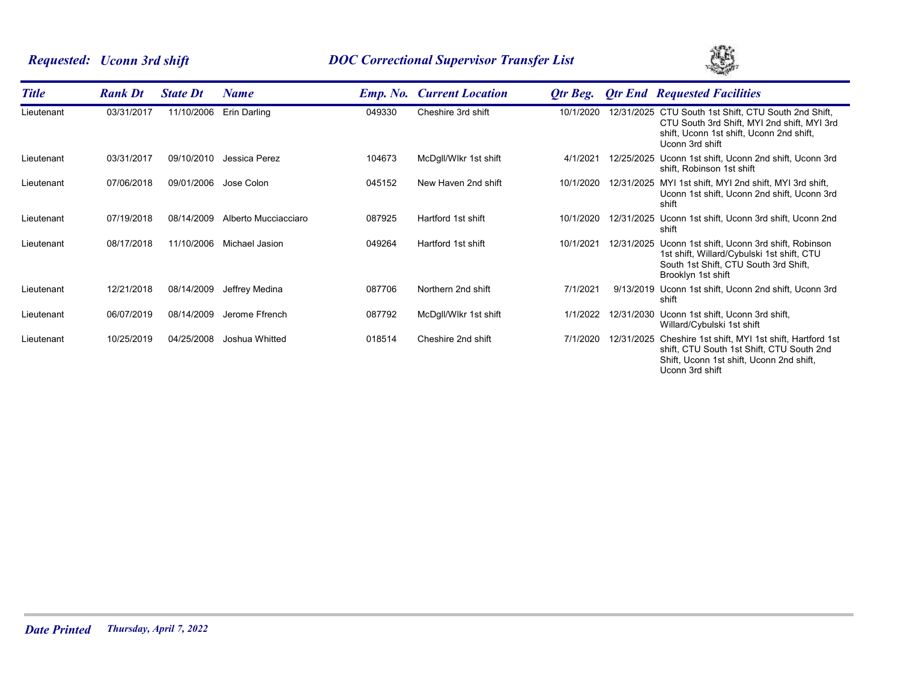***Requested: Uconn 3rd shift*** ***DOC Correctional Supervisor Transfer List***

| Title | Rank Dt | State Dt | Name | Emp. No. | Current Location | Qtr Beg. | Qtr End | Requested Facilities |
|---|---|---|---|---|---|---|---|---|
| Lieutenant | 03/31/2017 | 11/10/2006 | Erin Darling | 049330 | Cheshire 3rd shift | 10/1/2020 | 12/31/2025 | CTU South 1st Shift, CTU South 2nd Shift, CTU South 3rd Shift, MYI 2nd shift, MYI 3rd shift, Uconn 1st shift, Uconn 2nd shift, Uconn 3rd shift |
| Lieutenant | 03/31/2017 | 09/10/2010 | Jessica Perez | 104673 | McDgll/Wlkr 1st shift | 4/1/2021 | 12/25/2025 | Uconn 1st shift, Uconn 2nd shift, Uconn 3rd shift, Robinson 1st shift |
| Lieutenant | 07/06/2018 | 09/01/2006 | Jose Colon | 045152 | New Haven 2nd shift | 10/1/2020 | 12/31/2025 | MYI 1st shift, MYI 2nd shift, MYI 3rd shift, Uconn 1st shift, Uconn 2nd shift, Uconn 3rd shift |
| Lieutenant | 07/19/2018 | 08/14/2009 | Alberto Mucciacciaro | 087925 | Hartford 1st shift | 10/1/2020 | 12/31/2025 | Uconn 1st shift, Uconn 3rd shift, Uconn 2nd shift |
| Lieutenant | 08/17/2018 | 11/10/2006 | Michael Jasion | 049264 | Hartford 1st shift | 10/1/2021 | 12/31/2025 | Uconn 1st shift, Uconn 3rd shift, Robinson 1st shift, Willard/Cybulski 1st shift, CTU South 1st Shift, CTU South 3rd Shift, Brooklyn 1st shift |
| Lieutenant | 12/21/2018 | 08/14/2009 | Jeffrey Medina | 087706 | Northern 2nd shift | 7/1/2021 | 9/13/2019 | Uconn 1st shift, Uconn 2nd shift, Uconn 3rd shift |
| Lieutenant | 06/07/2019 | 08/14/2009 | Jerome Ffrench | 087792 | McDgll/Wlkr 1st shift | 1/1/2022 | 12/31/2030 | Uconn 1st shift, Uconn 3rd shift, Willard/Cybulski 1st shift |
| Lieutenant | 10/25/2019 | 04/25/2008 | Joshua Whitted | 018514 | Cheshire 2nd shift | 7/1/2020 | 12/31/2025 | Cheshire 1st shift, MYI 1st shift, Hartford 1st shift, CTU South 1st Shift, CTU South 2nd Shift, Uconn 1st shift, Uconn 2nd shift, Uconn 3rd shift |

***Date Printed*** *Thursday, April 7, 2022*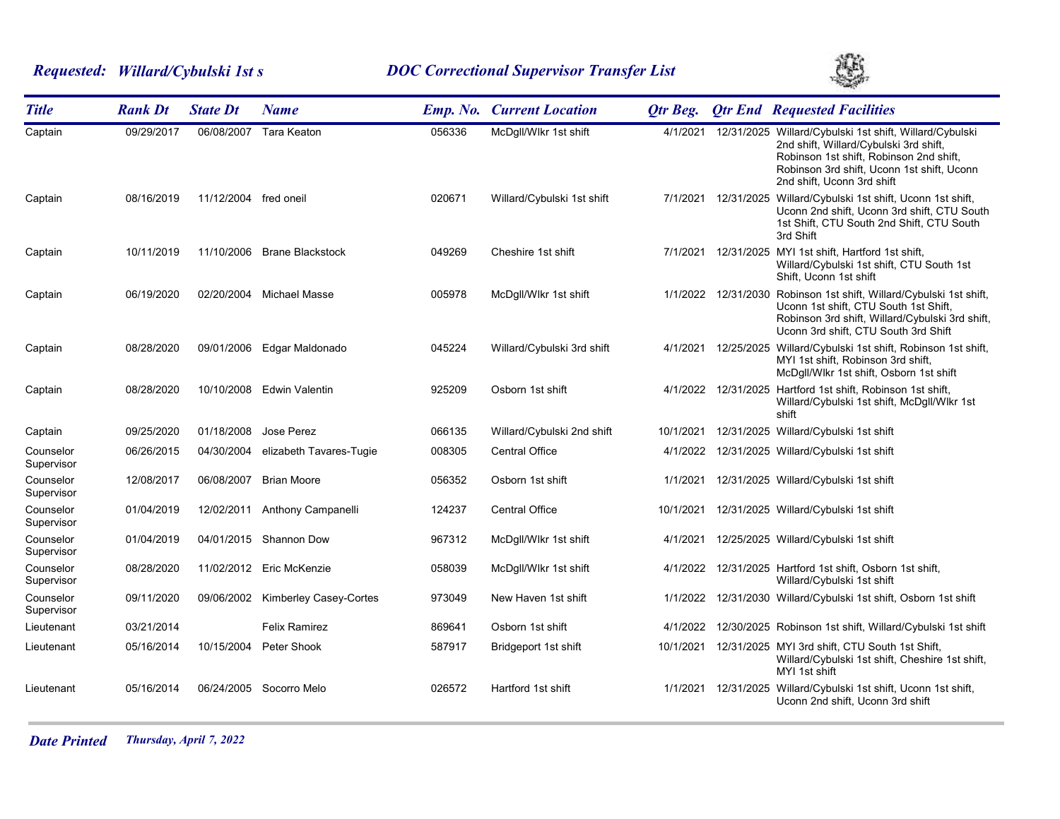***Requested: Willard/Cybulski 1st s*** ***DOC Correctional Supervisor Transfer List***

| *Title* | *Rank Dt* | *State Dt* | *Name* | *Emp. No.* | *Current Location* | *Qtr Beg.* | *Qtr End* | *Requested Facilities* |
|---|---|---|---|---|---|---|---|---|
| Captain | 09/29/2017 | 06/08/2007 | Tara Keaton | 056336 | McDgll/Wlkr 1st shift | 4/1/2021 | 12/31/2025 | Willard/Cybulski 1st shift, Willard/Cybulski 2nd shift, Willard/Cybulski 3rd shift, Robinson 1st shift, Robinson 2nd shift, Robinson 3rd shift, Uconn 1st shift, Uconn 2nd shift, Uconn 3rd shift |
| Captain | 08/16/2019 | 11/12/2004 | fred oneil | 020671 | Willard/Cybulski 1st shift | 7/1/2021 | 12/31/2025 | Willard/Cybulski 1st shift, Uconn 1st shift, Uconn 2nd shift, Uconn 3rd shift, CTU South 1st Shift, CTU South 2nd Shift, CTU South 3rd Shift |
| Captain | 10/11/2019 | 11/10/2006 | Brane Blackstock | 049269 | Cheshire 1st shift | 7/1/2021 | 12/31/2025 | MYI 1st shift, Hartford 1st shift, Willard/Cybulski 1st shift, CTU South 1st Shift, Uconn 1st shift |
| Captain | 06/19/2020 | 02/20/2004 | Michael Masse | 005978 | McDgll/Wlkr 1st shift | 1/1/2022 | 12/31/2030 | Robinson 1st shift, Willard/Cybulski 1st shift, Uconn 1st shift, CTU South 1st Shift, Robinson 3rd shift, Willard/Cybulski 3rd shift, Uconn 3rd shift, CTU South 3rd Shift |
| Captain | 08/28/2020 | 09/01/2006 | Edgar Maldonado | 045224 | Willard/Cybulski 3rd shift | 4/1/2021 | 12/25/2025 | Willard/Cybulski 1st shift, Robinson 1st shift, MYI 1st shift, Robinson 3rd shift, McDgll/Wlkr 1st shift, Osborn 1st shift |
| Captain | 08/28/2020 | 10/10/2008 | Edwin Valentin | 925209 | Osborn 1st shift | 4/1/2022 | 12/31/2025 | Hartford 1st shift, Robinson 1st shift, Willard/Cybulski 1st shift, McDgll/Wlkr 1st shift |
| Captain | 09/25/2020 | 01/18/2008 | Jose Perez | 066135 | Willard/Cybulski 2nd shift | 10/1/2021 | 12/31/2025 | Willard/Cybulski 1st shift |
| Counselor Supervisor | 06/26/2015 | 04/30/2004 | elizabeth Tavares-Tugie | 008305 | Central Office | 4/1/2022 | 12/31/2025 | Willard/Cybulski 1st shift |
| Counselor Supervisor | 12/08/2017 | 06/08/2007 | Brian Moore | 056352 | Osborn 1st shift | 1/1/2021 | 12/31/2025 | Willard/Cybulski 1st shift |
| Counselor Supervisor | 01/04/2019 | 12/02/2011 | Anthony Campanelli | 124237 | Central Office | 10/1/2021 | 12/31/2025 | Willard/Cybulski 1st shift |
| Counselor Supervisor | 01/04/2019 | 04/01/2015 | Shannon Dow | 967312 | McDgll/Wlkr 1st shift | 4/1/2021 | 12/25/2025 | Willard/Cybulski 1st shift |
| Counselor Supervisor | 08/28/2020 | 11/02/2012 | Eric McKenzie | 058039 | McDgll/Wlkr 1st shift | 4/1/2022 | 12/31/2025 | Hartford 1st shift, Osborn 1st shift, Willard/Cybulski 1st shift |
| Counselor Supervisor | 09/11/2020 | 09/06/2002 | Kimberley Casey-Cortes | 973049 | New Haven 1st shift | 1/1/2022 | 12/31/2030 | Willard/Cybulski 1st shift, Osborn 1st shift |
| Lieutenant | 03/21/2014 | | Felix Ramirez | 869641 | Osborn 1st shift | 4/1/2022 | 12/30/2025 | Robinson 1st shift, Willard/Cybulski 1st shift |
| Lieutenant | 05/16/2014 | 10/15/2004 | Peter Shook | 587917 | Bridgeport 1st shift | 10/1/2021 | 12/31/2025 | MYI 3rd shift, CTU South 1st Shift, Willard/Cybulski 1st shift, Cheshire 1st shift, MYI 1st shift |
| Lieutenant | 05/16/2014 | 06/24/2005 | Socorro Melo | 026572 | Hartford 1st shift | 1/1/2021 | 12/31/2025 | Willard/Cybulski 1st shift, Uconn 1st shift, Uconn 2nd shift, Uconn 3rd shift |

***Date Printed*** ***Thursday, April 7, 2022***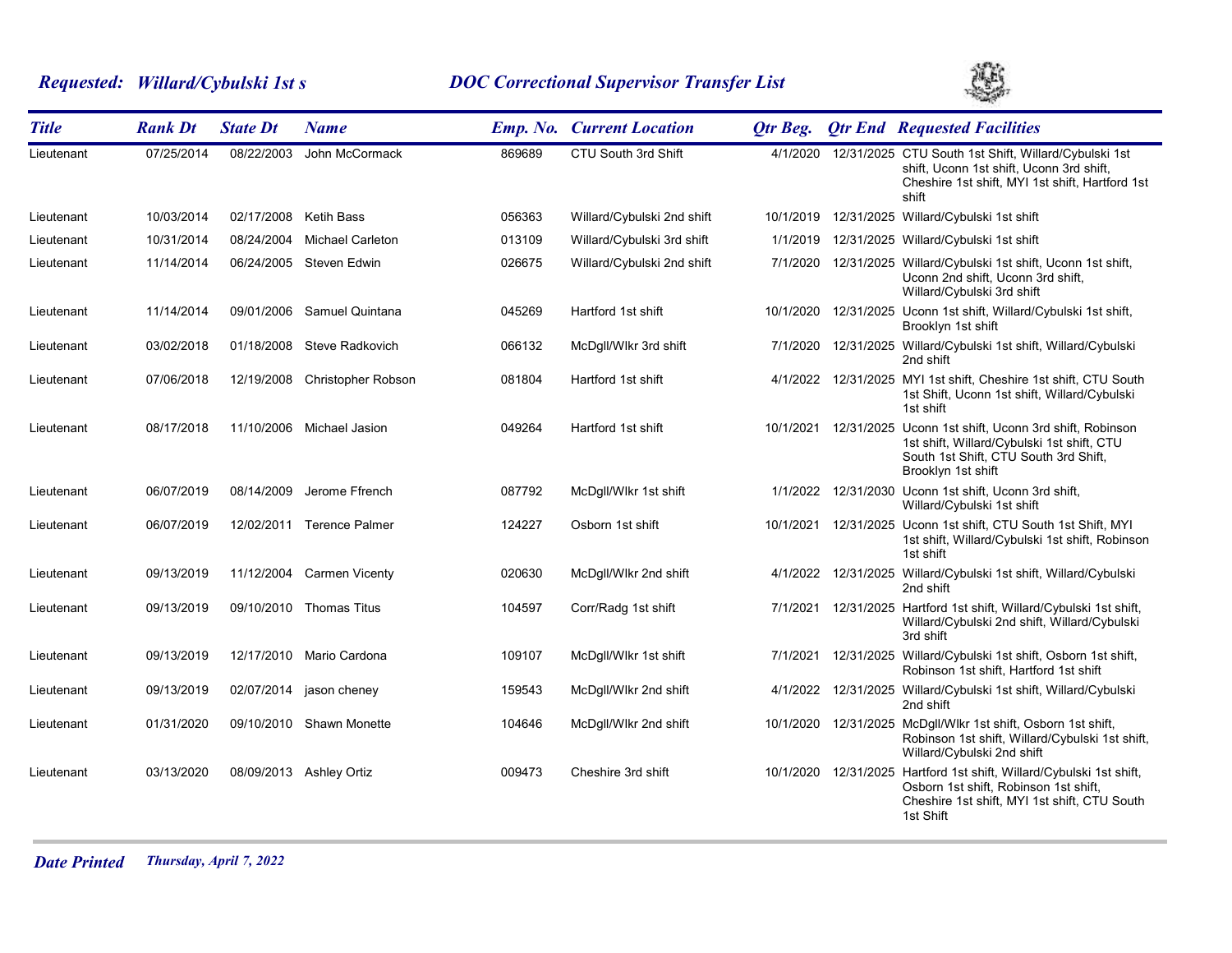**Requested: Willard/Cybulski 1st s** **DOC Correctional Supervisor Transfer List**

| Title | Rank Dt | State Dt | Name | Emp. No. | Current Location | Qtr Beg. | Qtr End | Requested Facilities |
|---|---|---|---|---|---|---|---|---|
| Lieutenant | 07/25/2014 | 08/22/2003 | John McCormack | 869689 | CTU South 3rd Shift | 4/1/2020 | 12/31/2025 | CTU South 1st Shift, Willard/Cybulski 1st shift, Uconn 1st shift, Uconn 3rd shift, Cheshire 1st shift, MYI 1st shift, Hartford 1st shift |
| Lieutenant | 10/03/2014 | 02/17/2008 | Ketih Bass | 056363 | Willard/Cybulski 2nd shift | 10/1/2019 | 12/31/2025 | Willard/Cybulski 1st shift |
| Lieutenant | 10/31/2014 | 08/24/2004 | Michael Carleton | 013109 | Willard/Cybulski 3rd shift | 1/1/2019 | 12/31/2025 | Willard/Cybulski 1st shift |
| Lieutenant | 11/14/2014 | 06/24/2005 | Steven Edwin | 026675 | Willard/Cybulski 2nd shift | 7/1/2020 | 12/31/2025 | Willard/Cybulski 1st shift, Uconn 1st shift, Uconn 2nd shift, Uconn 3rd shift, Willard/Cybulski 3rd shift |
| Lieutenant | 11/14/2014 | 09/01/2006 | Samuel Quintana | 045269 | Hartford 1st shift | 10/1/2020 | 12/31/2025 | Uconn 1st shift, Willard/Cybulski 1st shift, Brooklyn 1st shift |
| Lieutenant | 03/02/2018 | 01/18/2008 | Steve Radkovich | 066132 | McDgll/Wlkr 3rd shift | 7/1/2020 | 12/31/2025 | Willard/Cybulski 1st shift, Willard/Cybulski 2nd shift |
| Lieutenant | 07/06/2018 | 12/19/2008 | Christopher Robson | 081804 | Hartford 1st shift | 4/1/2022 | 12/31/2025 | MYI 1st shift, Cheshire 1st shift, CTU South 1st Shift, Uconn 1st shift, Willard/Cybulski 1st shift |
| Lieutenant | 08/17/2018 | 11/10/2006 | Michael Jasion | 049264 | Hartford 1st shift | 10/1/2021 | 12/31/2025 | Uconn 1st shift, Uconn 3rd shift, Robinson 1st shift, Willard/Cybulski 1st shift, CTU South 1st Shift, CTU South 3rd Shift, Brooklyn 1st shift |
| Lieutenant | 06/07/2019 | 08/14/2009 | Jerome Ffrench | 087792 | McDgll/Wlkr 1st shift | 1/1/2022 | 12/31/2030 | Uconn 1st shift, Uconn 3rd shift, Willard/Cybulski 1st shift |
| Lieutenant | 06/07/2019 | 12/02/2011 | Terence Palmer | 124227 | Osborn 1st shift | 10/1/2021 | 12/31/2025 | Uconn 1st shift, CTU South 1st Shift, MYI 1st shift, Willard/Cybulski 1st shift, Robinson 1st shift |
| Lieutenant | 09/13/2019 | 11/12/2004 | Carmen Vicenty | 020630 | McDgll/Wlkr 2nd shift | 4/1/2022 | 12/31/2025 | Willard/Cybulski 1st shift, Willard/Cybulski 2nd shift |
| Lieutenant | 09/13/2019 | 09/10/2010 | Thomas Titus | 104597 | Corr/Radg 1st shift | 7/1/2021 | 12/31/2025 | Hartford 1st shift, Willard/Cybulski 1st shift, Willard/Cybulski 2nd shift, Willard/Cybulski 3rd shift |
| Lieutenant | 09/13/2019 | 12/17/2010 | Mario Cardona | 109107 | McDgll/Wlkr 1st shift | 7/1/2021 | 12/31/2025 | Willard/Cybulski 1st shift, Osborn 1st shift, Robinson 1st shift, Hartford 1st shift |
| Lieutenant | 09/13/2019 | 02/07/2014 | jason cheney | 159543 | McDgll/Wlkr 2nd shift | 4/1/2022 | 12/31/2025 | Willard/Cybulski 1st shift, Willard/Cybulski 2nd shift |
| Lieutenant | 01/31/2020 | 09/10/2010 | Shawn Monette | 104646 | McDgll/Wlkr 2nd shift | 10/1/2020 | 12/31/2025 | McDgll/Wlkr 1st shift, Osborn 1st shift, Robinson 1st shift, Willard/Cybulski 1st shift, Willard/Cybulski 2nd shift |
| Lieutenant | 03/13/2020 | 08/09/2013 | Ashley Ortiz | 009473 | Cheshire 3rd shift | 10/1/2020 | 12/31/2025 | Hartford 1st shift, Willard/Cybulski 1st shift, Osborn 1st shift, Robinson 1st shift, Cheshire 1st shift, MYI 1st shift, CTU South 1st Shift |

**Date Printed** *Thursday, April 7, 2022*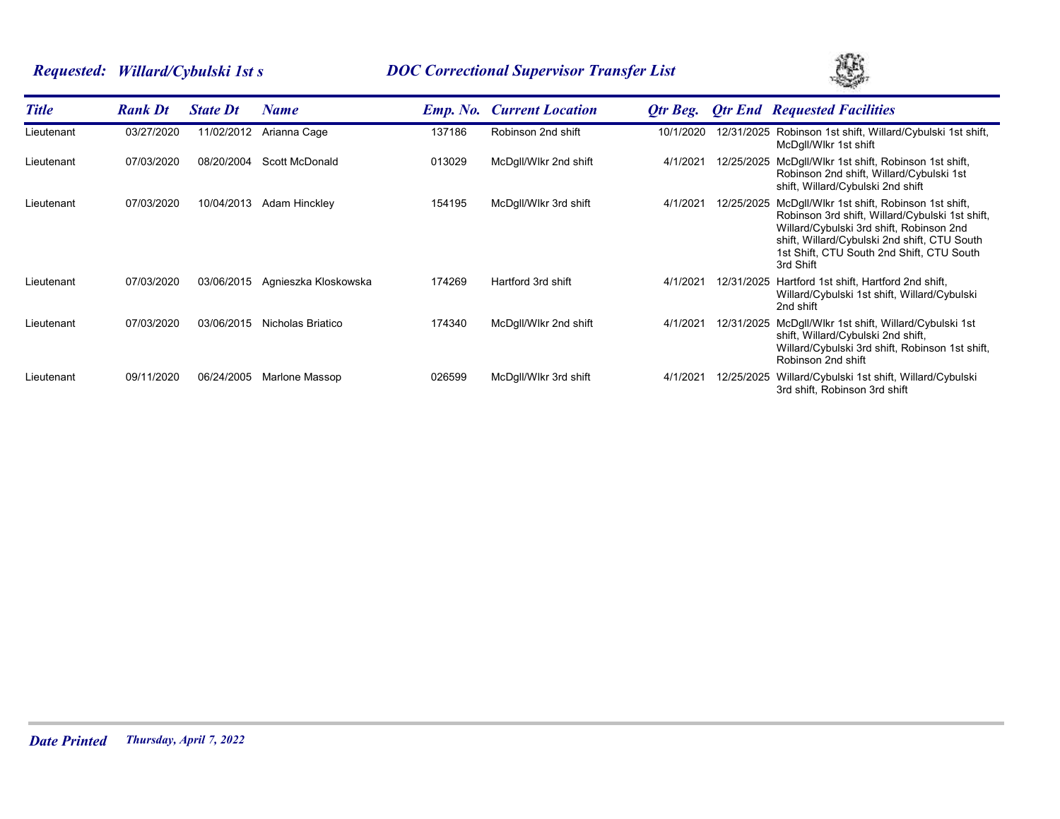**Requested: Willard/Cybulski 1st s** | **DOC Correctional Supervisor Transfer List**

| Title | Rank Dt | State Dt | Name | Emp. No. | Current Location | Qtr Beg. | Qtr End | Requested Facilities |
|---|---|---|---|---|---|---|---|---|
| Lieutenant | 03/27/2020 | 11/02/2012 | Arianna Cage | 137186 | Robinson 2nd shift | 10/1/2020 | 12/31/2025 | Robinson 1st shift, Willard/Cybulski 1st shift, McDgll/Wlkr 1st shift |
| Lieutenant | 07/03/2020 | 08/20/2004 | Scott McDonald | 013029 | McDgll/Wlkr 2nd shift | 4/1/2021 | 12/25/2025 | McDgll/Wlkr 1st shift, Robinson 1st shift, Robinson 2nd shift, Willard/Cybulski 1st shift, Willard/Cybulski 2nd shift |
| Lieutenant | 07/03/2020 | 10/04/2013 | Adam Hinckley | 154195 | McDgll/Wlkr 3rd shift | 4/1/2021 | 12/25/2025 | McDgll/Wlkr 1st shift, Robinson 1st shift, Robinson 3rd shift, Willard/Cybulski 1st shift, Willard/Cybulski 3rd shift, Robinson 2nd shift, Willard/Cybulski 2nd shift, CTU South 1st Shift, CTU South 2nd Shift, CTU South 3rd Shift |
| Lieutenant | 07/03/2020 | 03/06/2015 | Agnieszka Kloskowska | 174269 | Hartford 3rd shift | 4/1/2021 | 12/31/2025 | Hartford 1st shift, Hartford 2nd shift, Willard/Cybulski 1st shift, Willard/Cybulski 2nd shift |
| Lieutenant | 07/03/2020 | 03/06/2015 | Nicholas Briatico | 174340 | McDgll/Wlkr 2nd shift | 4/1/2021 | 12/31/2025 | McDgll/Wlkr 1st shift, Willard/Cybulski 1st shift, Willard/Cybulski 2nd shift, Willard/Cybulski 3rd shift, Robinson 1st shift, Robinson 2nd shift |
| Lieutenant | 09/11/2020 | 06/24/2005 | Marlone Massop | 026599 | McDgll/Wlkr 3rd shift | 4/1/2021 | 12/25/2025 | Willard/Cybulski 1st shift, Willard/Cybulski 3rd shift, Robinson 3rd shift |

**Date Printed** *Thursday, April 7, 2022*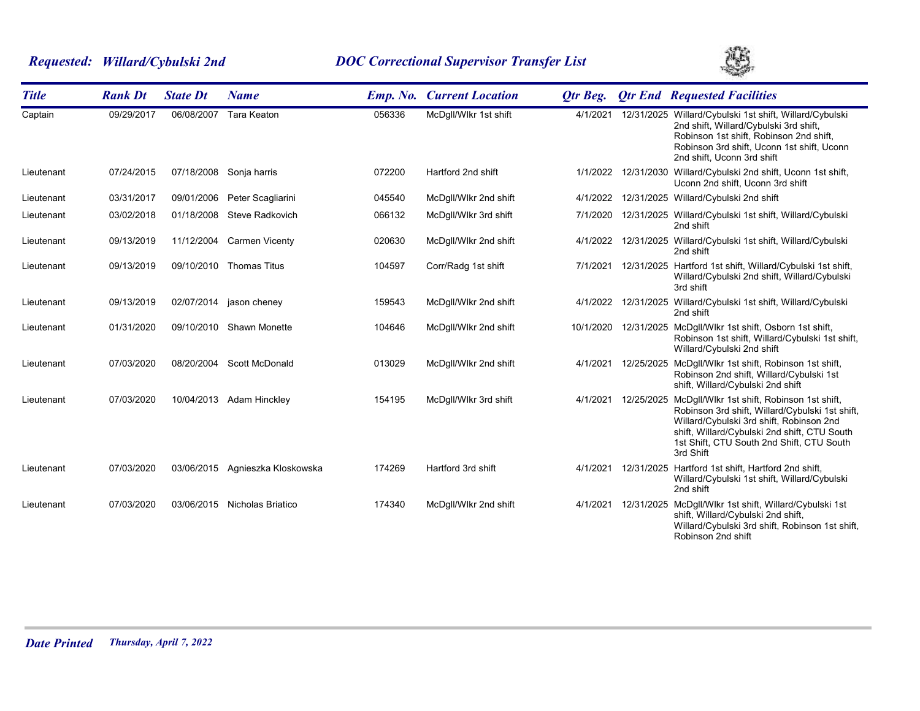**Requested: Willard/Cybulski 2nd** | **DOC Correctional Supervisor Transfer List**

| Title | Rank Dt | State Dt | Name | Emp. No. | Current Location | Qtr Beg. | Qtr End | Requested Facilities |
|---|---|---|---|---|---|---|---|---|
| Captain | 09/29/2017 | 06/08/2007 | Tara Keaton | 056336 | McDgll/Wlkr 1st shift | 4/1/2021 | 12/31/2025 | Willard/Cybulski 1st shift, Willard/Cybulski 2nd shift, Willard/Cybulski 3rd shift, Robinson 1st shift, Robinson 2nd shift, Robinson 3rd shift, Uconn 1st shift, Uconn 2nd shift, Uconn 3rd shift |
| Lieutenant | 07/24/2015 | 07/18/2008 | Sonja harris | 072200 | Hartford 2nd shift | 1/1/2022 | 12/31/2030 | Willard/Cybulski 2nd shift, Uconn 1st shift, Uconn 2nd shift, Uconn 3rd shift |
| Lieutenant | 03/31/2017 | 09/01/2006 | Peter Scagliarini | 045540 | McDgll/Wlkr 2nd shift | 4/1/2022 | 12/31/2025 | Willard/Cybulski 2nd shift |
| Lieutenant | 03/02/2018 | 01/18/2008 | Steve Radkovich | 066132 | McDgll/Wlkr 3rd shift | 7/1/2020 | 12/31/2025 | Willard/Cybulski 1st shift, Willard/Cybulski 2nd shift |
| Lieutenant | 09/13/2019 | 11/12/2004 | Carmen Vicenty | 020630 | McDgll/Wlkr 2nd shift | 4/1/2022 | 12/31/2025 | Willard/Cybulski 1st shift, Willard/Cybulski 2nd shift |
| Lieutenant | 09/13/2019 | 09/10/2010 | Thomas Titus | 104597 | Corr/Radg 1st shift | 7/1/2021 | 12/31/2025 | Hartford 1st shift, Willard/Cybulski 1st shift, Willard/Cybulski 2nd shift, Willard/Cybulski 3rd shift |
| Lieutenant | 09/13/2019 | 02/07/2014 | jason cheney | 159543 | McDgll/Wlkr 2nd shift | 4/1/2022 | 12/31/2025 | Willard/Cybulski 1st shift, Willard/Cybulski 2nd shift |
| Lieutenant | 01/31/2020 | 09/10/2010 | Shawn Monette | 104646 | McDgll/Wlkr 2nd shift | 10/1/2020 | 12/31/2025 | McDgll/Wlkr 1st shift, Osborn 1st shift, Robinson 1st shift, Willard/Cybulski 1st shift, Willard/Cybulski 2nd shift |
| Lieutenant | 07/03/2020 | 08/20/2004 | Scott McDonald | 013029 | McDgll/Wlkr 2nd shift | 4/1/2021 | 12/25/2025 | McDgll/Wlkr 1st shift, Robinson 1st shift, Robinson 2nd shift, Willard/Cybulski 1st shift, Willard/Cybulski 2nd shift |
| Lieutenant | 07/03/2020 | 10/04/2013 | Adam Hinckley | 154195 | McDgll/Wlkr 3rd shift | 4/1/2021 | 12/25/2025 | McDgll/Wlkr 1st shift, Robinson 1st shift, Robinson 3rd shift, Willard/Cybulski 1st shift, Willard/Cybulski 3rd shift, Robinson 2nd shift, Willard/Cybulski 2nd shift, CTU South 1st Shift, CTU South 2nd Shift, CTU South 3rd Shift |
| Lieutenant | 07/03/2020 | 03/06/2015 | Agnieszka Kloskowska | 174269 | Hartford 3rd shift | 4/1/2021 | 12/31/2025 | Hartford 1st shift, Hartford 2nd shift, Willard/Cybulski 1st shift, Willard/Cybulski 2nd shift |
| Lieutenant | 07/03/2020 | 03/06/2015 | Nicholas Briatico | 174340 | McDgll/Wlkr 2nd shift | 4/1/2021 | 12/31/2025 | McDgll/Wlkr 1st shift, Willard/Cybulski 1st shift, Willard/Cybulski 2nd shift, Willard/Cybulski 3rd shift, Robinson 1st shift, Robinson 2nd shift |

**Date Printed** *Thursday, April 7, 2022*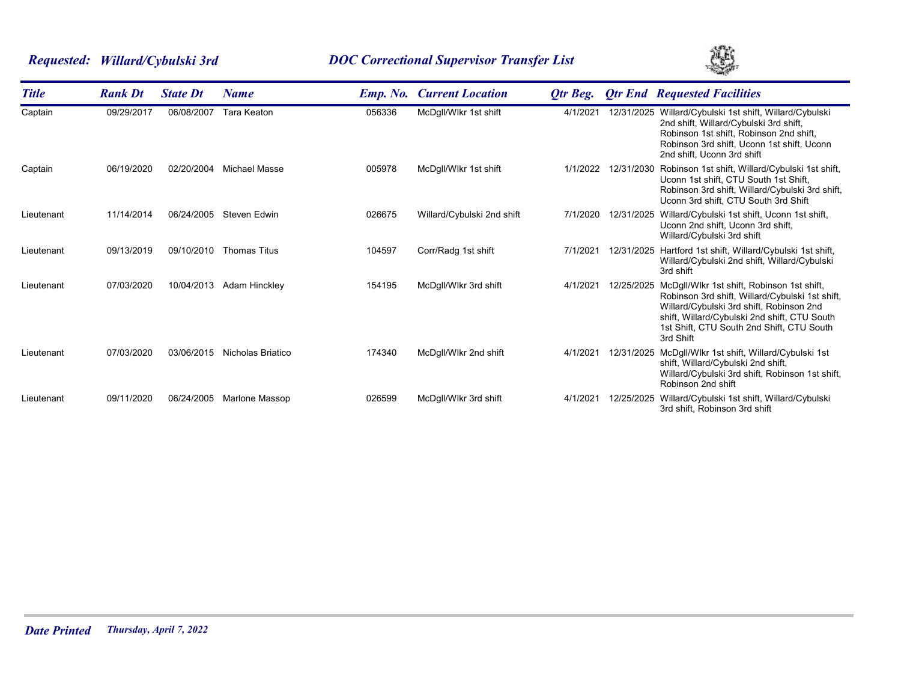**Requested: Willard/Cybulski 3rd** — **DOC Correctional Supervisor Transfer List**

| Title | Rank Dt | State Dt | Name | Emp. No. | Current Location | Qtr Beg. | Qtr End | Requested Facilities |
|---|---|---|---|---|---|---|---|---|
| Captain | 09/29/2017 | 06/08/2007 | Tara Keaton | 056336 | McDgll/Wlkr 1st shift | 4/1/2021 | 12/31/2025 | Willard/Cybulski 1st shift, Willard/Cybulski 2nd shift, Willard/Cybulski 3rd shift, Robinson 1st shift, Robinson 2nd shift, Robinson 3rd shift, Uconn 1st shift, Uconn 2nd shift, Uconn 3rd shift |
| Captain | 06/19/2020 | 02/20/2004 | Michael Masse | 005978 | McDgll/Wlkr 1st shift | 1/1/2022 | 12/31/2030 | Robinson 1st shift, Willard/Cybulski 1st shift, Uconn 1st shift, CTU South 1st Shift, Robinson 3rd shift, Willard/Cybulski 3rd shift, Uconn 3rd shift, CTU South 3rd Shift |
| Lieutenant | 11/14/2014 | 06/24/2005 | Steven Edwin | 026675 | Willard/Cybulski 2nd shift | 7/1/2020 | 12/31/2025 | Willard/Cybulski 1st shift, Uconn 1st shift, Uconn 2nd shift, Uconn 3rd shift, Willard/Cybulski 3rd shift |
| Lieutenant | 09/13/2019 | 09/10/2010 | Thomas Titus | 104597 | Corr/Radg 1st shift | 7/1/2021 | 12/31/2025 | Hartford 1st shift, Willard/Cybulski 1st shift, Willard/Cybulski 2nd shift, Willard/Cybulski 3rd shift |
| Lieutenant | 07/03/2020 | 10/04/2013 | Adam Hinckley | 154195 | McDgll/Wlkr 3rd shift | 4/1/2021 | 12/25/2025 | McDgll/Wlkr 1st shift, Robinson 1st shift, Robinson 3rd shift, Willard/Cybulski 1st shift, Willard/Cybulski 3rd shift, Robinson 2nd shift, Willard/Cybulski 2nd shift, CTU South 1st Shift, CTU South 2nd Shift, CTU South 3rd Shift |
| Lieutenant | 07/03/2020 | 03/06/2015 | Nicholas Briatico | 174340 | McDgll/Wlkr 2nd shift | 4/1/2021 | 12/31/2025 | McDgll/Wlkr 1st shift, Willard/Cybulski 1st shift, Willard/Cybulski 2nd shift, Willard/Cybulski 3rd shift, Robinson 1st shift, Robinson 2nd shift |
| Lieutenant | 09/11/2020 | 06/24/2005 | Marlone Massop | 026599 | McDgll/Wlkr 3rd shift | 4/1/2021 | 12/25/2025 | Willard/Cybulski 1st shift, Willard/Cybulski 3rd shift, Robinson 3rd shift |

**Date Printed** *Thursday, April 7, 2022*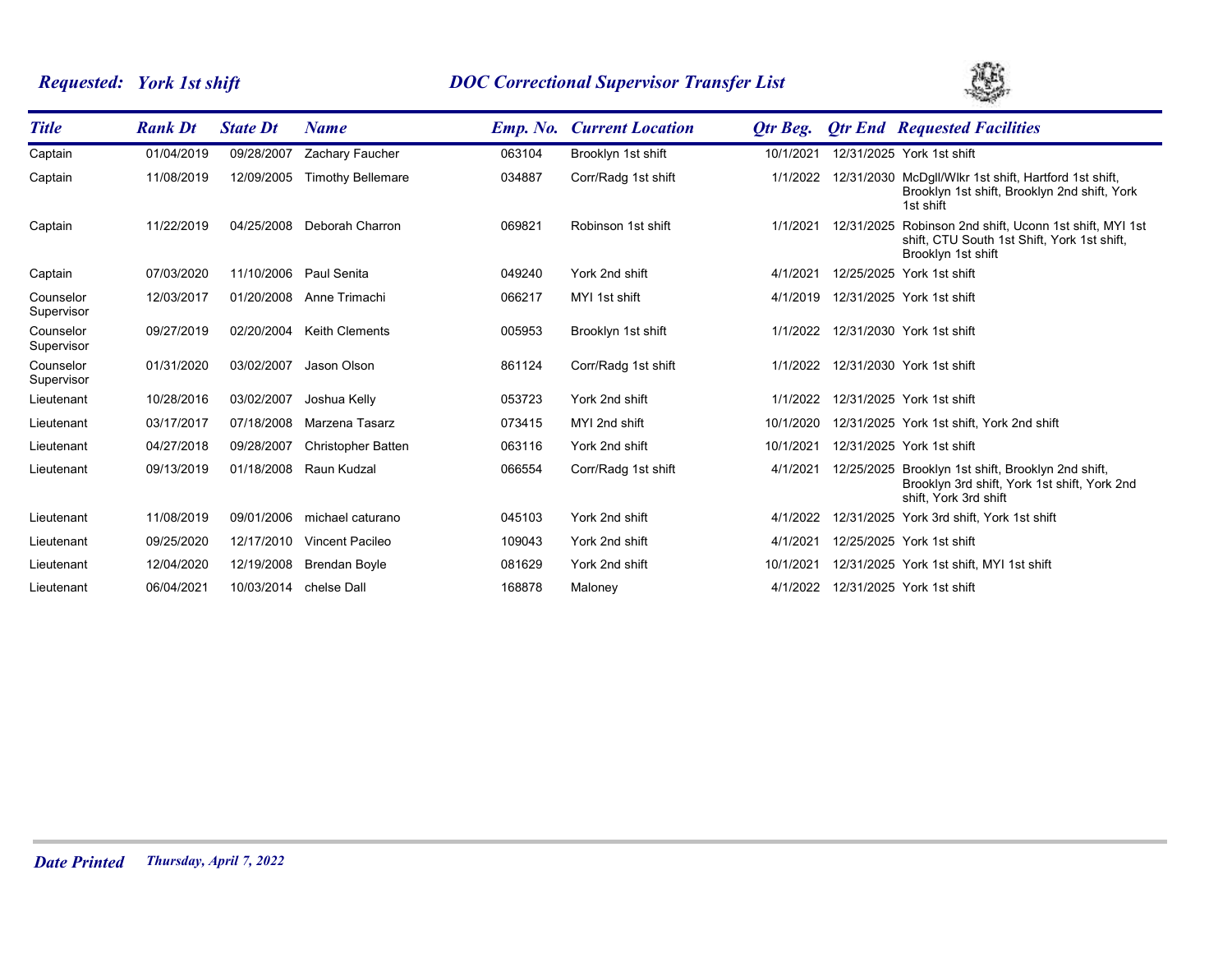**Requested: York 1st shift** | **DOC Correctional Supervisor Transfer List**

| Title | Rank Dt | State Dt | Name | Emp. No. | Current Location | Qtr Beg. | Qtr End | Requested Facilities |
|---|---|---|---|---|---|---|---|---|
| Captain | 01/04/2019 | 09/28/2007 | Zachary Faucher | 063104 | Brooklyn 1st shift | 10/1/2021 | 12/31/2025 | York 1st shift |
| Captain | 11/08/2019 | 12/09/2005 | Timothy Bellemare | 034887 | Corr/Radg 1st shift | 1/1/2022 | 12/31/2030 | McDgll/Wlkr 1st shift, Hartford 1st shift, Brooklyn 1st shift, Brooklyn 2nd shift, York 1st shift |
| Captain | 11/22/2019 | 04/25/2008 | Deborah Charron | 069821 | Robinson 1st shift | 1/1/2021 | 12/31/2025 | Robinson 2nd shift, Uconn 1st shift, MYI 1st shift, CTU South 1st Shift, York 1st shift, Brooklyn 1st shift |
| Captain | 07/03/2020 | 11/10/2006 | Paul Senita | 049240 | York 2nd shift | 4/1/2021 | 12/25/2025 | York 1st shift |
| Counselor Supervisor | 12/03/2017 | 01/20/2008 | Anne Trimachi | 066217 | MYI 1st shift | 4/1/2019 | 12/31/2025 | York 1st shift |
| Counselor Supervisor | 09/27/2019 | 02/20/2004 | Keith Clements | 005953 | Brooklyn 1st shift | 1/1/2022 | 12/31/2030 | York 1st shift |
| Counselor Supervisor | 01/31/2020 | 03/02/2007 | Jason Olson | 861124 | Corr/Radg 1st shift | 1/1/2022 | 12/31/2030 | York 1st shift |
| Lieutenant | 10/28/2016 | 03/02/2007 | Joshua Kelly | 053723 | York 2nd shift | 1/1/2022 | 12/31/2025 | York 1st shift |
| Lieutenant | 03/17/2017 | 07/18/2008 | Marzena Tasarz | 073415 | MYI 2nd shift | 10/1/2020 | 12/31/2025 | York 1st shift, York 2nd shift |
| Lieutenant | 04/27/2018 | 09/28/2007 | Christopher Batten | 063116 | York 2nd shift | 10/1/2021 | 12/31/2025 | York 1st shift |
| Lieutenant | 09/13/2019 | 01/18/2008 | Raun Kudzal | 066554 | Corr/Radg 1st shift | 4/1/2021 | 12/25/2025 | Brooklyn 1st shift, Brooklyn 2nd shift, Brooklyn 3rd shift, York 1st shift, York 2nd shift, York 3rd shift |
| Lieutenant | 11/08/2019 | 09/01/2006 | michael caturano | 045103 | York 2nd shift | 4/1/2022 | 12/31/2025 | York 3rd shift, York 1st shift |
| Lieutenant | 09/25/2020 | 12/17/2010 | Vincent Pacileo | 109043 | York 2nd shift | 4/1/2021 | 12/25/2025 | York 1st shift |
| Lieutenant | 12/04/2020 | 12/19/2008 | Brendan Boyle | 081629 | York 2nd shift | 10/1/2021 | 12/31/2025 | York 1st shift, MYI 1st shift |
| Lieutenant | 06/04/2021 | 10/03/2014 | chelse Dall | 168878 | Maloney | 4/1/2022 | 12/31/2025 | York 1st shift |

**Date Printed** *Thursday, April 7, 2022*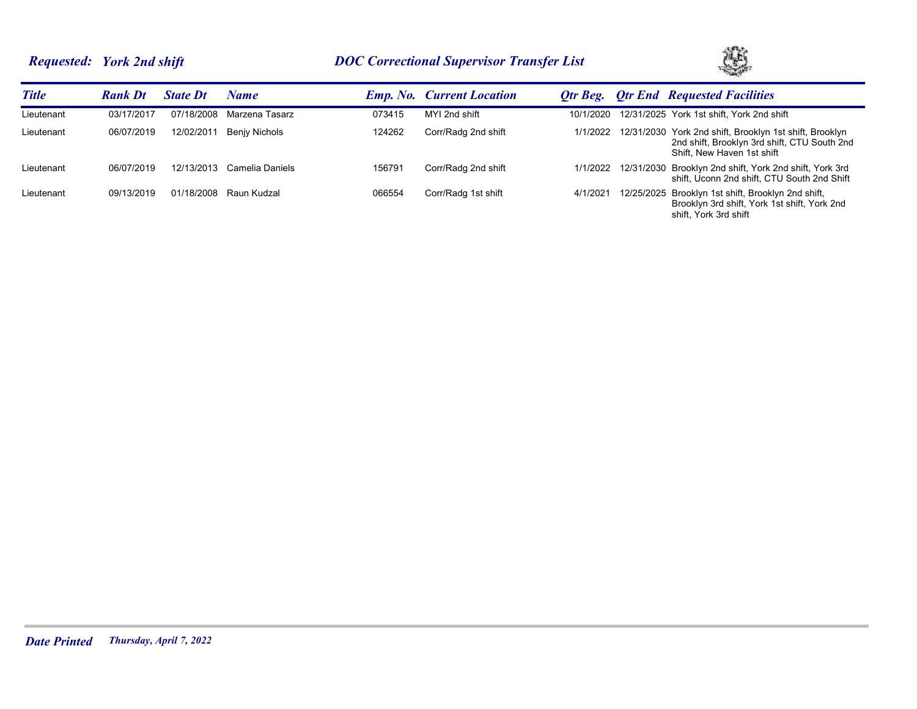## *Requested: York 2nd shift* — *DOC Correctional Supervisor Transfer List*

| Title | Rank Dt | State Dt | Name | Emp. No. | Current Location | Qtr Beg. | Qtr End | Requested Facilities |
|---|---|---|---|---|---|---|---|---|
| Lieutenant | 03/17/2017 | 07/18/2008 | Marzena Tasarz | 073415 | MYI 2nd shift | 10/1/2020 | 12/31/2025 | York 1st shift, York 2nd shift |
| Lieutenant | 06/07/2019 | 12/02/2011 | Benjy Nichols | 124262 | Corr/Radg 2nd shift | 1/1/2022 | 12/31/2030 | York 2nd shift, Brooklyn 1st shift, Brooklyn 2nd shift, Brooklyn 3rd shift, CTU South 2nd Shift, New Haven 1st shift |
| Lieutenant | 06/07/2019 | 12/13/2013 | Camelia Daniels | 156791 | Corr/Radg 2nd shift | 1/1/2022 | 12/31/2030 | Brooklyn 2nd shift, York 2nd shift, York 3rd shift, Uconn 2nd shift, CTU South 2nd Shift |
| Lieutenant | 09/13/2019 | 01/18/2008 | Raun Kudzal | 066554 | Corr/Radg 1st shift | 4/1/2021 | 12/25/2025 | Brooklyn 1st shift, Brooklyn 2nd shift, Brooklyn 3rd shift, York 1st shift, York 2nd shift, York 3rd shift |

***Date Printed*** *Thursday, April 7, 2022*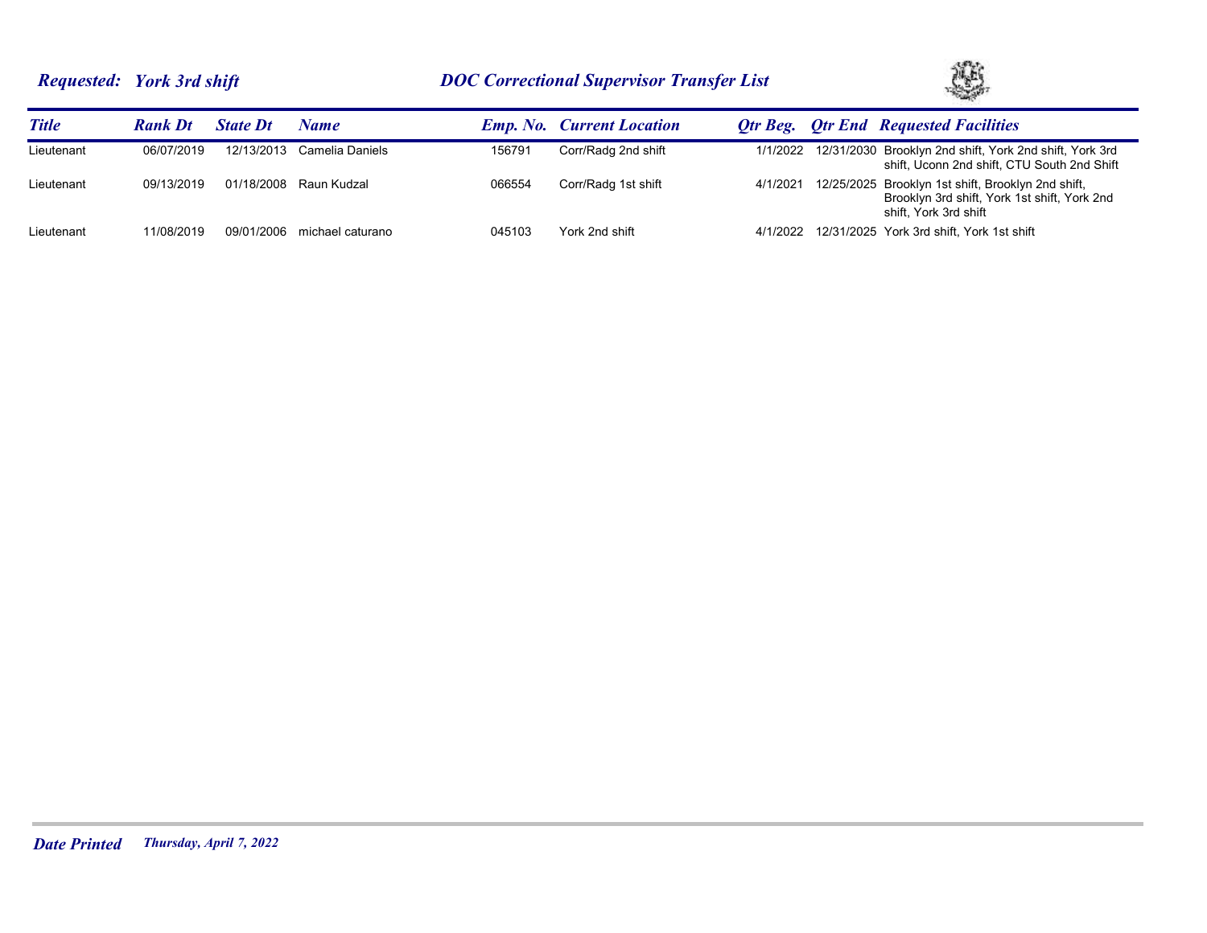**Requested: York 3rd shift** **DOC Correctional Supervisor Transfer List**

| Title | Rank Dt | State Dt | Name | Emp. No. | Current Location | Qtr Beg. | Qtr End | Requested Facilities |
|---|---|---|---|---|---|---|---|---|
| Lieutenant | 06/07/2019 | 12/13/2013 | Camelia Daniels | 156791 | Corr/Radg 2nd shift | 1/1/2022 | 12/31/2030 | Brooklyn 2nd shift, York 2nd shift, York 3rd shift, Uconn 2nd shift, CTU South 2nd Shift |
| Lieutenant | 09/13/2019 | 01/18/2008 | Raun Kudzal | 066554 | Corr/Radg 1st shift | 4/1/2021 | 12/25/2025 | Brooklyn 1st shift, Brooklyn 2nd shift, Brooklyn 3rd shift, York 1st shift, York 2nd shift, York 3rd shift |
| Lieutenant | 11/08/2019 | 09/01/2006 | michael caturano | 045103 | York 2nd shift | 4/1/2022 | 12/31/2025 | York 3rd shift, York 1st shift |

**Date Printed** *Thursday, April 7, 2022*